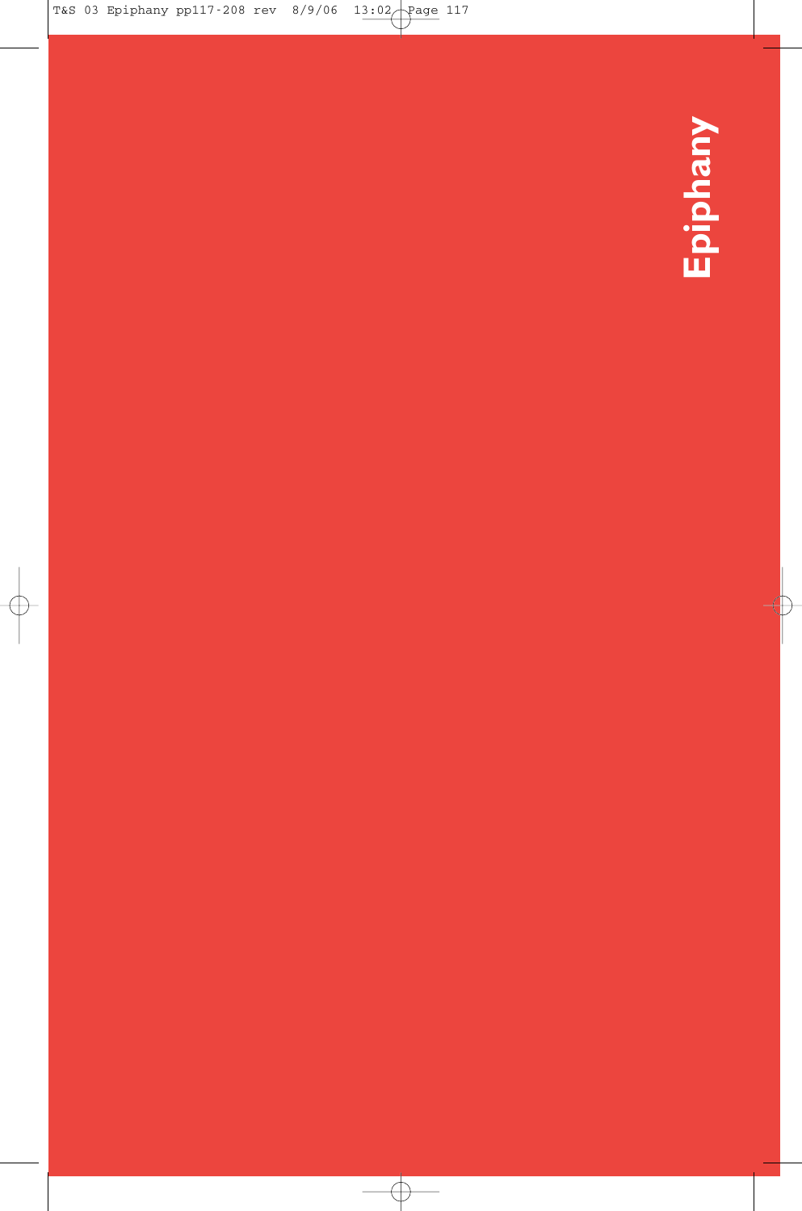# Epiphany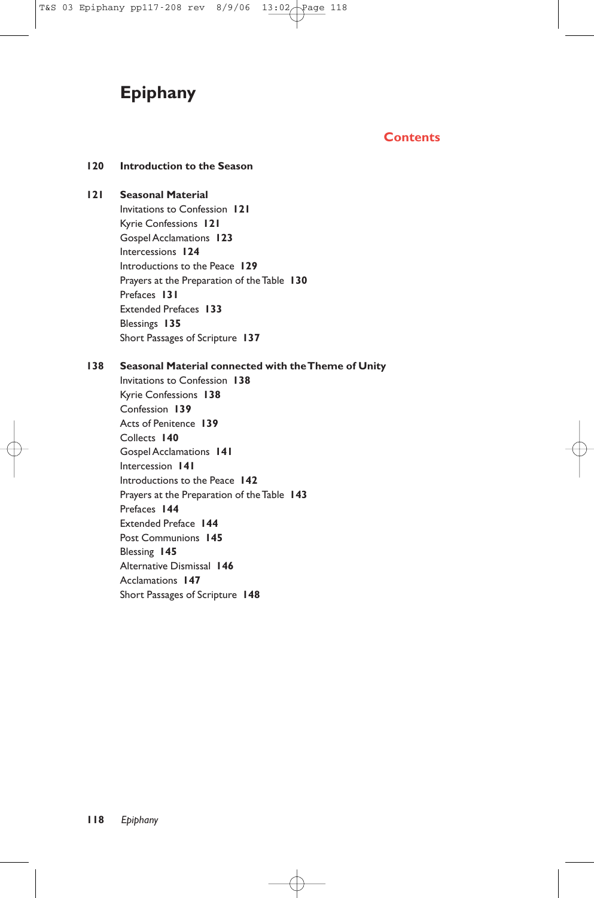# Epiphany

## Contents

**120 Introduction to the Season**

**121 Seasonal Material**

- Invitations to Confession **121**
- Kyrie Confessions **121**
- Gospel Acclamations **123**
- Intercessions **124**
- Introductions to the Peace **129**
- Prayers at the Preparation of the Table **130**
- Prefaces **131**
- Extended Prefaces **133**
- Blessings **135**
- Short Passages of Scripture **137**

**138 Seasonal Material connected with the Theme of Unity**

- Invitations to Confession **138**
- Kyrie Confessions **138**
- Confession **139**
- Acts of Penitence **139**
- Collects **140**
- Gospel Acclamations **141**
- Intercession **141**
- Introductions to the Peace **142**
- Prayers at the Preparation of the Table **143**
- Prefaces **144**
- Extended Preface **144**
- Post Communions **145**
- Blessing **145**
- Alternative Dismissal **146**
- Acclamations **147**
- Short Passages of Scripture **148**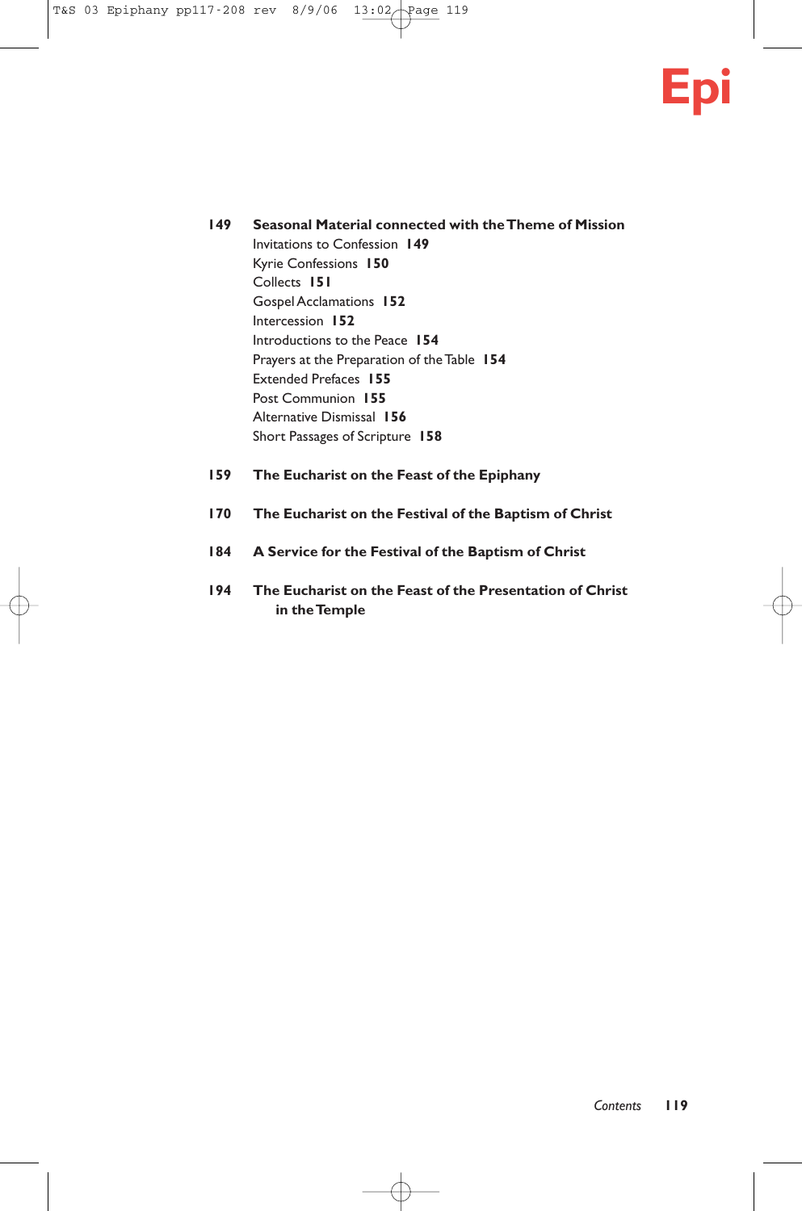**149** **Seasonal Material connected with the Theme of Mission**
Invitations to Confession **149**
Kyrie Confessions **150**
Collects **151**
Gospel Acclamations **152**
Intercession **152**
Introductions to the Peace **154**
Prayers at the Preparation of the Table **154**
Extended Prefaces **155**
Post Communion **155**
Alternative Dismissal **156**
Short Passages of Scripture **158**

**159** **The Eucharist on the Feast of the Epiphany**

**170** **The Eucharist on the Festival of the Baptism of Christ**

**184** **A Service for the Festival of the Baptism of Christ**

**194** **The Eucharist on the Feast of the Presentation of Christ in the Temple**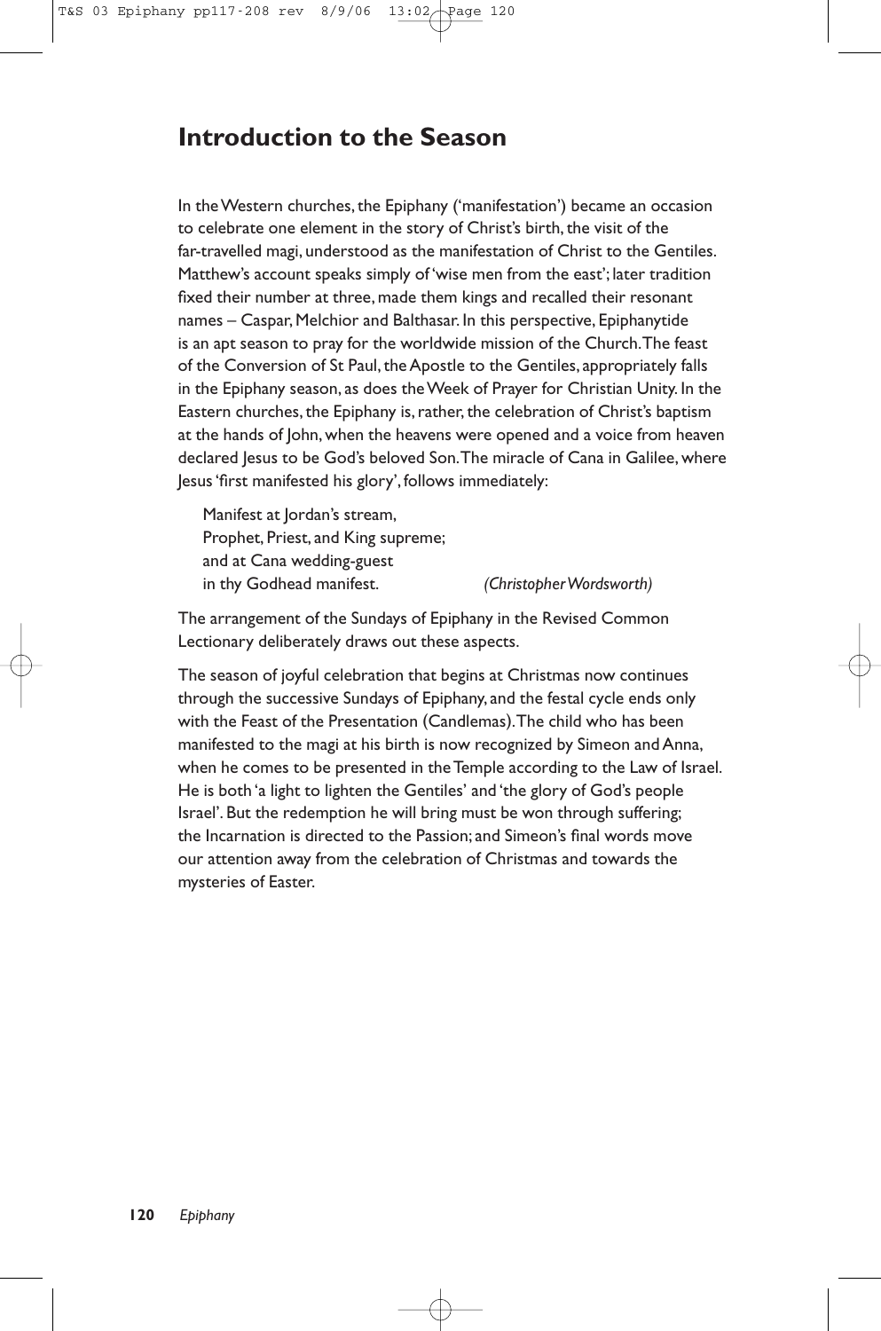## Introduction to the Season

In the Western churches, the Epiphany ('manifestation') became an occasion to celebrate one element in the story of Christ's birth, the visit of the far-travelled magi, understood as the manifestation of Christ to the Gentiles. Matthew's account speaks simply of 'wise men from the east'; later tradition fixed their number at three, made them kings and recalled their resonant names – Caspar, Melchior and Balthasar. In this perspective, Epiphanytide is an apt season to pray for the worldwide mission of the Church. The feast of the Conversion of St Paul, the Apostle to the Gentiles, appropriately falls in the Epiphany season, as does the Week of Prayer for Christian Unity. In the Eastern churches, the Epiphany is, rather, the celebration of Christ's baptism at the hands of John, when the heavens were opened and a voice from heaven declared Jesus to be God's beloved Son. The miracle of Cana in Galilee, where Jesus 'first manifested his glory', follows immediately:

> Manifest at Jordan's stream,
> Prophet, Priest, and King supreme;
> and at Cana wedding-guest
> in thy Godhead manifest. *(Christopher Wordsworth)*

The arrangement of the Sundays of Epiphany in the Revised Common Lectionary deliberately draws out these aspects.

The season of joyful celebration that begins at Christmas now continues through the successive Sundays of Epiphany, and the festal cycle ends only with the Feast of the Presentation (Candlemas). The child who has been manifested to the magi at his birth is now recognized by Simeon and Anna, when he comes to be presented in the Temple according to the Law of Israel. He is both 'a light to lighten the Gentiles' and 'the glory of God's people Israel'. But the redemption he will bring must be won through suffering; the Incarnation is directed to the Passion; and Simeon's final words move our attention away from the celebration of Christmas and towards the mysteries of Easter.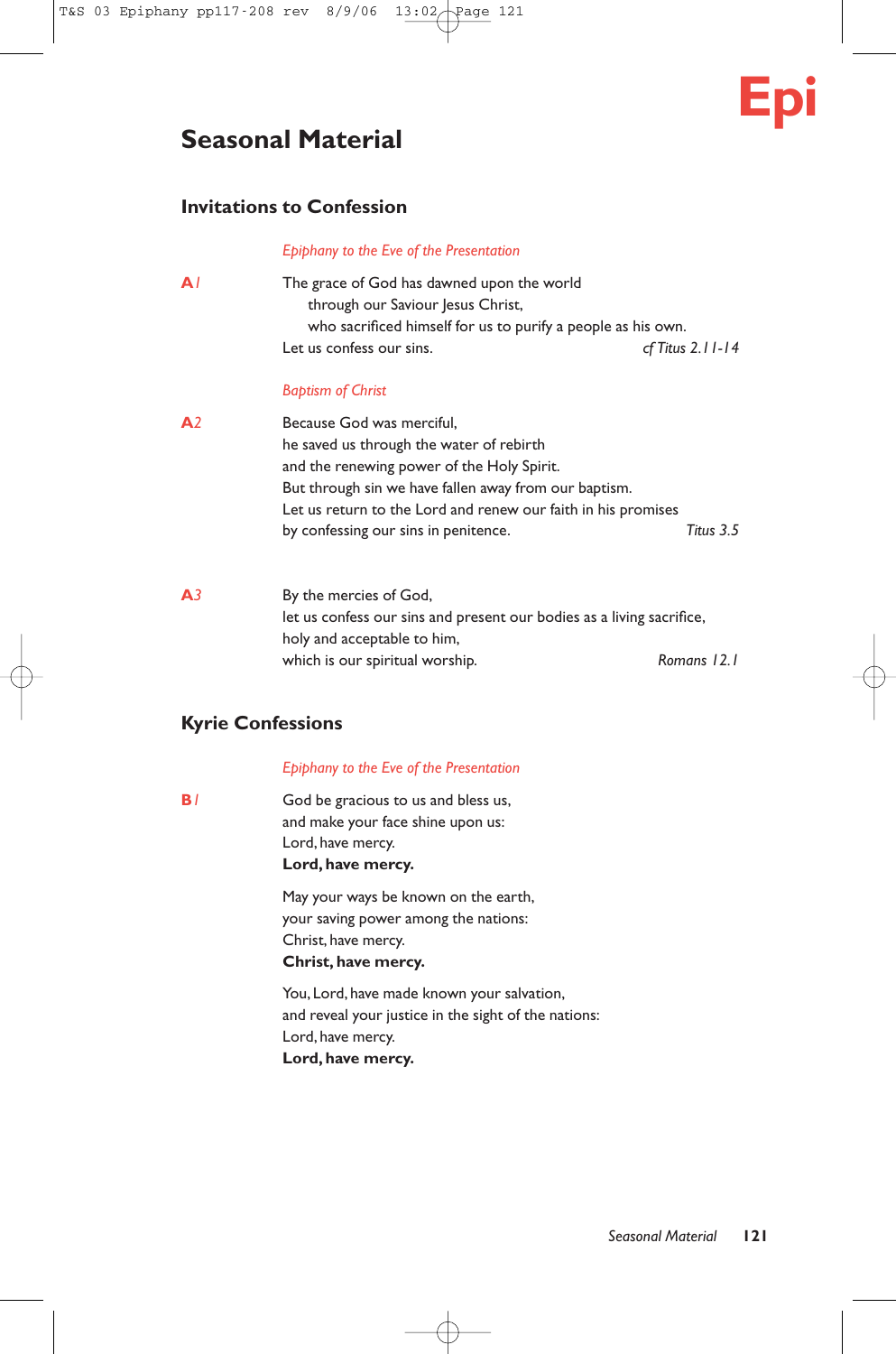**Epi**

# Seasonal Material

## Invitations to Confession

*Epiphany to the Eve of the Presentation*

**A***1*

The grace of God has dawned upon the world
  through our Saviour Jesus Christ,
  who sacrificed himself for us to purify a people as his own.
Let us confess our sins. *cf Titus 2.11-14*

*Baptism of Christ*

**A***2*

Because God was merciful,
he saved us through the water of rebirth
and the renewing power of the Holy Spirit.
But through sin we have fallen away from our baptism.
Let us return to the Lord and renew our faith in his promises
by confessing our sins in penitence. *Titus 3.5*

**A***3*

By the mercies of God,
let us confess our sins and present our bodies as a living sacrifice,
holy and acceptable to him,
which is our spiritual worship. *Romans 12.1*

## Kyrie Confessions

*Epiphany to the Eve of the Presentation*

**B***1*

God be gracious to us and bless us,
and make your face shine upon us:
Lord, have mercy.
**Lord, have mercy.**

May your ways be known on the earth,
your saving power among the nations:
Christ, have mercy.
**Christ, have mercy.**

You, Lord, have made known your salvation,
and reveal your justice in the sight of the nations:
Lord, have mercy.
**Lord, have mercy.**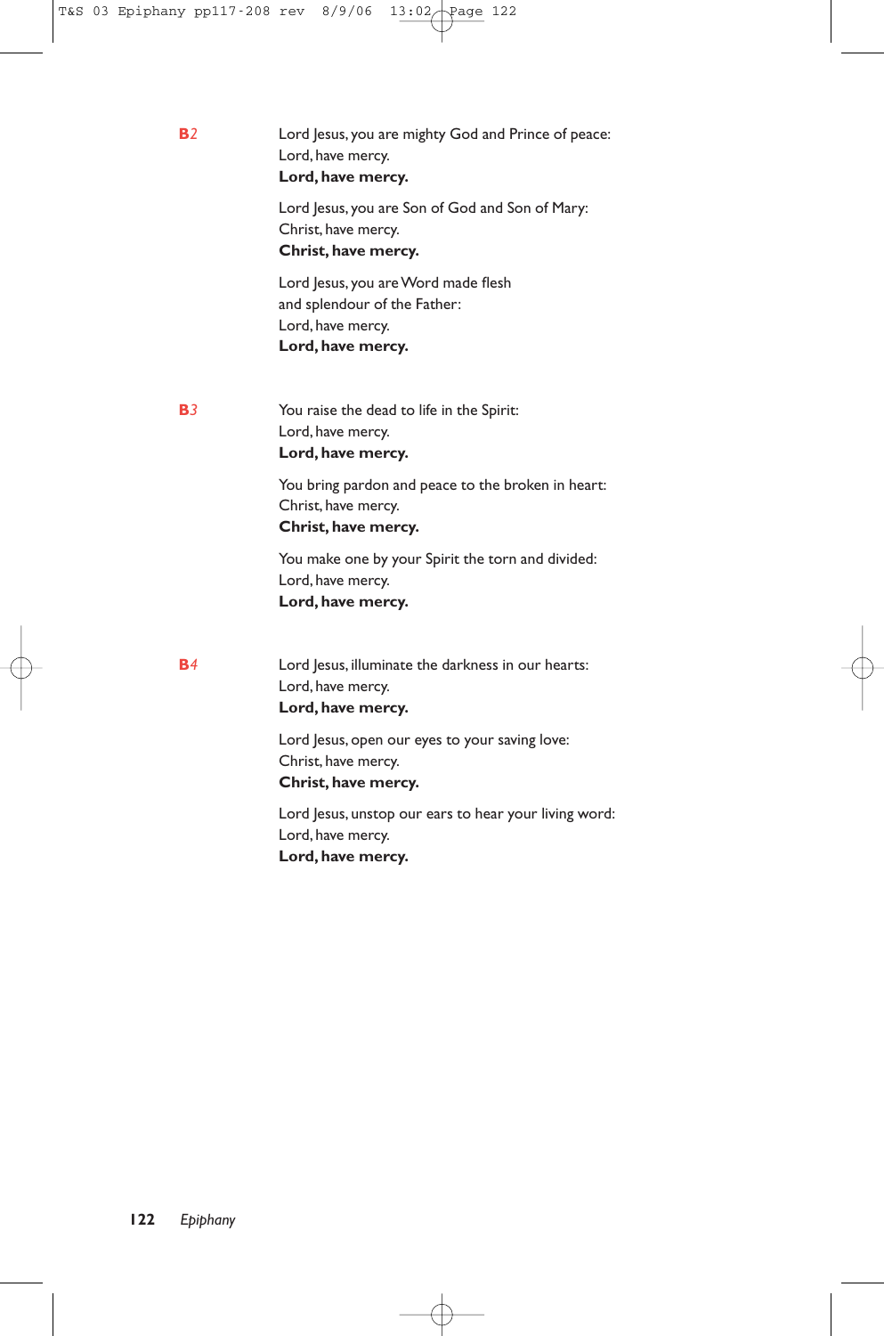**B***2*

Lord Jesus, you are mighty God and Prince of peace:
Lord, have mercy.
**Lord, have mercy.**

Lord Jesus, you are Son of God and Son of Mary:
Christ, have mercy.
**Christ, have mercy.**

Lord Jesus, you are Word made flesh
and splendour of the Father:
Lord, have mercy.
**Lord, have mercy.**

**B***3*

You raise the dead to life in the Spirit:
Lord, have mercy.
**Lord, have mercy.**

You bring pardon and peace to the broken in heart:
Christ, have mercy.
**Christ, have mercy.**

You make one by your Spirit the torn and divided:
Lord, have mercy.
**Lord, have mercy.**

**B***4*

Lord Jesus, illuminate the darkness in our hearts:
Lord, have mercy.
**Lord, have mercy.**

Lord Jesus, open our eyes to your saving love:
Christ, have mercy.
**Christ, have mercy.**

Lord Jesus, unstop our ears to hear your living word:
Lord, have mercy.
**Lord, have mercy.**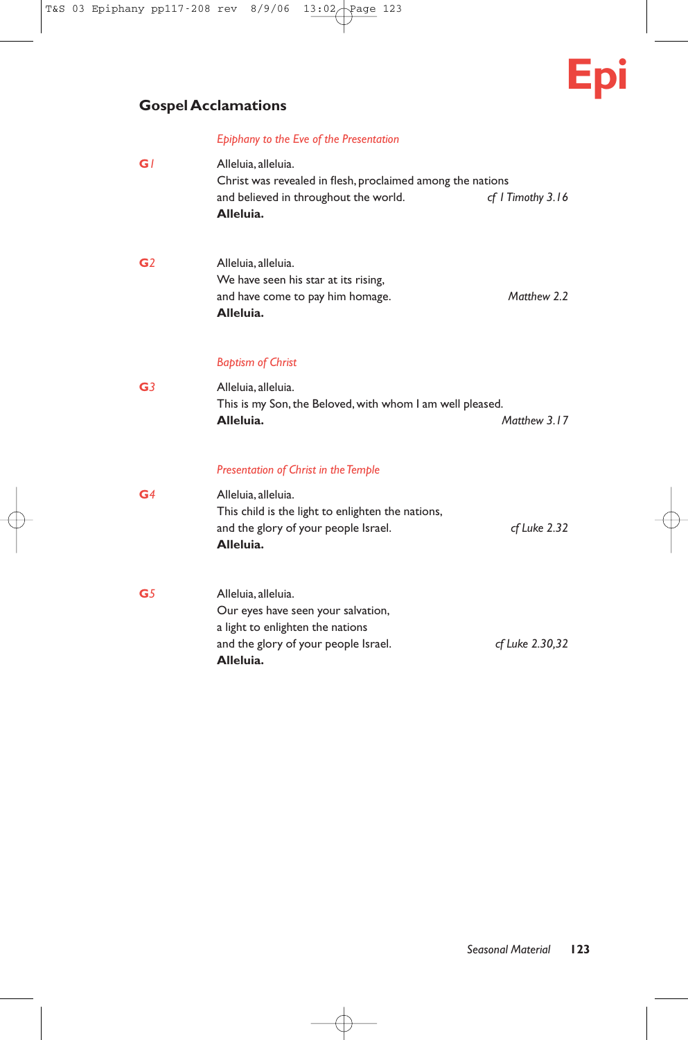## Gospel Acclamations

*Epiphany to the Eve of the Presentation*

**G1**

Alleluia, alleluia.
Christ was revealed in flesh, proclaimed among the nations
and believed in throughout the world. *cf 1 Timothy 3.16*
**Alleluia.**

**G2**

Alleluia, alleluia.
We have seen his star at its rising,
and have come to pay him homage. *Matthew 2.2*
**Alleluia.**

*Baptism of Christ*

**G3**

Alleluia, alleluia.
This is my Son, the Beloved, with whom I am well pleased.
**Alleluia.** *Matthew 3.17*

*Presentation of Christ in the Temple*

**G4**

Alleluia, alleluia.
This child is the light to enlighten the nations,
and the glory of your people Israel. *cf Luke 2.32*
**Alleluia.**

**G5**

Alleluia, alleluia.
Our eyes have seen your salvation,
a light to enlighten the nations
and the glory of your people Israel. *cf Luke 2.30,32*
**Alleluia.**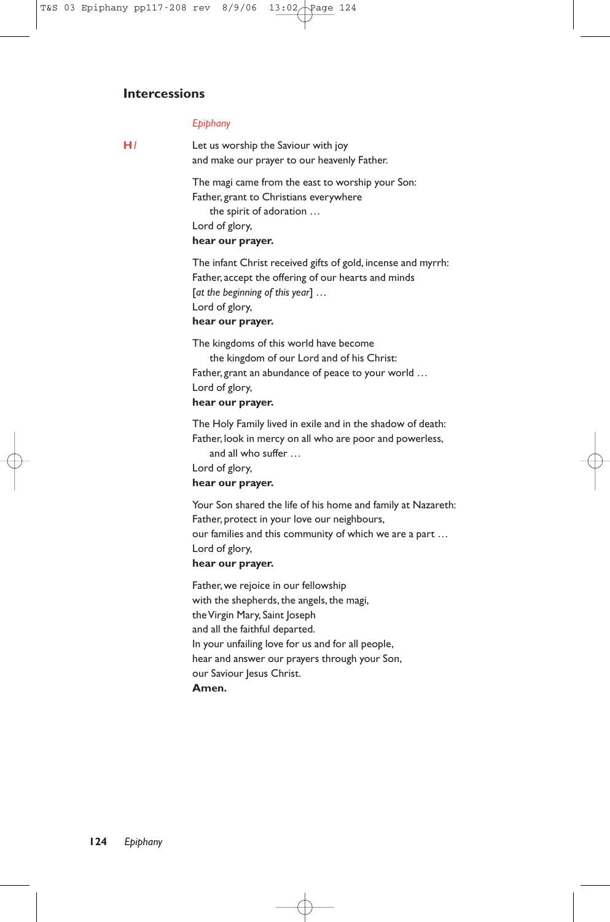## Intercessions

*Epiphany*

**H** /

Let us worship the Saviour with joy
and make our prayer to our heavenly Father.

The magi came from the east to worship your Son:
Father, grant to Christians everywhere
the spirit of adoration …
Lord of glory,
**hear our prayer.**

The infant Christ received gifts of gold, incense and myrrh:
Father, accept the offering of our hearts and minds
[*at the beginning of this year*] …
Lord of glory,
**hear our prayer.**

The kingdoms of this world have become
the kingdom of our Lord and of his Christ:
Father, grant an abundance of peace to your world …
Lord of glory,
**hear our prayer.**

The Holy Family lived in exile and in the shadow of death:
Father, look in mercy on all who are poor and powerless,
and all who suffer …
Lord of glory,
**hear our prayer.**

Your Son shared the life of his home and family at Nazareth:
Father, protect in your love our neighbours,
our families and this community of which we are a part …
Lord of glory,
**hear our prayer.**

Father, we rejoice in our fellowship
with the shepherds, the angels, the magi,
the Virgin Mary, Saint Joseph
and all the faithful departed.
In your unfailing love for us and for all people,
hear and answer our prayers through your Son,
our Saviour Jesus Christ.
**Amen.**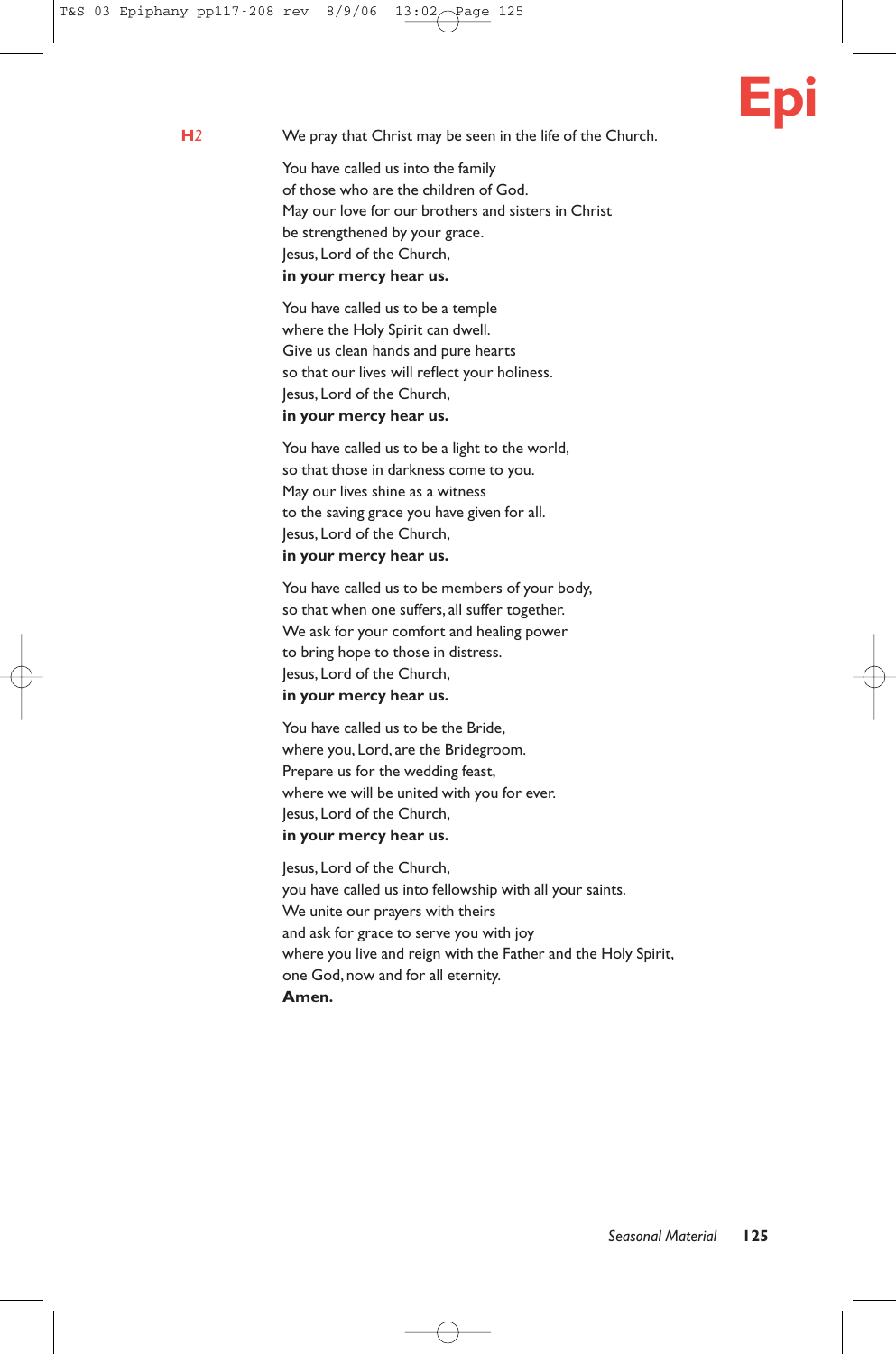**H2** We pray that Christ may be seen in the life of the Church.

You have called us into the family  
of those who are the children of God.  
May our love for our brothers and sisters in Christ  
be strengthened by your grace.  
Jesus, Lord of the Church,  
**in your mercy hear us.**

You have called us to be a temple  
where the Holy Spirit can dwell.  
Give us clean hands and pure hearts  
so that our lives will reflect your holiness.  
Jesus, Lord of the Church,  
**in your mercy hear us.**

You have called us to be a light to the world,  
so that those in darkness come to you.  
May our lives shine as a witness  
to the saving grace you have given for all.  
Jesus, Lord of the Church,  
**in your mercy hear us.**

You have called us to be members of your body,  
so that when one suffers, all suffer together.  
We ask for your comfort and healing power  
to bring hope to those in distress.  
Jesus, Lord of the Church,  
**in your mercy hear us.**

You have called us to be the Bride,  
where you, Lord, are the Bridegroom.  
Prepare us for the wedding feast,  
where we will be united with you for ever.  
Jesus, Lord of the Church,  
**in your mercy hear us.**

Jesus, Lord of the Church,  
you have called us into fellowship with all your saints.  
We unite our prayers with theirs  
and ask for grace to serve you with joy  
where you live and reign with the Father and the Holy Spirit,  
one God, now and for all eternity.  
**Amen.**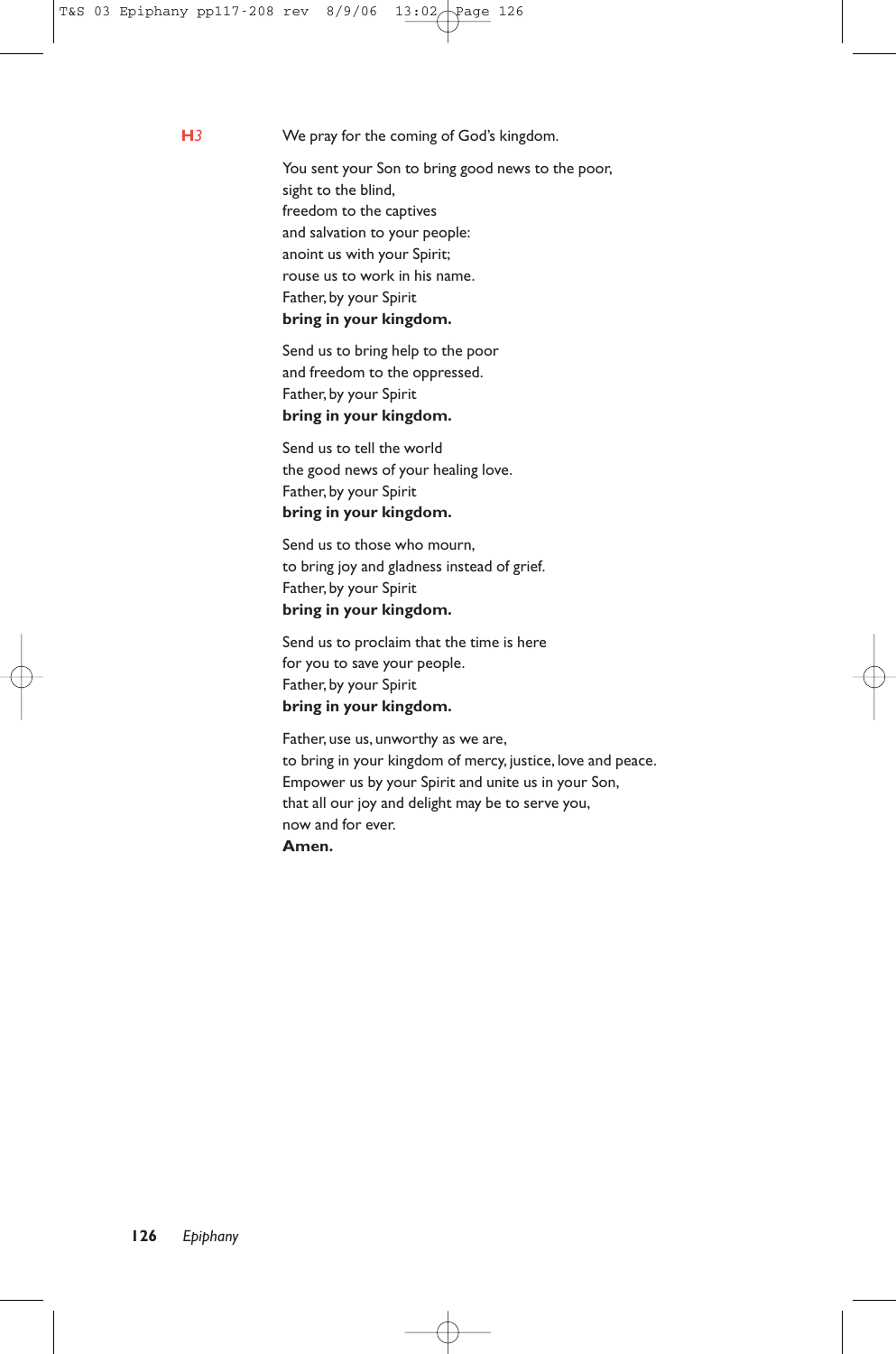**H3**

We pray for the coming of God's kingdom.

You sent your Son to bring good news to the poor,
sight to the blind,
freedom to the captives
and salvation to your people:
anoint us with your Spirit;
rouse us to work in his name.
Father, by your Spirit
**bring in your kingdom.**

Send us to bring help to the poor
and freedom to the oppressed.
Father, by your Spirit
**bring in your kingdom.**

Send us to tell the world
the good news of your healing love.
Father, by your Spirit
**bring in your kingdom.**

Send us to those who mourn,
to bring joy and gladness instead of grief.
Father, by your Spirit
**bring in your kingdom.**

Send us to proclaim that the time is here
for you to save your people.
Father, by your Spirit
**bring in your kingdom.**

Father, use us, unworthy as we are,
to bring in your kingdom of mercy, justice, love and peace.
Empower us by your Spirit and unite us in your Son,
that all our joy and delight may be to serve you,
now and for ever.
**Amen.**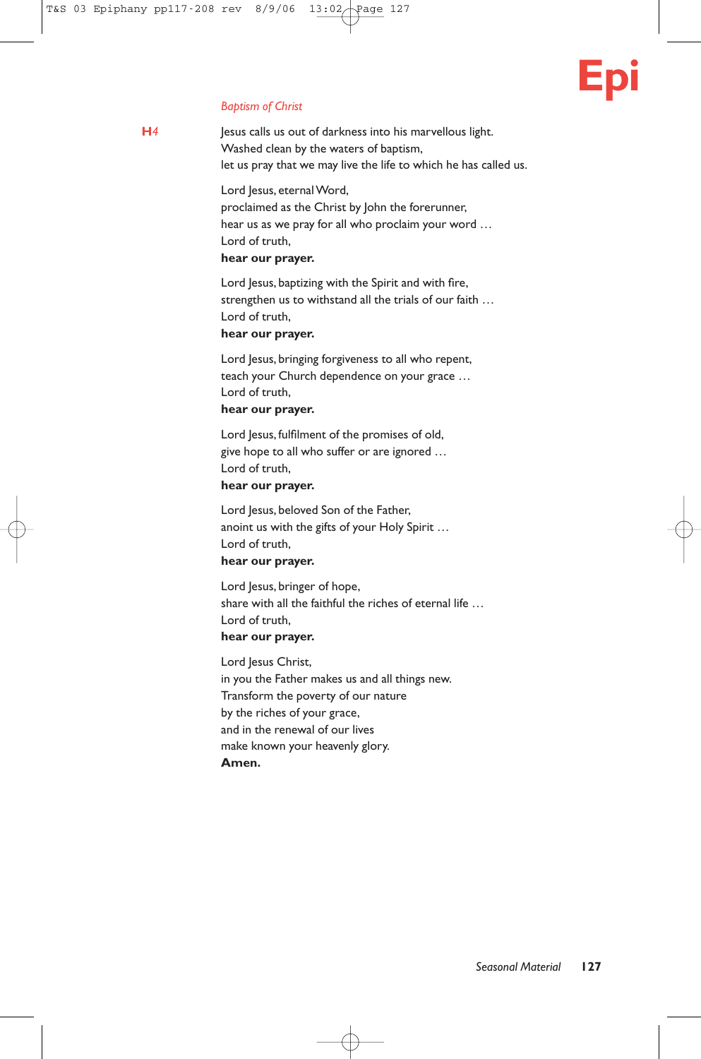*Baptism of Christ*

**H**4

Jesus calls us out of darkness into his marvellous light.
Washed clean by the waters of baptism,
let us pray that we may live the life to which he has called us.

Lord Jesus, eternal Word,
proclaimed as the Christ by John the forerunner,
hear us as we pray for all who proclaim your word …
Lord of truth,
**hear our prayer.**

Lord Jesus, baptizing with the Spirit and with fire,
strengthen us to withstand all the trials of our faith …
Lord of truth,
**hear our prayer.**

Lord Jesus, bringing forgiveness to all who repent,
teach your Church dependence on your grace …
Lord of truth,
**hear our prayer.**

Lord Jesus, fulfilment of the promises of old,
give hope to all who suffer or are ignored …
Lord of truth,
**hear our prayer.**

Lord Jesus, beloved Son of the Father,
anoint us with the gifts of your Holy Spirit …
Lord of truth,
**hear our prayer.**

Lord Jesus, bringer of hope,
share with all the faithful the riches of eternal life …
Lord of truth,
**hear our prayer.**

Lord Jesus Christ,
in you the Father makes us and all things new.
Transform the poverty of our nature
by the riches of your grace,
and in the renewal of our lives
make known your heavenly glory.
**Amen.**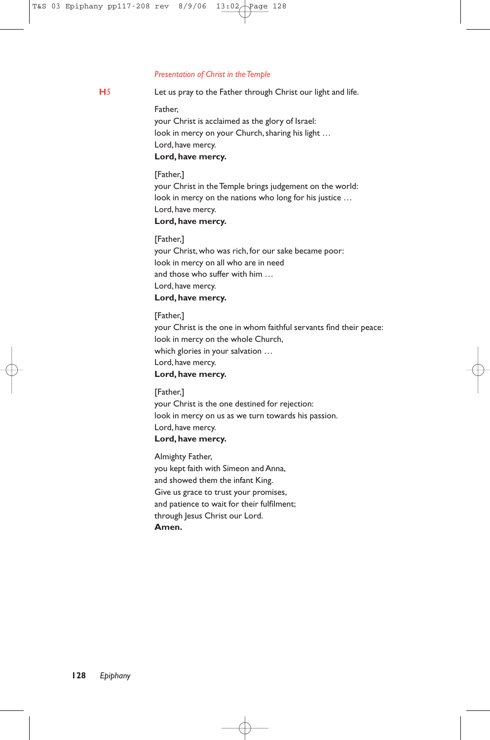*Presentation of Christ in the Temple*

**H5** Let us pray to the Father through Christ our light and life.

Father,  
your Christ is acclaimed as the glory of Israel:  
look in mercy on your Church, sharing his light …  
Lord, have mercy.  
**Lord, have mercy.**

[Father,]  
your Christ in the Temple brings judgement on the world:  
look in mercy on the nations who long for his justice …  
Lord, have mercy.  
**Lord, have mercy.**

[Father,]  
your Christ, who was rich, for our sake became poor:  
look in mercy on all who are in need  
and those who suffer with him …  
Lord, have mercy.  
**Lord, have mercy.**

[Father,]  
your Christ is the one in whom faithful servants find their peace:  
look in mercy on the whole Church,  
which glories in your salvation …  
Lord, have mercy.  
**Lord, have mercy.**

[Father,]  
your Christ is the one destined for rejection:  
look in mercy on us as we turn towards his passion.  
Lord, have mercy.  
**Lord, have mercy.**

Almighty Father,  
you kept faith with Simeon and Anna,  
and showed them the infant King.  
Give us grace to trust your promises,  
and patience to wait for their fulfilment;  
through Jesus Christ our Lord.  
**Amen.**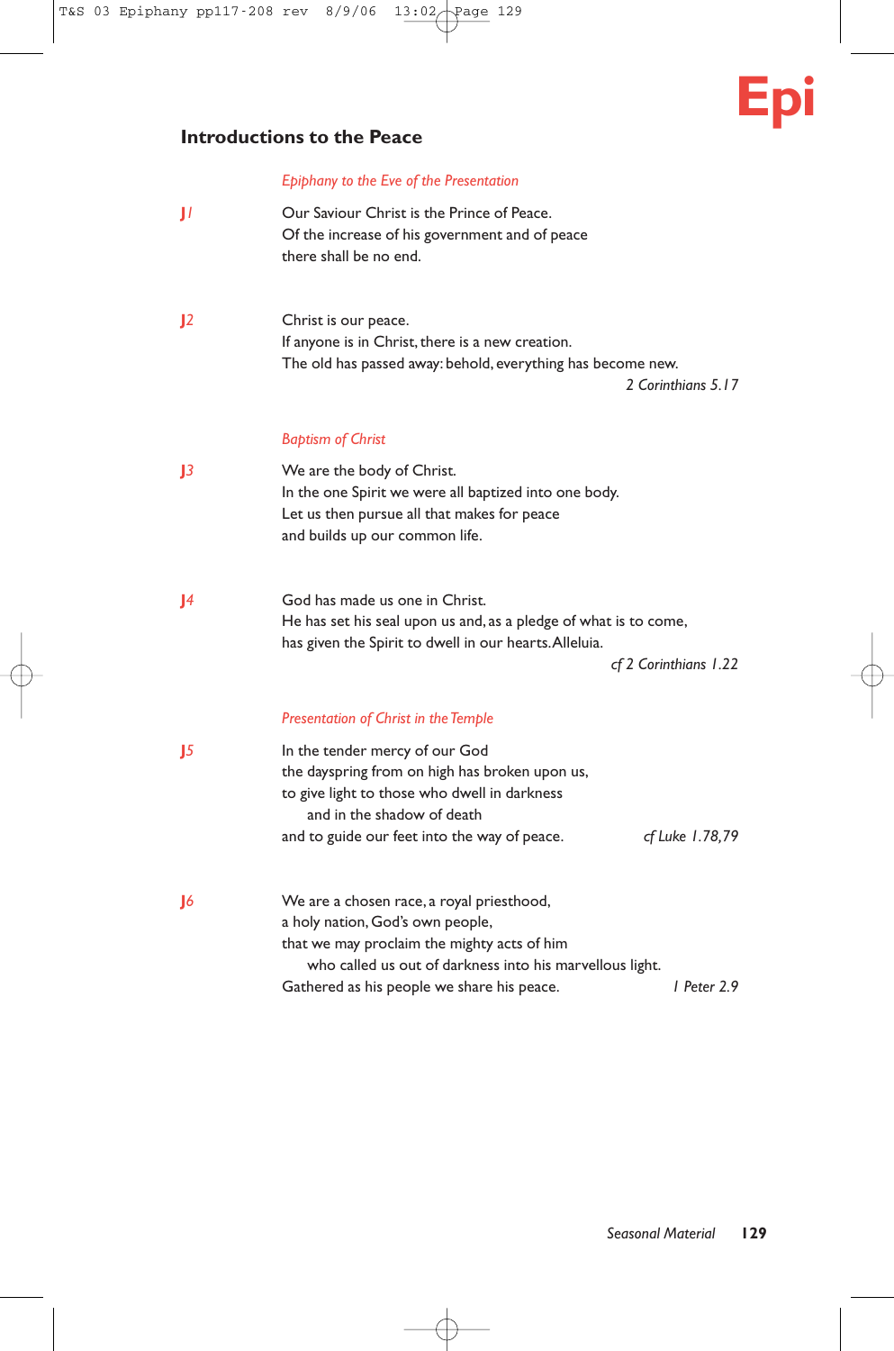## Introductions to the Peace

*Epiphany to the Eve of the Presentation*

**J1**

Our Saviour Christ is the Prince of Peace.
Of the increase of his government and of peace
there shall be no end.

**J2**

Christ is our peace.
If anyone is in Christ, there is a new creation.
The old has passed away: behold, everything has become new.

*2 Corinthians 5.17*

*Baptism of Christ*

**J3**

We are the body of Christ.
In the one Spirit we were all baptized into one body.
Let us then pursue all that makes for peace
and builds up our common life.

**J4**

God has made us one in Christ.
He has set his seal upon us and, as a pledge of what is to come,
has given the Spirit to dwell in our hearts. Alleluia.

*cf 2 Corinthians 1.22*

*Presentation of Christ in the Temple*

**J5**

In the tender mercy of our God
the dayspring from on high has broken upon us,
to give light to those who dwell in darkness
  and in the shadow of death
and to guide our feet into the way of peace.

*cf Luke 1.78,79*

**J6**

We are a chosen race, a royal priesthood,
a holy nation, God's own people,
that we may proclaim the mighty acts of him
  who called us out of darkness into his marvellous light.
Gathered as his people we share his peace.

*1 Peter 2.9*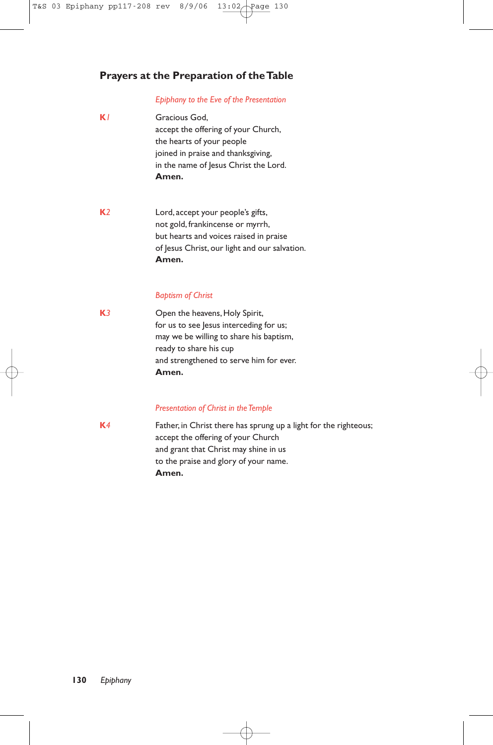## Prayers at the Preparation of the Table

*Epiphany to the Eve of the Presentation*

**K***1*

Gracious God,
accept the offering of your Church,
the hearts of your people
joined in praise and thanksgiving,
in the name of Jesus Christ the Lord.
**Amen.**

**K***2*

Lord, accept your people's gifts,
not gold, frankincense or myrrh,
but hearts and voices raised in praise
of Jesus Christ, our light and our salvation.
**Amen.**

*Baptism of Christ*

**K***3*

Open the heavens, Holy Spirit,
for us to see Jesus interceding for us;
may we be willing to share his baptism,
ready to share his cup
and strengthened to serve him for ever.
**Amen.**

*Presentation of Christ in the Temple*

**K***4*

Father, in Christ there has sprung up a light for the righteous;
accept the offering of your Church
and grant that Christ may shine in us
to the praise and glory of your name.
**Amen.**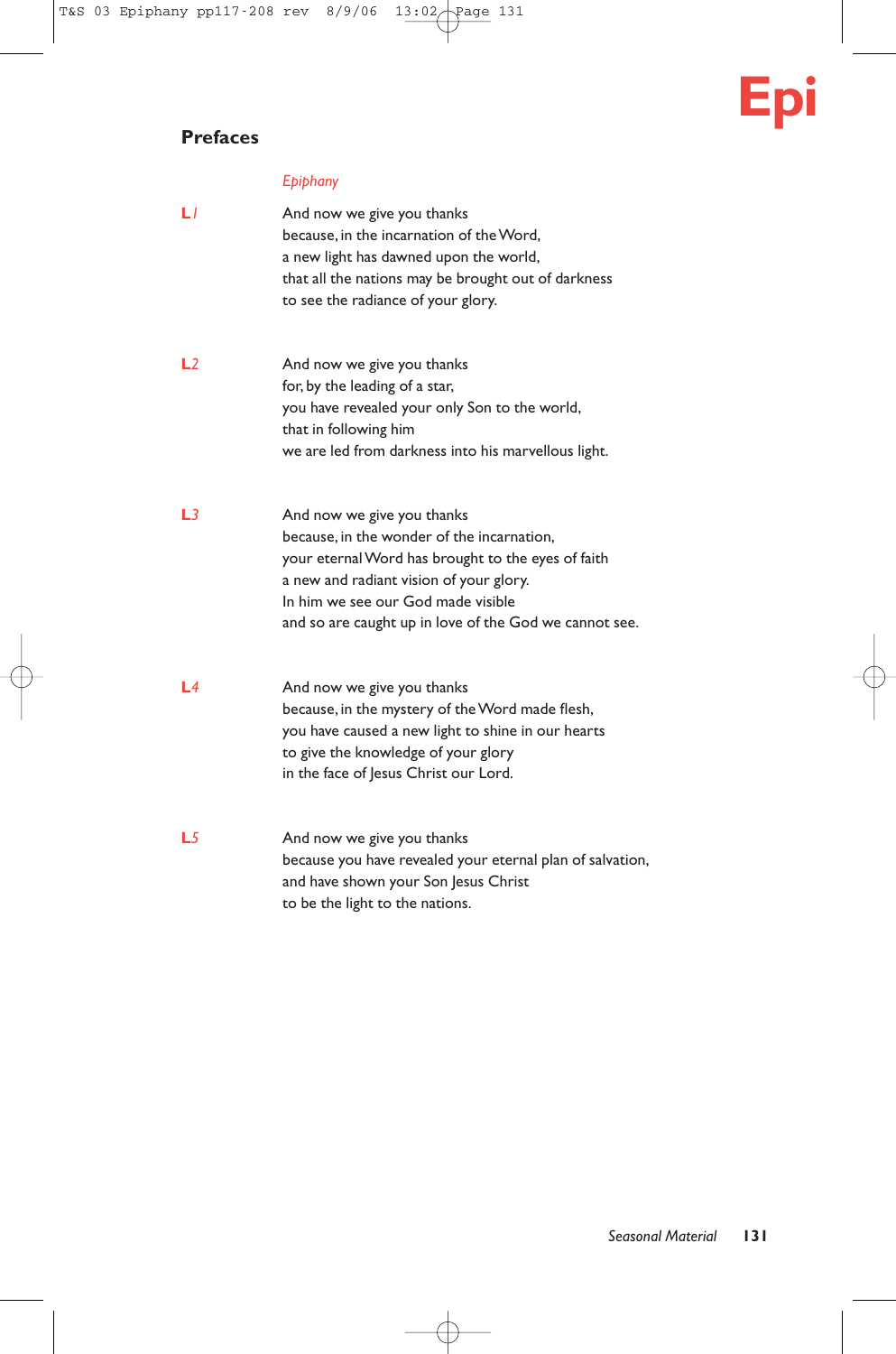## Prefaces

*Epiphany*

**L***1*

And now we give you thanks
because, in the incarnation of the Word,
a new light has dawned upon the world,
that all the nations may be brought out of darkness
to see the radiance of your glory.

**L***2*

And now we give you thanks
for, by the leading of a star,
you have revealed your only Son to the world,
that in following him
we are led from darkness into his marvellous light.

**L***3*

And now we give you thanks
because, in the wonder of the incarnation,
your eternal Word has brought to the eyes of faith
a new and radiant vision of your glory.
In him we see our God made visible
and so are caught up in love of the God we cannot see.

**L***4*

And now we give you thanks
because, in the mystery of the Word made flesh,
you have caused a new light to shine in our hearts
to give the knowledge of your glory
in the face of Jesus Christ our Lord.

**L***5*

And now we give you thanks
because you have revealed your eternal plan of salvation,
and have shown your Son Jesus Christ
to be the light to the nations.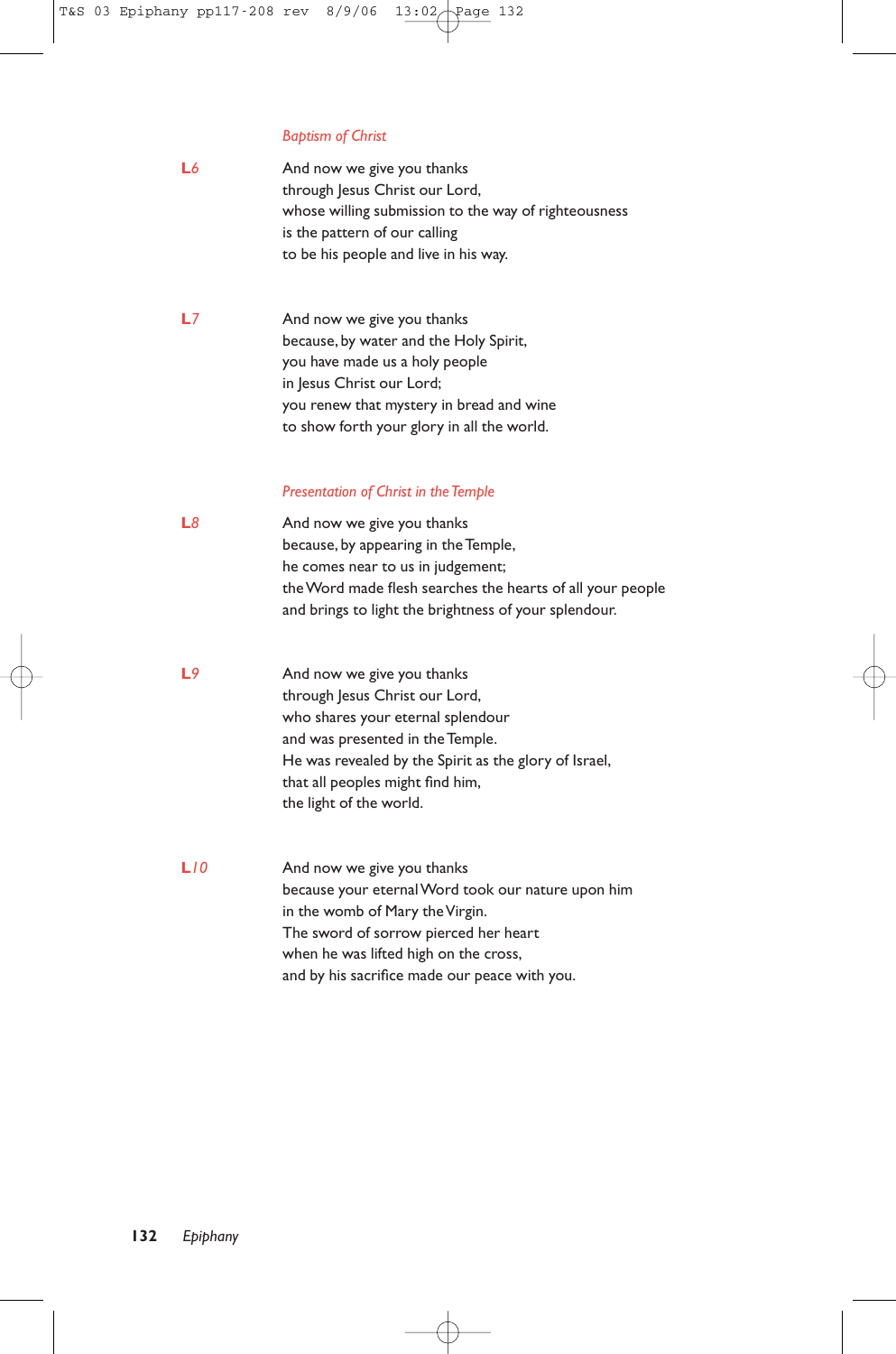*Baptism of Christ*

**L***6*

And now we give you thanks
through Jesus Christ our Lord,
whose willing submission to the way of righteousness
is the pattern of our calling
to be his people and live in his way.

**L***7*

And now we give you thanks
because, by water and the Holy Spirit,
you have made us a holy people
in Jesus Christ our Lord;
you renew that mystery in bread and wine
to show forth your glory in all the world.

*Presentation of Christ in the Temple*

**L***8*

And now we give you thanks
because, by appearing in the Temple,
he comes near to us in judgement;
the Word made flesh searches the hearts of all your people
and brings to light the brightness of your splendour.

**L***9*

And now we give you thanks
through Jesus Christ our Lord,
who shares your eternal splendour
and was presented in the Temple.
He was revealed by the Spirit as the glory of Israel,
that all peoples might find him,
the light of the world.

**L***10*

And now we give you thanks
because your eternal Word took our nature upon him
in the womb of Mary the Virgin.
The sword of sorrow pierced her heart
when he was lifted high on the cross,
and by his sacrifice made our peace with you.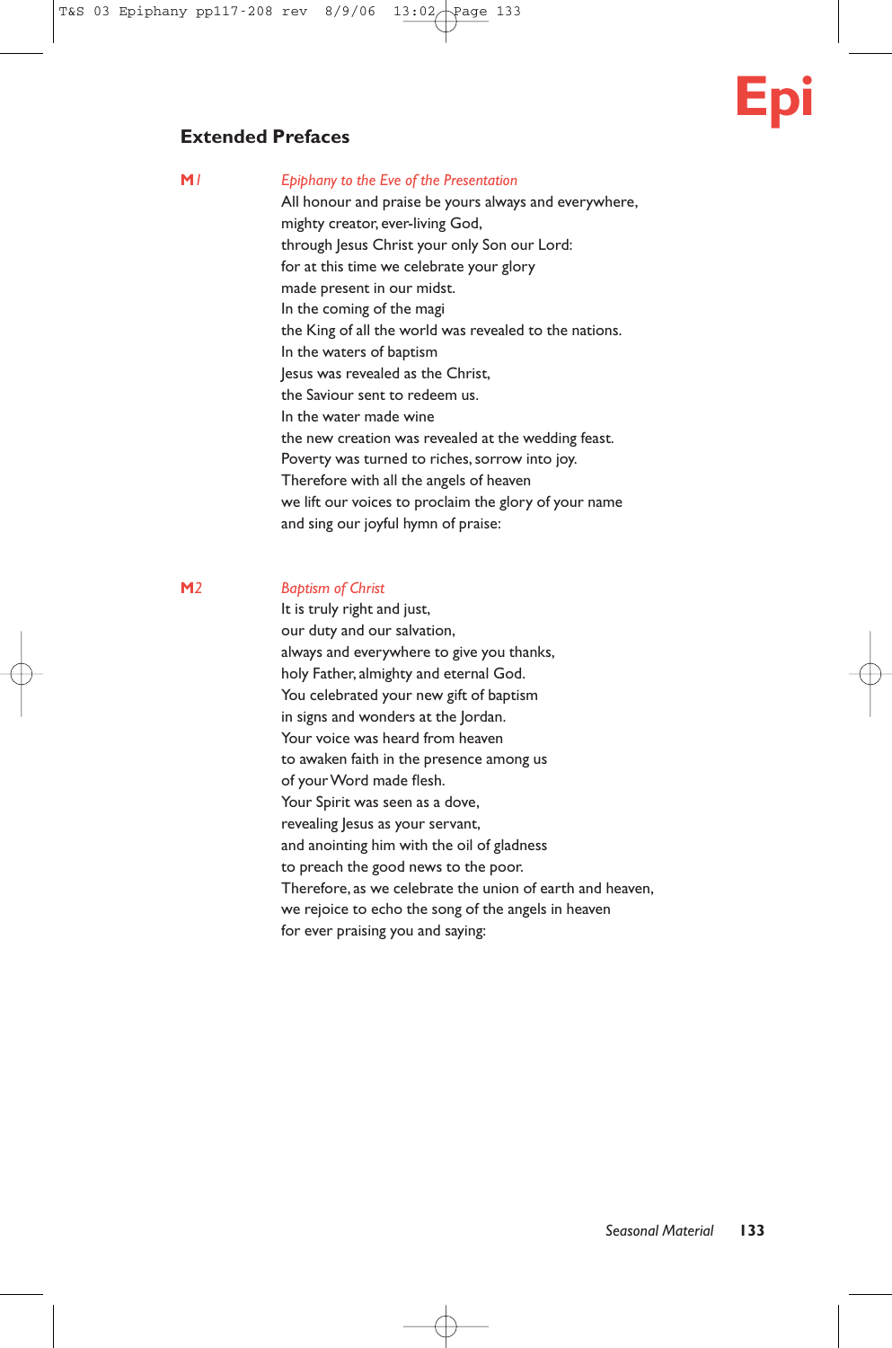## Extended Prefaces

**M1** *Epiphany to the Eve of the Presentation*

All honour and praise be yours always and everywhere,
mighty creator, ever-living God,
through Jesus Christ your only Son our Lord:
for at this time we celebrate your glory
made present in our midst.
In the coming of the magi
the King of all the world was revealed to the nations.
In the waters of baptism
Jesus was revealed as the Christ,
the Saviour sent to redeem us.
In the water made wine
the new creation was revealed at the wedding feast.
Poverty was turned to riches, sorrow into joy.
Therefore with all the angels of heaven
we lift our voices to proclaim the glory of your name
and sing our joyful hymn of praise:

**M2** *Baptism of Christ*

It is truly right and just,
our duty and our salvation,
always and everywhere to give you thanks,
holy Father, almighty and eternal God.
You celebrated your new gift of baptism
in signs and wonders at the Jordan.
Your voice was heard from heaven
to awaken faith in the presence among us
of your Word made flesh.
Your Spirit was seen as a dove,
revealing Jesus as your servant,
and anointing him with the oil of gladness
to preach the good news to the poor.
Therefore, as we celebrate the union of earth and heaven,
we rejoice to echo the song of the angels in heaven
for ever praising you and saying: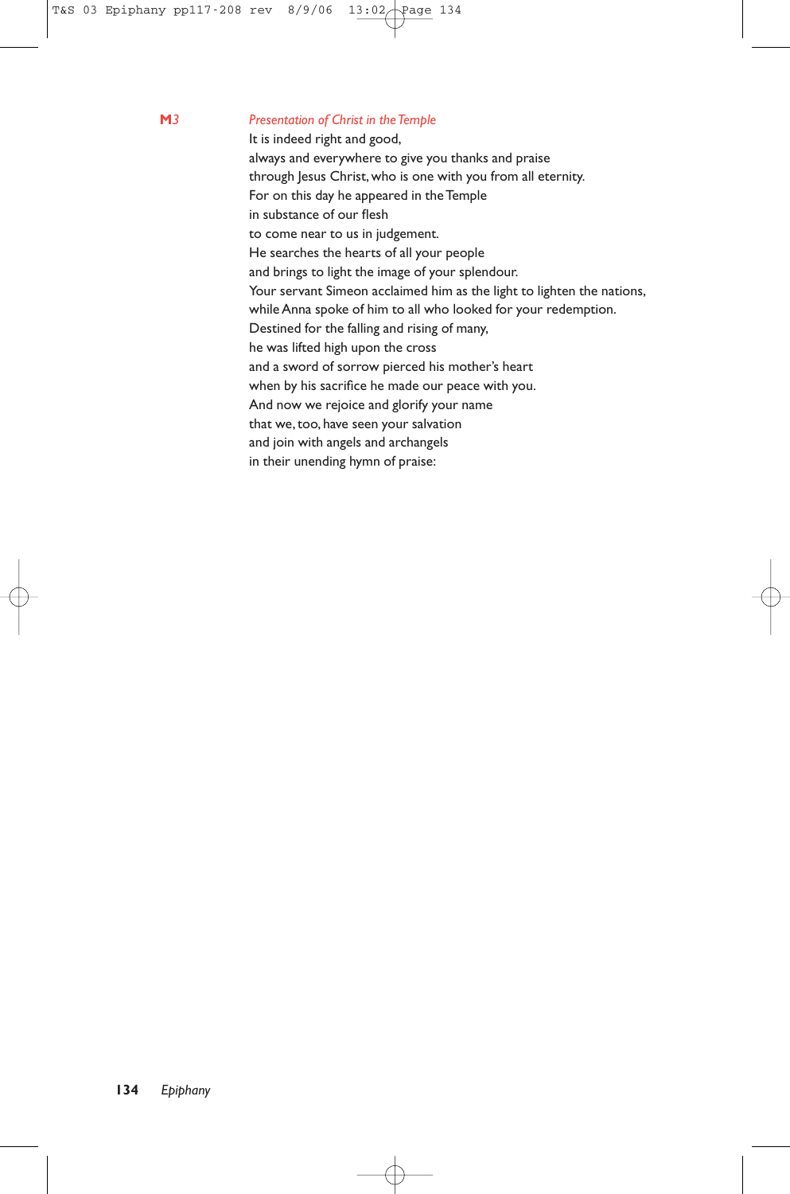**M**3 *Presentation of Christ in the Temple*

It is indeed right and good,
always and everywhere to give you thanks and praise
through Jesus Christ, who is one with you from all eternity.
For on this day he appeared in the Temple
in substance of our flesh
to come near to us in judgement.
He searches the hearts of all your people
and brings to light the image of your splendour.
Your servant Simeon acclaimed him as the light to lighten the nations,
while Anna spoke of him to all who looked for your redemption.
Destined for the falling and rising of many,
he was lifted high upon the cross
and a sword of sorrow pierced his mother's heart
when by his sacrifice he made our peace with you.
And now we rejoice and glorify your name
that we, too, have seen your salvation
and join with angels and archangels
in their unending hymn of praise: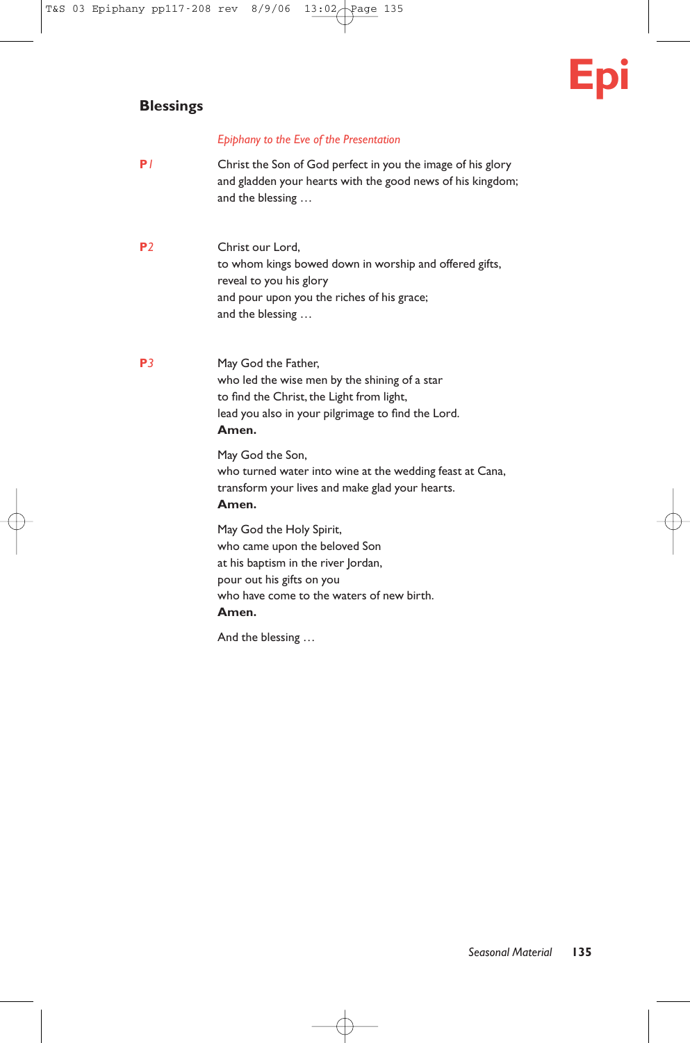## Blessings

*Epiphany to the Eve of the Presentation*

**P***1*

Christ the Son of God perfect in you the image of his glory
and gladden your hearts with the good news of his kingdom;
and the blessing …

**P***2*

Christ our Lord,
to whom kings bowed down in worship and offered gifts,
reveal to you his glory
and pour upon you the riches of his grace;
and the blessing …

**P***3*

May God the Father,
who led the wise men by the shining of a star
to find the Christ, the Light from light,
lead you also in your pilgrimage to find the Lord.
**Amen.**

May God the Son,
who turned water into wine at the wedding feast at Cana,
transform your lives and make glad your hearts.
**Amen.**

May God the Holy Spirit,
who came upon the beloved Son
at his baptism in the river Jordan,
pour out his gifts on you
who have come to the waters of new birth.
**Amen.**

And the blessing …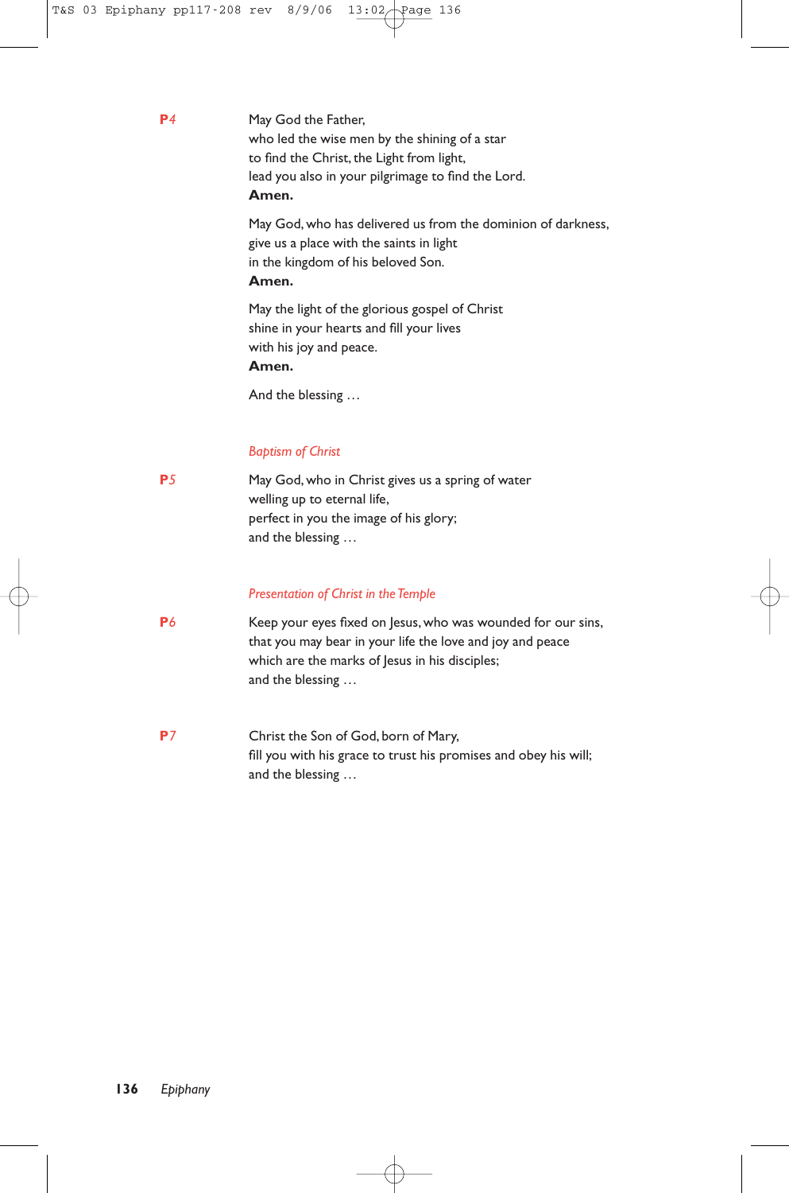**P4**

May God the Father,
who led the wise men by the shining of a star
to find the Christ, the Light from light,
lead you also in your pilgrimage to find the Lord.
**Amen.**

May God, who has delivered us from the dominion of darkness,
give us a place with the saints in light
in the kingdom of his beloved Son.
**Amen.**

May the light of the glorious gospel of Christ
shine in your hearts and fill your lives
with his joy and peace.
**Amen.**

And the blessing …

*Baptism of Christ*

**P5**

May God, who in Christ gives us a spring of water
welling up to eternal life,
perfect in you the image of his glory;
and the blessing …

*Presentation of Christ in the Temple*

**P6**

Keep your eyes fixed on Jesus, who was wounded for our sins,
that you may bear in your life the love and joy and peace
which are the marks of Jesus in his disciples;
and the blessing …

**P7**

Christ the Son of God, born of Mary,
fill you with his grace to trust his promises and obey his will;
and the blessing …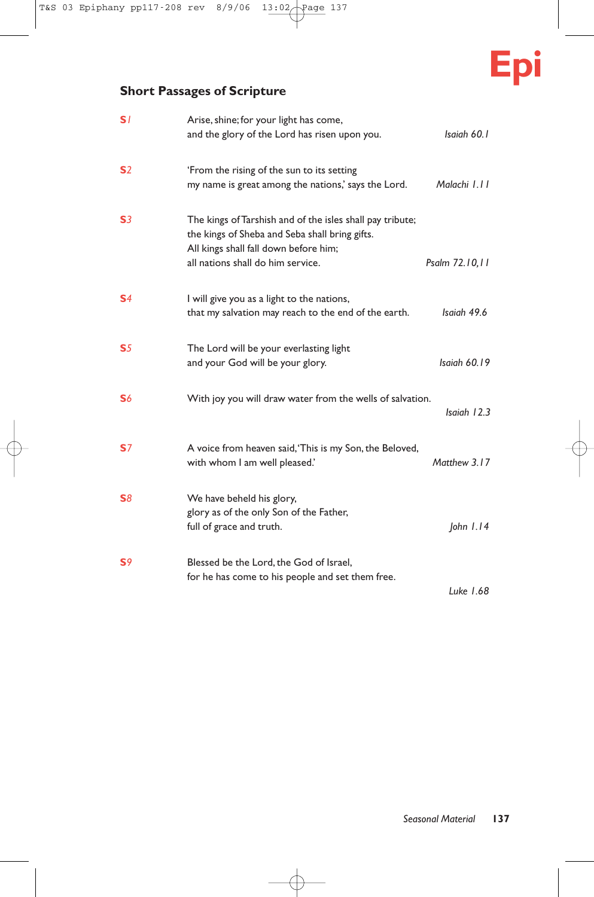## Short Passages of Scripture

**S1** Arise, shine; for your light has come,
and the glory of the Lord has risen upon you. *Isaiah 60.1*

**S2** 'From the rising of the sun to its setting
my name is great among the nations,' says the Lord. *Malachi 1.11*

**S3** The kings of Tarshish and of the isles shall pay tribute;
the kings of Sheba and Seba shall bring gifts.
All kings shall fall down before him;
all nations shall do him service. *Psalm 72.10,11*

**S4** I will give you as a light to the nations,
that my salvation may reach to the end of the earth. *Isaiah 49.6*

**S5** The Lord will be your everlasting light
and your God will be your glory. *Isaiah 60.19*

**S6** With joy you will draw water from the wells of salvation.
*Isaiah 12.3*

**S7** A voice from heaven said, 'This is my Son, the Beloved,
with whom I am well pleased.' *Matthew 3.17*

**S8** We have beheld his glory,
glory as of the only Son of the Father,
full of grace and truth. *John 1.14*

**S9** Blessed be the Lord, the God of Israel,
for he has come to his people and set them free.
*Luke 1.68*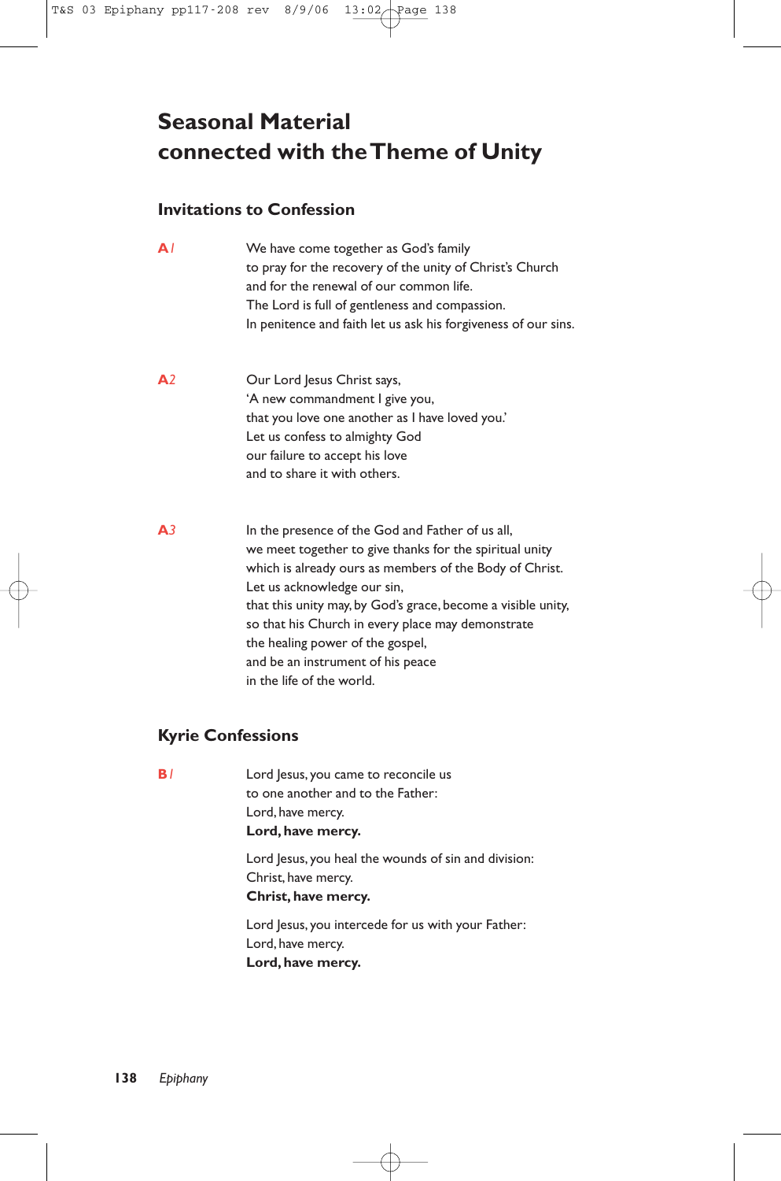# Seasonal Material connected with the Theme of Unity

## Invitations to Confession

**A***1*

We have come together as God's family
to pray for the recovery of the unity of Christ's Church
and for the renewal of our common life.
The Lord is full of gentleness and compassion.
In penitence and faith let us ask his forgiveness of our sins.

**A***2*

Our Lord Jesus Christ says,
'A new commandment I give you,
that you love one another as I have loved you.'
Let us confess to almighty God
our failure to accept his love
and to share it with others.

**A***3*

In the presence of the God and Father of us all,
we meet together to give thanks for the spiritual unity
which is already ours as members of the Body of Christ.
Let us acknowledge our sin,
that this unity may, by God's grace, become a visible unity,
so that his Church in every place may demonstrate
the healing power of the gospel,
and be an instrument of his peace
in the life of the world.

## Kyrie Confessions

**B***1*

Lord Jesus, you came to reconcile us
to one another and to the Father:
Lord, have mercy.
**Lord, have mercy.**

Lord Jesus, you heal the wounds of sin and division:
Christ, have mercy.
**Christ, have mercy.**

Lord Jesus, you intercede for us with your Father:
Lord, have mercy.
**Lord, have mercy.**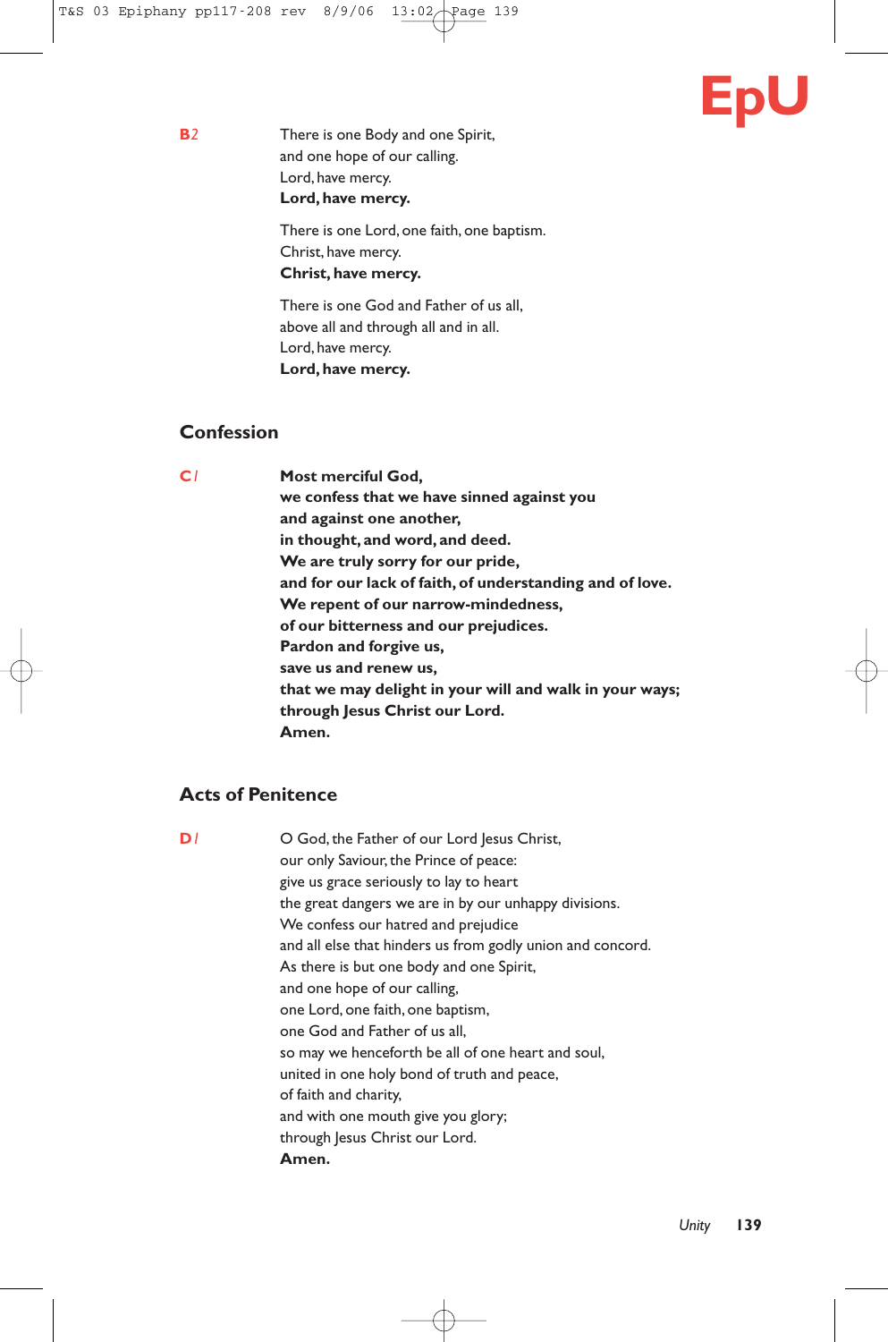**B2** There is one Body and one Spirit,
and one hope of our calling.
Lord, have mercy.
**Lord, have mercy.**

There is one Lord, one faith, one baptism.
Christ, have mercy.
**Christ, have mercy.**

There is one God and Father of us all,
above all and through all and in all.
Lord, have mercy.
**Lord, have mercy.**

## Confession

**C1** **Most merciful God,**
**we confess that we have sinned against you**
**and against one another,**
**in thought, and word, and deed.**
**We are truly sorry for our pride,**
**and for our lack of faith, of understanding and of love.**
**We repent of our narrow-mindedness,**
**of our bitterness and our prejudices.**
**Pardon and forgive us,**
**save us and renew us,**
**that we may delight in your will and walk in your ways;**
**through Jesus Christ our Lord.**
**Amen.**

## Acts of Penitence

**D1** O God, the Father of our Lord Jesus Christ,
our only Saviour, the Prince of peace:
give us grace seriously to lay to heart
the great dangers we are in by our unhappy divisions.
We confess our hatred and prejudice
and all else that hinders us from godly union and concord.
As there is but one body and one Spirit,
and one hope of our calling,
one Lord, one faith, one baptism,
one God and Father of us all,
so may we henceforth be all of one heart and soul,
united in one holy bond of truth and peace,
of faith and charity,
and with one mouth give you glory;
through Jesus Christ our Lord.
**Amen.**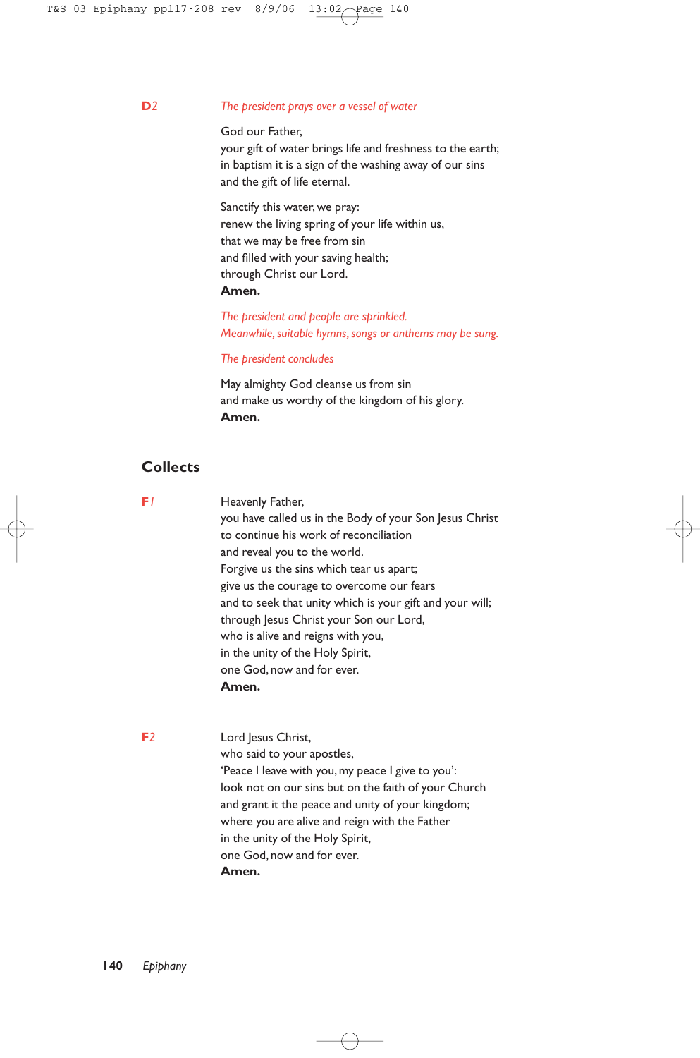**D2** *The president prays over a vessel of water*

God our Father,
your gift of water brings life and freshness to the earth;
in baptism it is a sign of the washing away of our sins
and the gift of life eternal.

Sanctify this water, we pray:
renew the living spring of your life within us,
that we may be free from sin
and filled with your saving health;
through Christ our Lord.
**Amen.**

*The president and people are sprinkled.*
*Meanwhile, suitable hymns, songs or anthems may be sung.*

*The president concludes*

May almighty God cleanse us from sin
and make us worthy of the kingdom of his glory.
**Amen.**

## Collects

**F1**

Heavenly Father,
you have called us in the Body of your Son Jesus Christ
to continue his work of reconciliation
and reveal you to the world.
Forgive us the sins which tear us apart;
give us the courage to overcome our fears
and to seek that unity which is your gift and your will;
through Jesus Christ your Son our Lord,
who is alive and reigns with you,
in the unity of the Holy Spirit,
one God, now and for ever.
**Amen.**

**F2**

Lord Jesus Christ,
who said to your apostles,
'Peace I leave with you, my peace I give to you':
look not on our sins but on the faith of your Church
and grant it the peace and unity of your kingdom;
where you are alive and reign with the Father
in the unity of the Holy Spirit,
one God, now and for ever.
**Amen.**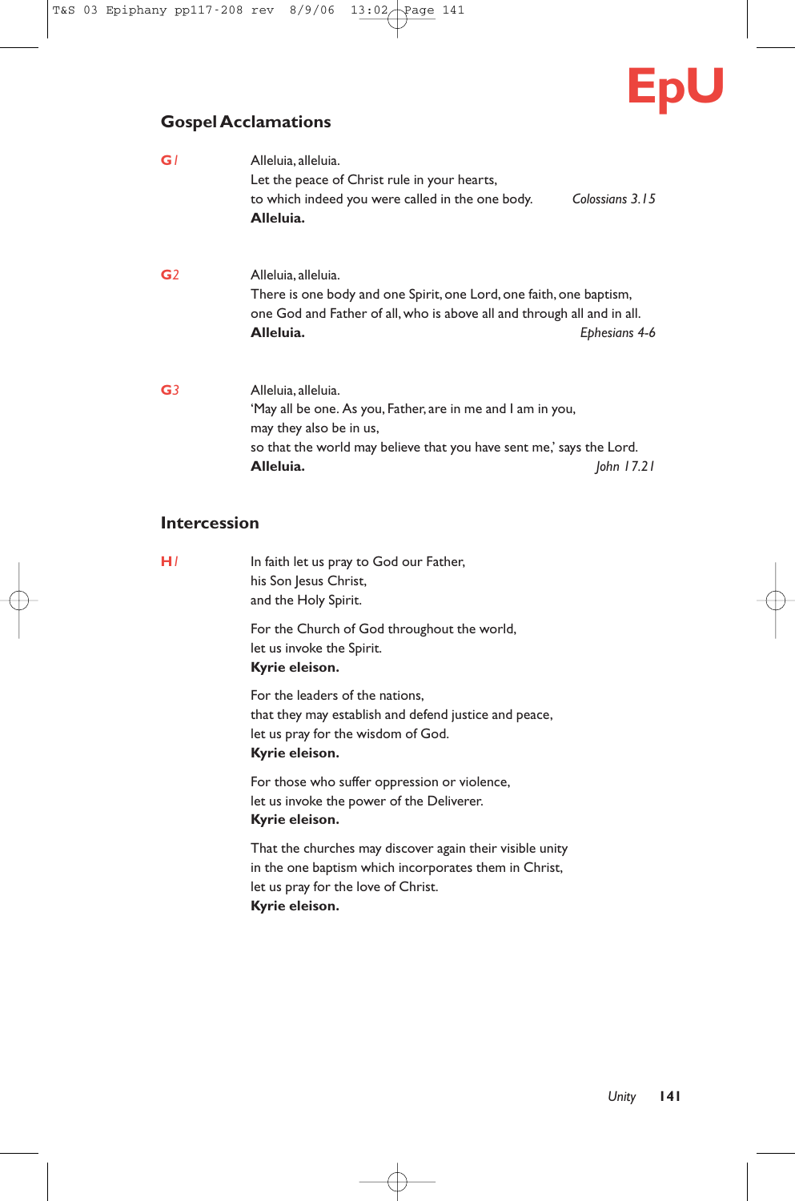## Gospel Acclamations

**G1**

Alleluia, alleluia.
Let the peace of Christ rule in your hearts,
to which indeed you were called in the one body. *Colossians 3.15*
**Alleluia.**

**G2**

Alleluia, alleluia.
There is one body and one Spirit, one Lord, one faith, one baptism,
one God and Father of all, who is above all and through all and in all.
**Alleluia.** *Ephesians 4-6*

**G3**

Alleluia, alleluia.
'May all be one. As you, Father, are in me and I am in you,
may they also be in us,
so that the world may believe that you have sent me,' says the Lord.
**Alleluia.** *John 17.21*

## Intercession

**H1**

In faith let us pray to God our Father,
his Son Jesus Christ,
and the Holy Spirit.

For the Church of God throughout the world,
let us invoke the Spirit.
**Kyrie eleison.**

For the leaders of the nations,
that they may establish and defend justice and peace,
let us pray for the wisdom of God.
**Kyrie eleison.**

For those who suffer oppression or violence,
let us invoke the power of the Deliverer.
**Kyrie eleison.**

That the churches may discover again their visible unity
in the one baptism which incorporates them in Christ,
let us pray for the love of Christ.
**Kyrie eleison.**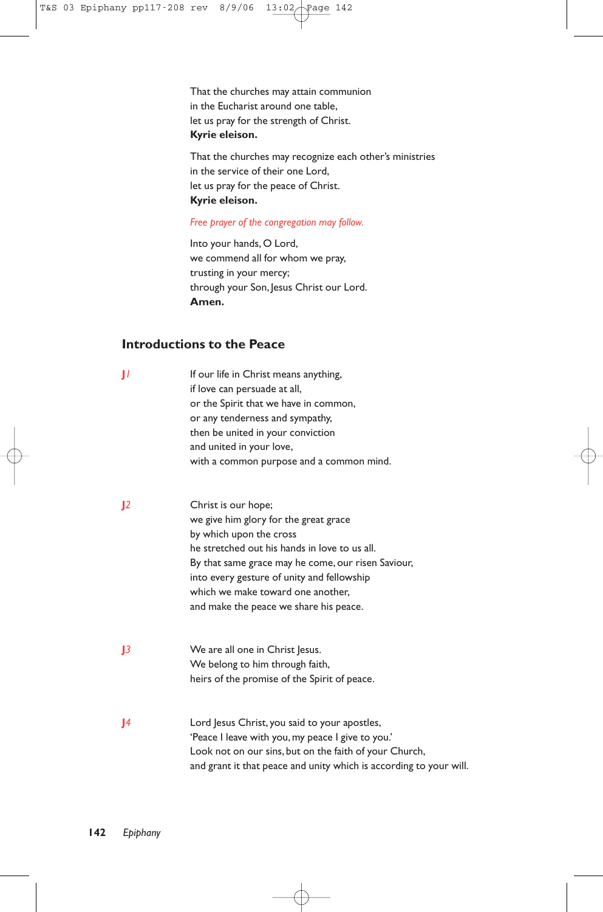That the churches may attain communion
in the Eucharist around one table,
let us pray for the strength of Christ.
**Kyrie eleison.**

That the churches may recognize each other's ministries
in the service of their one Lord,
let us pray for the peace of Christ.
**Kyrie eleison.**

*Free prayer of the congregation may follow.*

Into your hands, O Lord,
we commend all for whom we pray,
trusting in your mercy;
through your Son, Jesus Christ our Lord.
**Amen.**

## Introductions to the Peace

**J***1*

If our life in Christ means anything,
if love can persuade at all,
or the Spirit that we have in common,
or any tenderness and sympathy,
then be united in your conviction
and united in your love,
with a common purpose and a common mind.

**J***2*

Christ is our hope;
we give him glory for the great grace
by which upon the cross
he stretched out his hands in love to us all.
By that same grace may he come, our risen Saviour,
into every gesture of unity and fellowship
which we make toward one another,
and make the peace we share his peace.

**J***3*

We are all one in Christ Jesus.
We belong to him through faith,
heirs of the promise of the Spirit of peace.

**J***4*

Lord Jesus Christ, you said to your apostles,
'Peace I leave with you, my peace I give to you.'
Look not on our sins, but on the faith of your Church,
and grant it that peace and unity which is according to your will.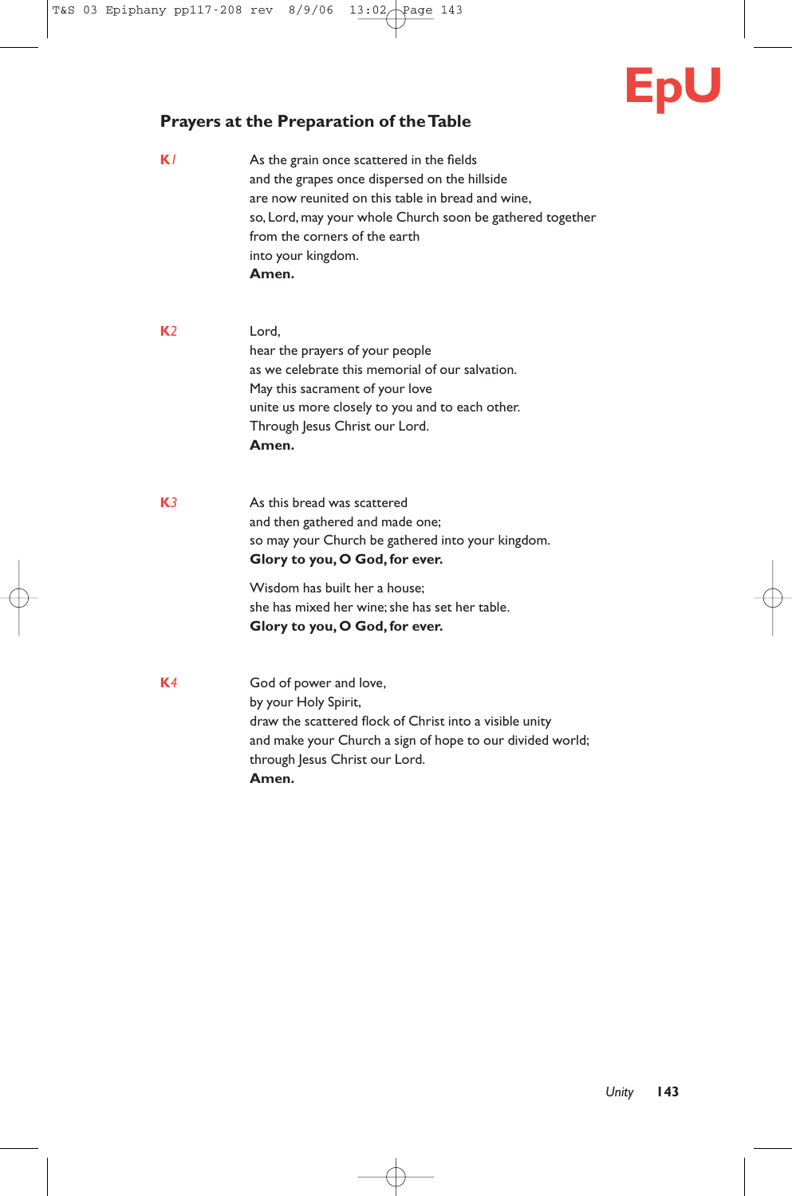## Prayers at the Preparation of the Table

**K1**

As the grain once scattered in the fields
and the grapes once dispersed on the hillside
are now reunited on this table in bread and wine,
so, Lord, may your whole Church soon be gathered together
from the corners of the earth
into your kingdom.
**Amen.**

**K2**

Lord,
hear the prayers of your people
as we celebrate this memorial of our salvation.
May this sacrament of your love
unite us more closely to you and to each other.
Through Jesus Christ our Lord.
**Amen.**

**K3**

As this bread was scattered
and then gathered and made one;
so may your Church be gathered into your kingdom.
**Glory to you, O God, for ever.**

Wisdom has built her a house;
she has mixed her wine; she has set her table.
**Glory to you, O God, for ever.**

**K4**

God of power and love,
by your Holy Spirit,
draw the scattered flock of Christ into a visible unity
and make your Church a sign of hope to our divided world;
through Jesus Christ our Lord.
**Amen.**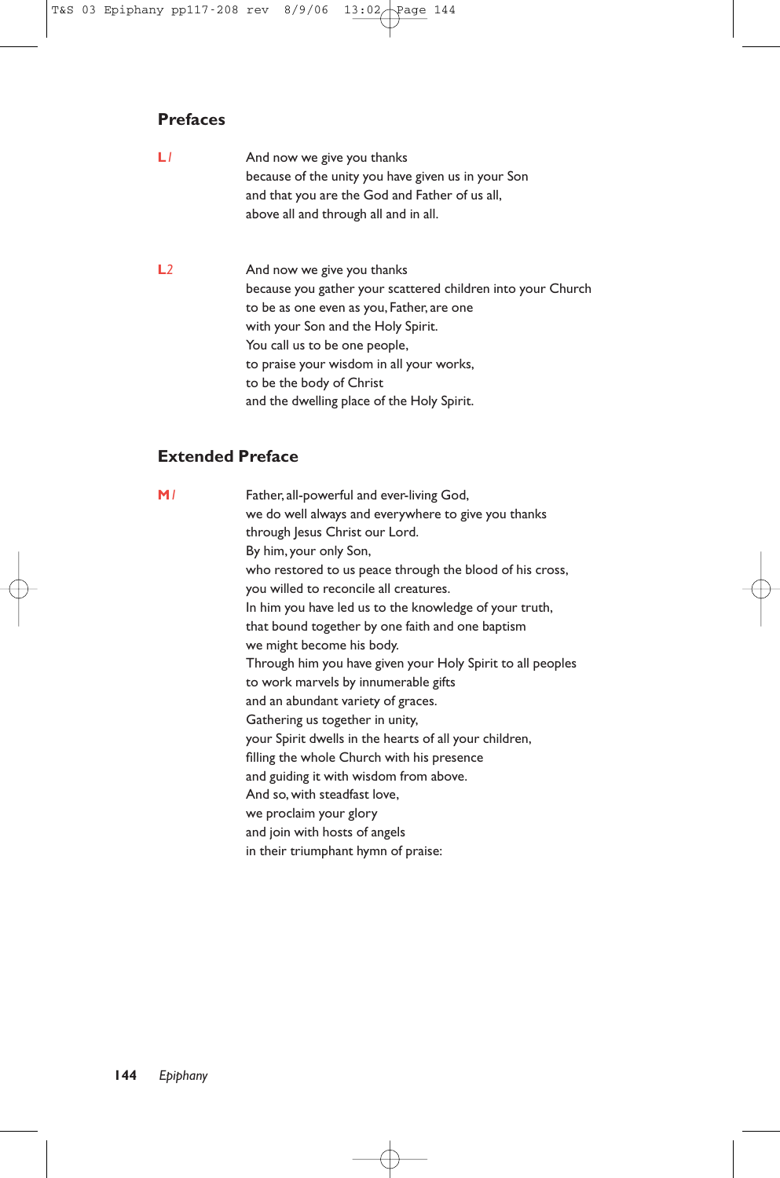## Prefaces

**L1**

And now we give you thanks
because of the unity you have given us in your Son
and that you are the God and Father of us all,
above all and through all and in all.

**L2**

And now we give you thanks
because you gather your scattered children into your Church
to be as one even as you, Father, are one
with your Son and the Holy Spirit.
You call us to be one people,
to praise your wisdom in all your works,
to be the body of Christ
and the dwelling place of the Holy Spirit.

## Extended Preface

**M1**

Father, all-powerful and ever-living God,
we do well always and everywhere to give you thanks
through Jesus Christ our Lord.
By him, your only Son,
who restored to us peace through the blood of his cross,
you willed to reconcile all creatures.
In him you have led us to the knowledge of your truth,
that bound together by one faith and one baptism
we might become his body.
Through him you have given your Holy Spirit to all peoples
to work marvels by innumerable gifts
and an abundant variety of graces.
Gathering us together in unity,
your Spirit dwells in the hearts of all your children,
filling the whole Church with his presence
and guiding it with wisdom from above.
And so, with steadfast love,
we proclaim your glory
and join with hosts of angels
in their triumphant hymn of praise: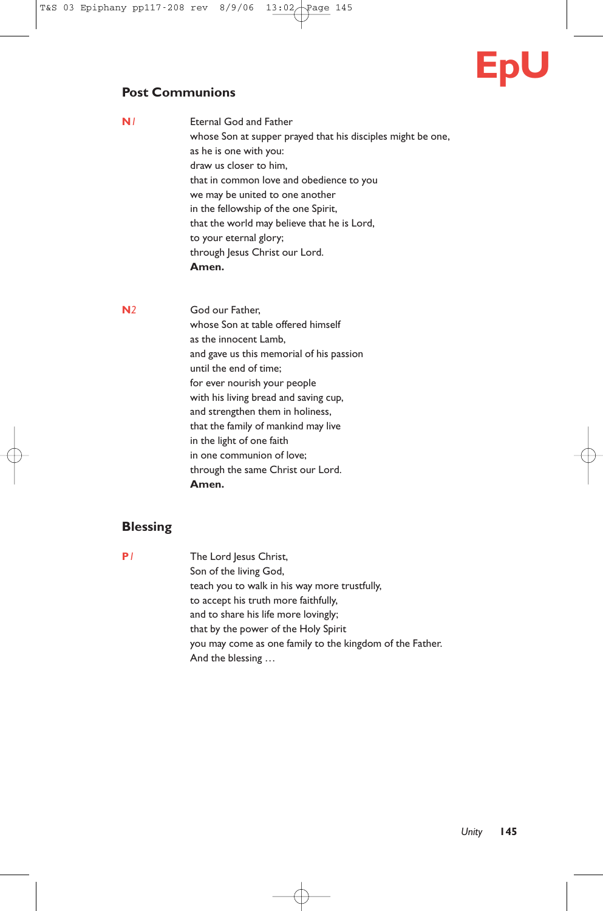## Post Communions

**N1**

Eternal God and Father
whose Son at supper prayed that his disciples might be one,
as he is one with you:
draw us closer to him,
that in common love and obedience to you
we may be united to one another
in the fellowship of the one Spirit,
that the world may believe that he is Lord,
to your eternal glory;
through Jesus Christ our Lord.
**Amen.**

**N2**

God our Father,
whose Son at table offered himself
as the innocent Lamb,
and gave us this memorial of his passion
until the end of time;
for ever nourish your people
with his living bread and saving cup,
and strengthen them in holiness,
that the family of mankind may live
in the light of one faith
in one communion of love;
through the same Christ our Lord.
**Amen.**

## Blessing

**P1**

The Lord Jesus Christ,
Son of the living God,
teach you to walk in his way more trustfully,
to accept his truth more faithfully,
and to share his life more lovingly;
that by the power of the Holy Spirit
you may come as one family to the kingdom of the Father.
And the blessing …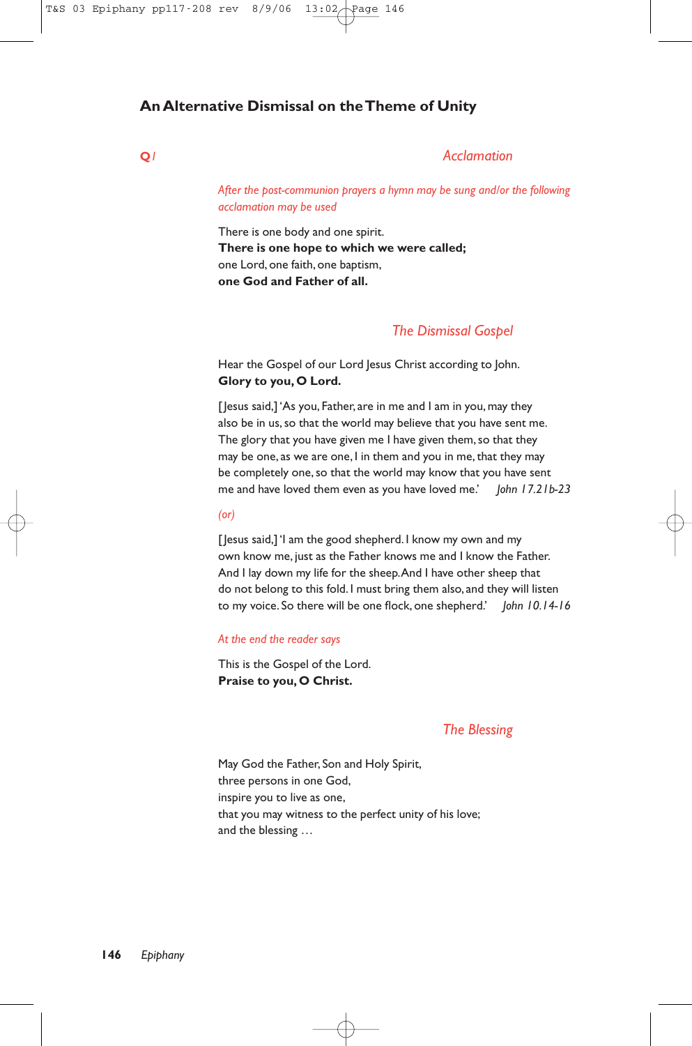## An Alternative Dismissal on the Theme of Unity

**Q1** *Acclamation*

*After the post-communion prayers a hymn may be sung and/or the following acclamation may be used*

There is one body and one spirit.
**There is one hope to which we were called;**
one Lord, one faith, one baptism,
**one God and Father of all.**

*The Dismissal Gospel*

Hear the Gospel of our Lord Jesus Christ according to John.
**Glory to you, O Lord.**

[Jesus said,] 'As you, Father, are in me and I am in you, may they also be in us, so that the world may believe that you have sent me. The glory that you have given me I have given them, so that they may be one, as we are one, I in them and you in me, that they may be completely one, so that the world may know that you have sent me and have loved them even as you have loved me.' *John 17.21b-23*

*(or)*

[Jesus said,] 'I am the good shepherd. I know my own and my own know me, just as the Father knows me and I know the Father. And I lay down my life for the sheep. And I have other sheep that do not belong to this fold. I must bring them also, and they will listen to my voice. So there will be one flock, one shepherd.' *John 10.14-16*

*At the end the reader says*

This is the Gospel of the Lord.
**Praise to you, O Christ.**

*The Blessing*

May God the Father, Son and Holy Spirit,
three persons in one God,
inspire you to live as one,
that you may witness to the perfect unity of his love;
and the blessing …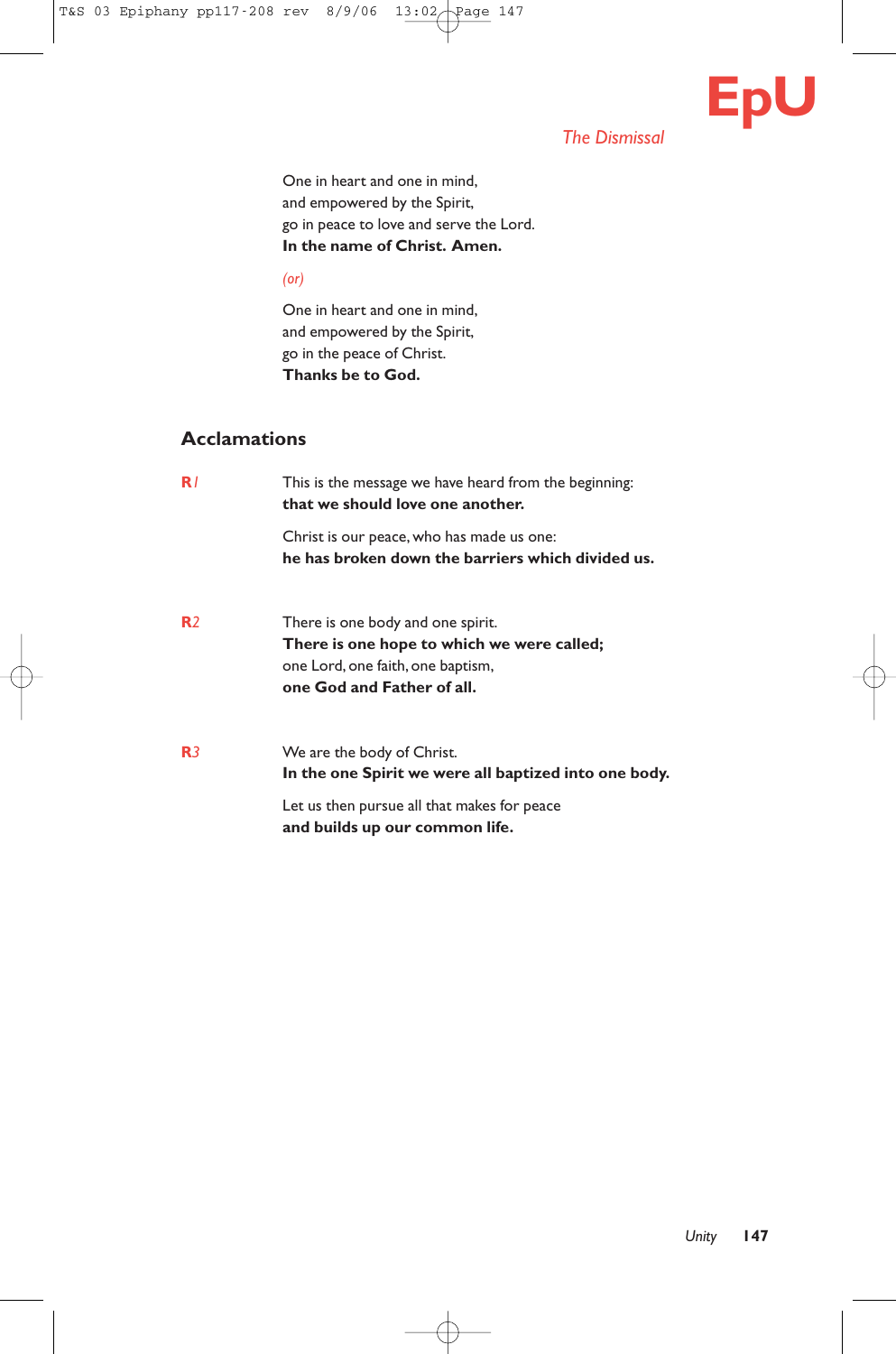*The Dismissal*

One in heart and one in mind,
and empowered by the Spirit,
go in peace to love and serve the Lord.
**In the name of Christ. Amen.**

*(or)*

One in heart and one in mind,
and empowered by the Spirit,
go in the peace of Christ.
**Thanks be to God.**

## Acclamations

**R***1*

This is the message we have heard from the beginning:
**that we should love one another.**

Christ is our peace, who has made us one:
**he has broken down the barriers which divided us.**

**R***2*

There is one body and one spirit.
**There is one hope to which we were called;**
one Lord, one faith, one baptism,
**one God and Father of all.**

**R***3*

We are the body of Christ.
**In the one Spirit we were all baptized into one body.**

Let us then pursue all that makes for peace
**and builds up our common life.**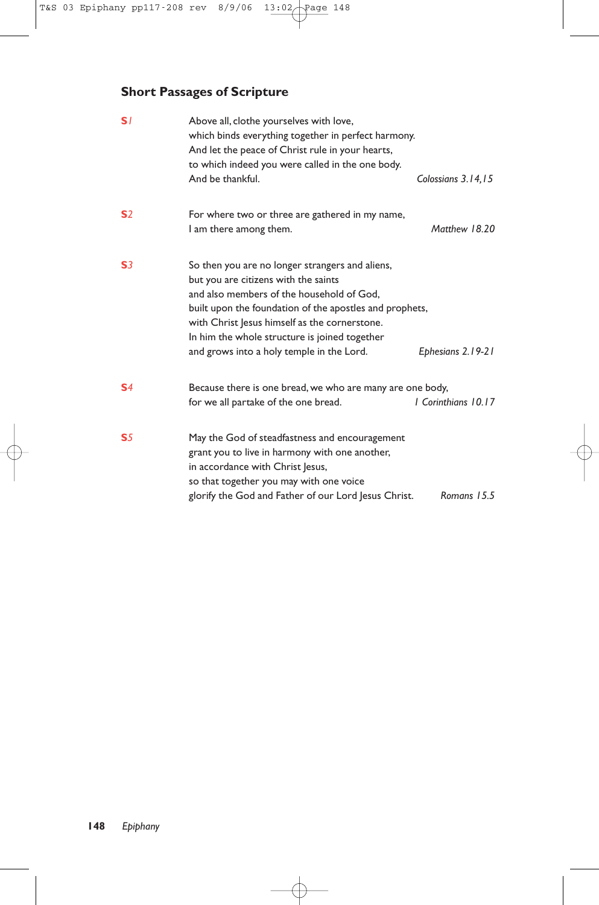## Short Passages of Scripture

**S***1*

Above all, clothe yourselves with love,
which binds everything together in perfect harmony.
And let the peace of Christ rule in your hearts,
to which indeed you were called in the one body.
And be thankful. *Colossians 3.14,15*

**S***2*

For where two or three are gathered in my name,
I am there among them. *Matthew 18.20*

**S***3*

So then you are no longer strangers and aliens,
but you are citizens with the saints
and also members of the household of God,
built upon the foundation of the apostles and prophets,
with Christ Jesus himself as the cornerstone.
In him the whole structure is joined together
and grows into a holy temple in the Lord. *Ephesians 2.19-21*

**S***4*

Because there is one bread, we who are many are one body,
for we all partake of the one bread. *1 Corinthians 10.17*

**S***5*

May the God of steadfastness and encouragement
grant you to live in harmony with one another,
in accordance with Christ Jesus,
so that together you may with one voice
glorify the God and Father of our Lord Jesus Christ. *Romans 15.5*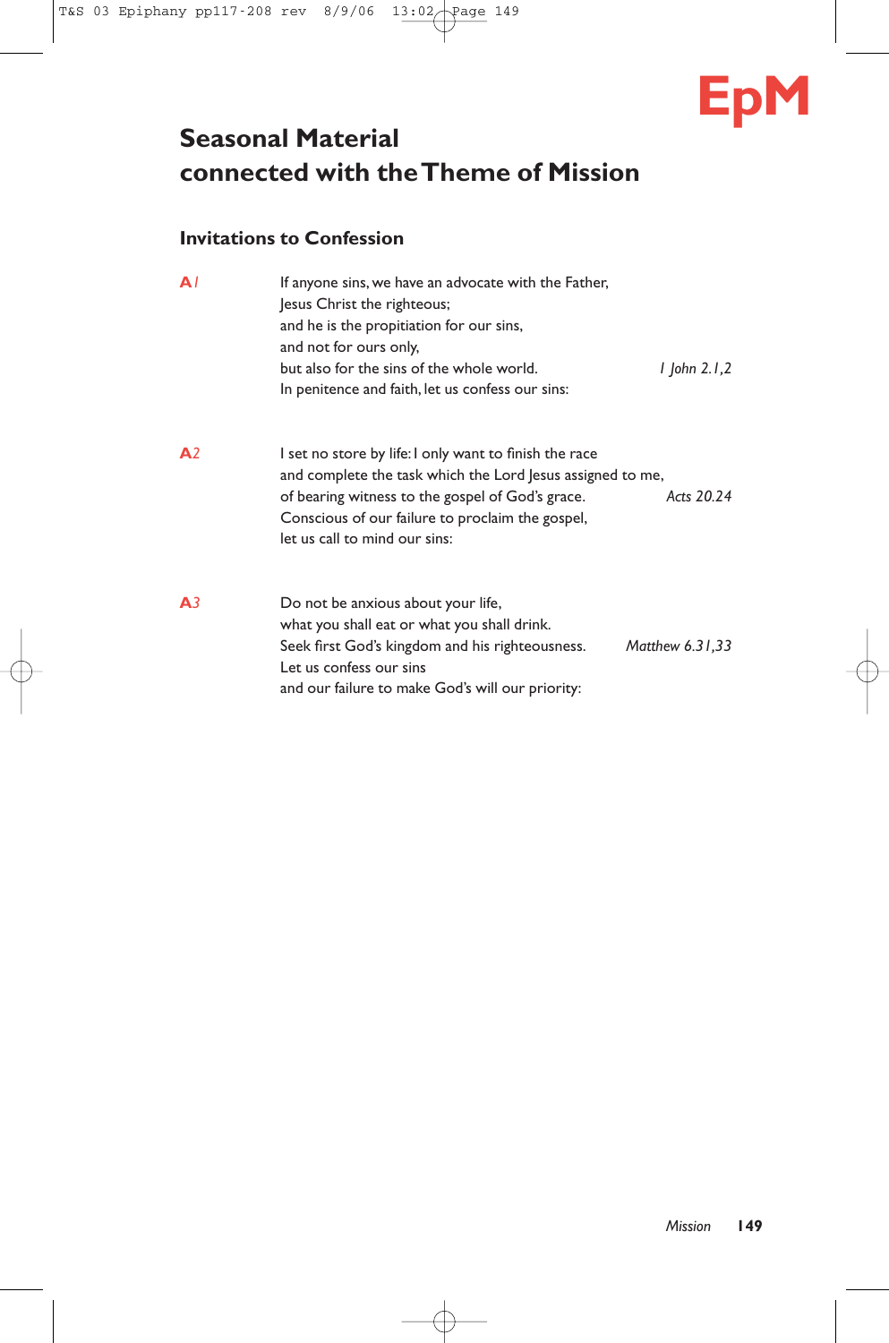EpM

# Seasonal Material connected with the Theme of Mission

## Invitations to Confession

**A1**

If anyone sins, we have an advocate with the Father,
Jesus Christ the righteous;
and he is the propitiation for our sins,
and not for ours only,
but also for the sins of the whole world. *1 John 2.1,2*
In penitence and faith, let us confess our sins:

**A2**

I set no store by life: I only want to finish the race
and complete the task which the Lord Jesus assigned to me,
of bearing witness to the gospel of God's grace. *Acts 20.24*
Conscious of our failure to proclaim the gospel,
let us call to mind our sins:

**A3**

Do not be anxious about your life,
what you shall eat or what you shall drink.
Seek first God's kingdom and his righteousness. *Matthew 6.31,33*
Let us confess our sins
and our failure to make God's will our priority: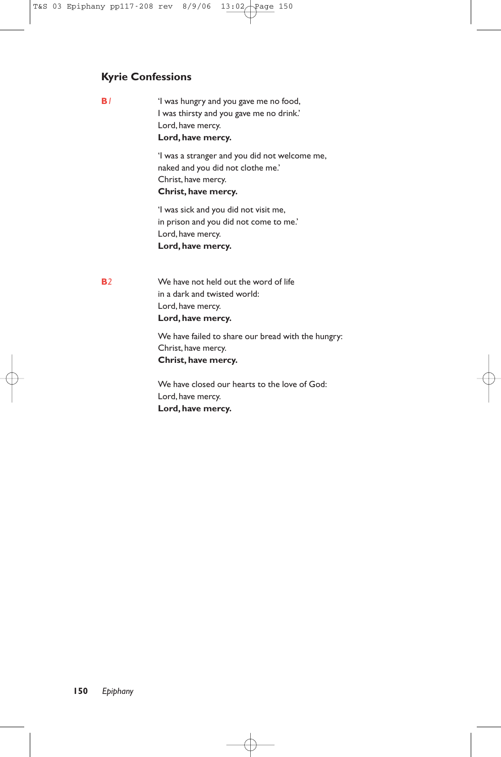## Kyrie Confessions

**B***1*

'I was hungry and you gave me no food,
I was thirsty and you gave me no drink.'
Lord, have mercy.
**Lord, have mercy.**

'I was a stranger and you did not welcome me,
naked and you did not clothe me.'
Christ, have mercy.
**Christ, have mercy.**

'I was sick and you did not visit me,
in prison and you did not come to me.'
Lord, have mercy.
**Lord, have mercy.**

**B***2*

We have not held out the word of life
in a dark and twisted world:
Lord, have mercy.
**Lord, have mercy.**

We have failed to share our bread with the hungry:
Christ, have mercy.
**Christ, have mercy.**

We have closed our hearts to the love of God:
Lord, have mercy.
**Lord, have mercy.**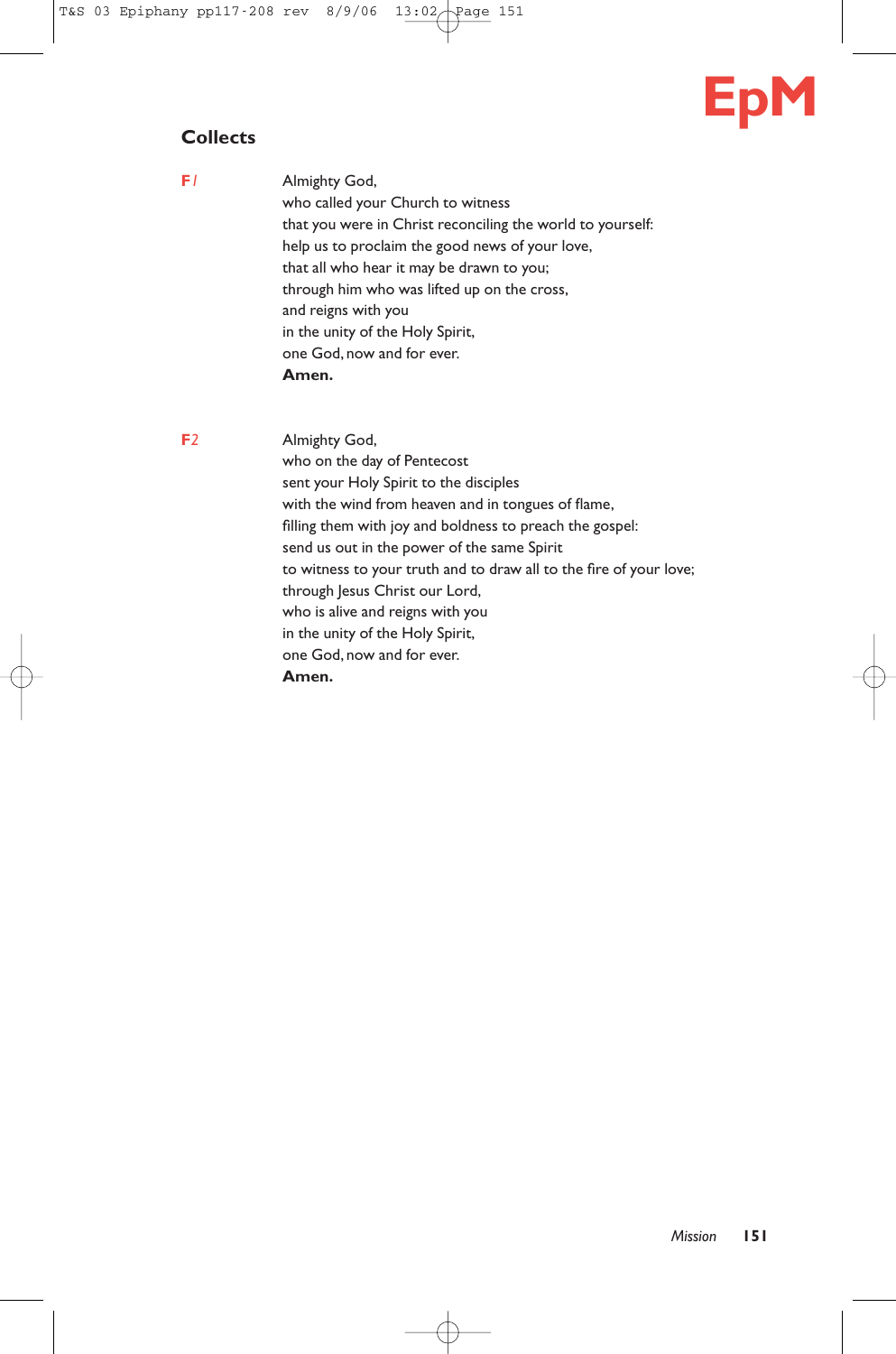**EpM**

## Collects

**F1**

Almighty God,
who called your Church to witness
that you were in Christ reconciling the world to yourself:
help us to proclaim the good news of your love,
that all who hear it may be drawn to you;
through him who was lifted up on the cross,
and reigns with you
in the unity of the Holy Spirit,
one God, now and for ever.
**Amen.**

**F2**

Almighty God,
who on the day of Pentecost
sent your Holy Spirit to the disciples
with the wind from heaven and in tongues of flame,
filling them with joy and boldness to preach the gospel:
send us out in the power of the same Spirit
to witness to your truth and to draw all to the fire of your love;
through Jesus Christ our Lord,
who is alive and reigns with you
in the unity of the Holy Spirit,
one God, now and for ever.
**Amen.**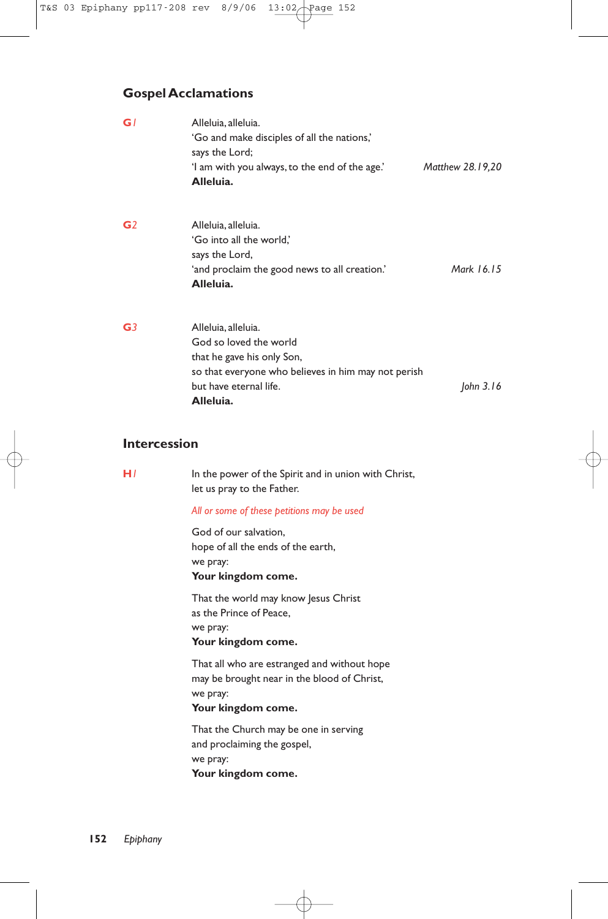## Gospel Acclamations

**G1**

Alleluia, alleluia.
'Go and make disciples of all the nations,'
says the Lord;
'I am with you always, to the end of the age.' *Matthew 28.19,20*
**Alleluia.**

**G2**

Alleluia, alleluia.
'Go into all the world,'
says the Lord,
'and proclaim the good news to all creation.' *Mark 16.15*
**Alleluia.**

**G3**

Alleluia, alleluia.
God so loved the world
that he gave his only Son,
so that everyone who believes in him may not perish
but have eternal life. *John 3.16*
**Alleluia.**

## Intercession

**H1**

In the power of the Spirit and in union with Christ,
let us pray to the Father.

*All or some of these petitions may be used*

God of our salvation,
hope of all the ends of the earth,
we pray:
**Your kingdom come.**

That the world may know Jesus Christ
as the Prince of Peace,
we pray:
**Your kingdom come.**

That all who are estranged and without hope
may be brought near in the blood of Christ,
we pray:
**Your kingdom come.**

That the Church may be one in serving
and proclaiming the gospel,
we pray:
**Your kingdom come.**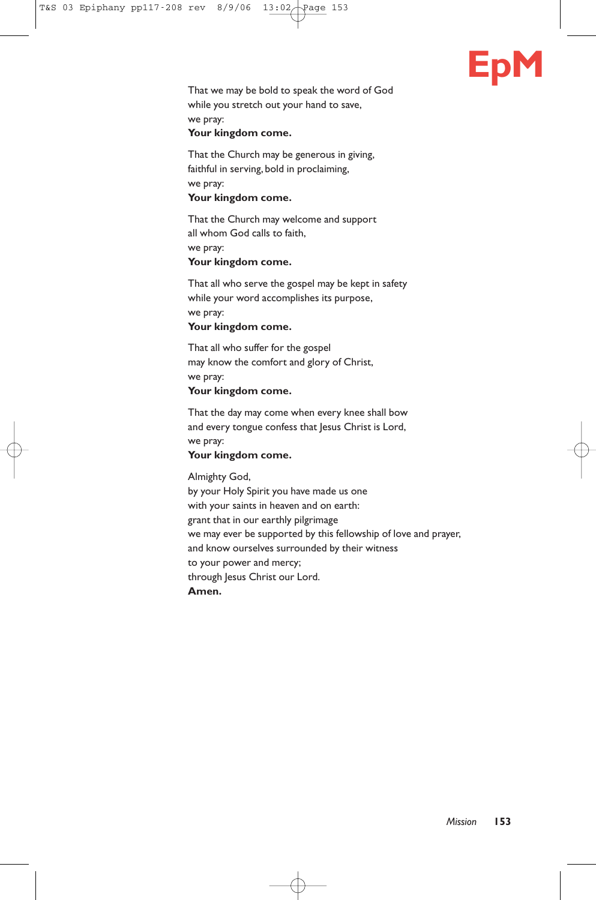That we may be bold to speak the word of God
while you stretch out your hand to save,
we pray:
**Your kingdom come.**

That the Church may be generous in giving,
faithful in serving, bold in proclaiming,
we pray:
**Your kingdom come.**

That the Church may welcome and support
all whom God calls to faith,
we pray:
**Your kingdom come.**

That all who serve the gospel may be kept in safety
while your word accomplishes its purpose,
we pray:
**Your kingdom come.**

That all who suffer for the gospel
may know the comfort and glory of Christ,
we pray:
**Your kingdom come.**

That the day may come when every knee shall bow
and every tongue confess that Jesus Christ is Lord,
we pray:
**Your kingdom come.**

Almighty God,
by your Holy Spirit you have made us one
with your saints in heaven and on earth:
grant that in our earthly pilgrimage
we may ever be supported by this fellowship of love and prayer,
and know ourselves surrounded by their witness
to your power and mercy;
through Jesus Christ our Lord.
**Amen.**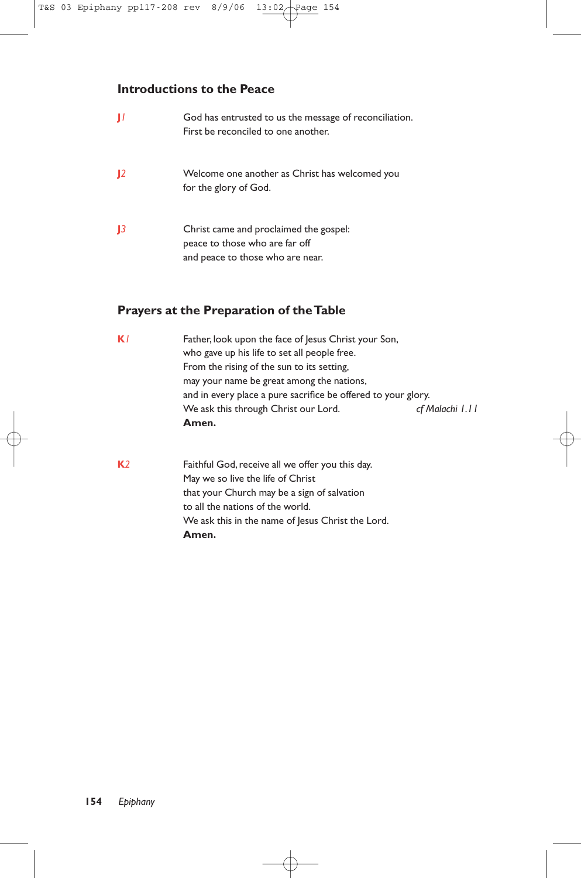## Introductions to the Peace

**J1** God has entrusted to us the message of reconciliation.
First be reconciled to one another.

**J2** Welcome one another as Christ has welcomed you
for the glory of God.

**J3** Christ came and proclaimed the gospel:
peace to those who are far off
and peace to those who are near.

## Prayers at the Preparation of the Table

**K1** Father, look upon the face of Jesus Christ your Son,
who gave up his life to set all people free.
From the rising of the sun to its setting,
may your name be great among the nations,
and in every place a pure sacrifice be offered to your glory.
We ask this through Christ our Lord. *cf Malachi 1.11*
**Amen.**

**K2** Faithful God, receive all we offer you this day.
May we so live the life of Christ
that your Church may be a sign of salvation
to all the nations of the world.
We ask this in the name of Jesus Christ the Lord.
**Amen.**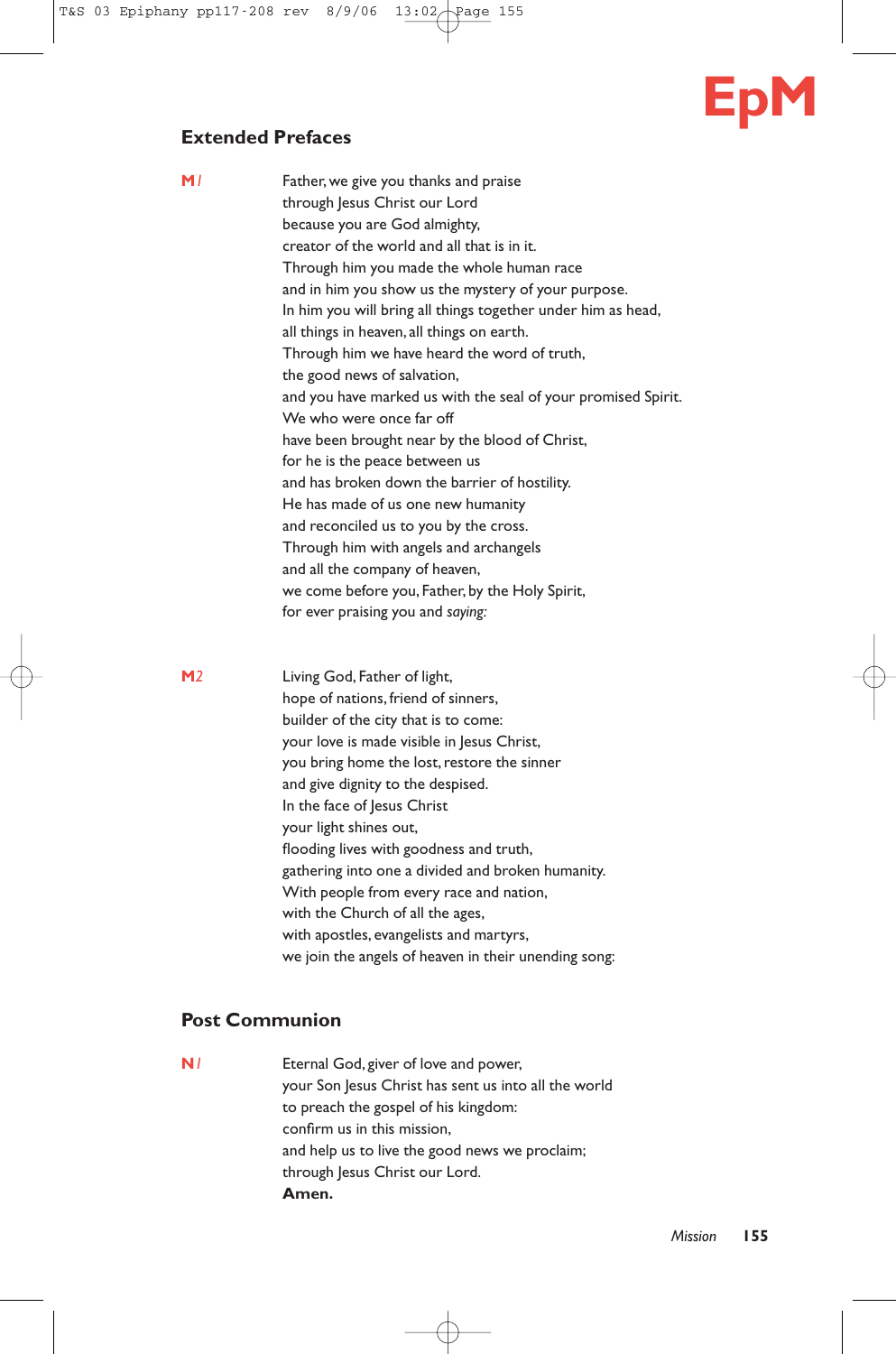EpM

## Extended Prefaces

**M1**

Father, we give you thanks and praise
through Jesus Christ our Lord
because you are God almighty,
creator of the world and all that is in it.
Through him you made the whole human race
and in him you show us the mystery of your purpose.
In him you will bring all things together under him as head,
all things in heaven, all things on earth.
Through him we have heard the word of truth,
the good news of salvation,
and you have marked us with the seal of your promised Spirit.
We who were once far off
have been brought near by the blood of Christ,
for he is the peace between us
and has broken down the barrier of hostility.
He has made of us one new humanity
and reconciled us to you by the cross.
Through him with angels and archangels
and all the company of heaven,
we come before you, Father, by the Holy Spirit,
for ever praising you and *saying:*

**M2**

Living God, Father of light,
hope of nations, friend of sinners,
builder of the city that is to come:
your love is made visible in Jesus Christ,
you bring home the lost, restore the sinner
and give dignity to the despised.
In the face of Jesus Christ
your light shines out,
flooding lives with goodness and truth,
gathering into one a divided and broken humanity.
With people from every race and nation,
with the Church of all the ages,
with apostles, evangelists and martyrs,
we join the angels of heaven in their unending song:

## Post Communion

**N1**

Eternal God, giver of love and power,
your Son Jesus Christ has sent us into all the world
to preach the gospel of his kingdom:
confirm us in this mission,
and help us to live the good news we proclaim;
through Jesus Christ our Lord.
**Amen.**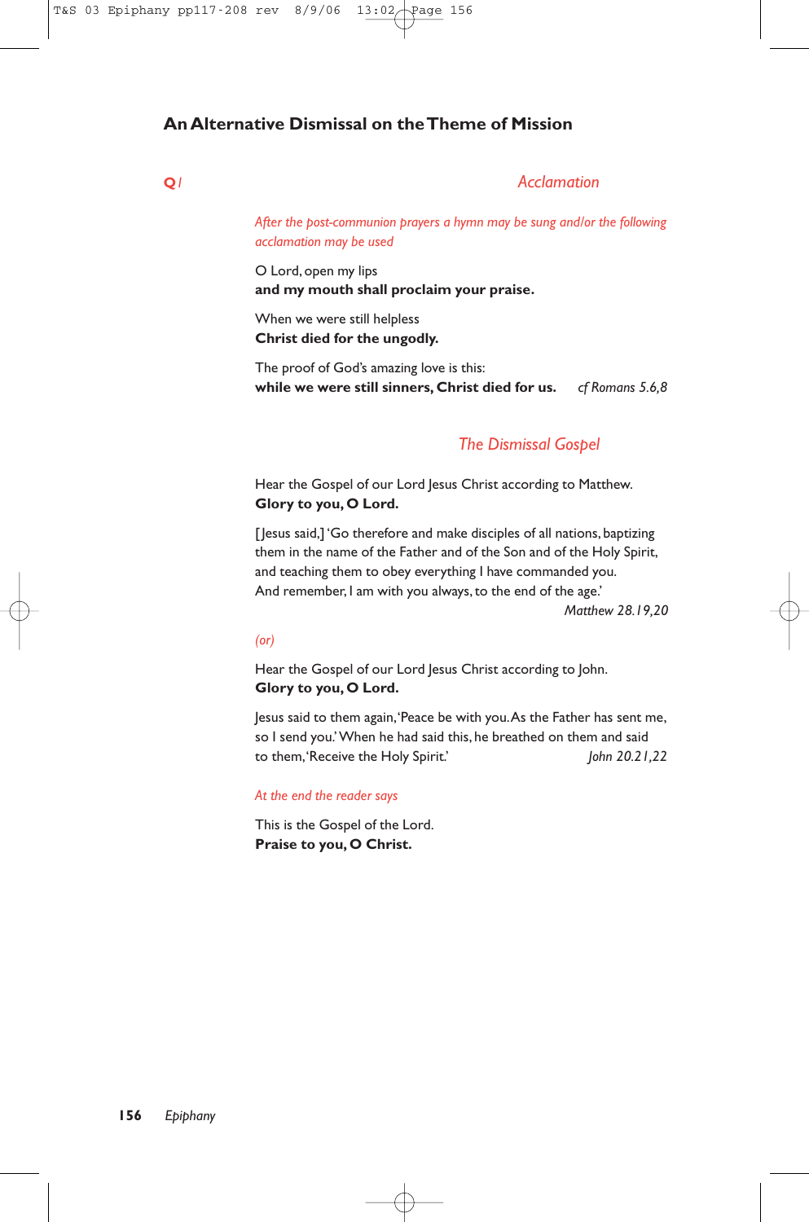## An Alternative Dismissal on the Theme of Mission

**Q1** *Acclamation*

*After the post-communion prayers a hymn may be sung and/or the following acclamation may be used*

O Lord, open my lips
**and my mouth shall proclaim your praise.**

When we were still helpless
**Christ died for the ungodly.**

The proof of God's amazing love is this:
**while we were still sinners, Christ died for us.** *cf Romans 5.6,8*

### *The Dismissal Gospel*

Hear the Gospel of our Lord Jesus Christ according to Matthew.
**Glory to you, O Lord.**

[Jesus said,] 'Go therefore and make disciples of all nations, baptizing them in the name of the Father and of the Son and of the Holy Spirit, and teaching them to obey everything I have commanded you.
And remember, I am with you always, to the end of the age.'
*Matthew 28.19,20*

*(or)*

Hear the Gospel of our Lord Jesus Christ according to John.
**Glory to you, O Lord.**

Jesus said to them again, 'Peace be with you. As the Father has sent me, so I send you.' When he had said this, he breathed on them and said to them, 'Receive the Holy Spirit.' *John 20.21,22*

*At the end the reader says*

This is the Gospel of the Lord.
**Praise to you, O Christ.**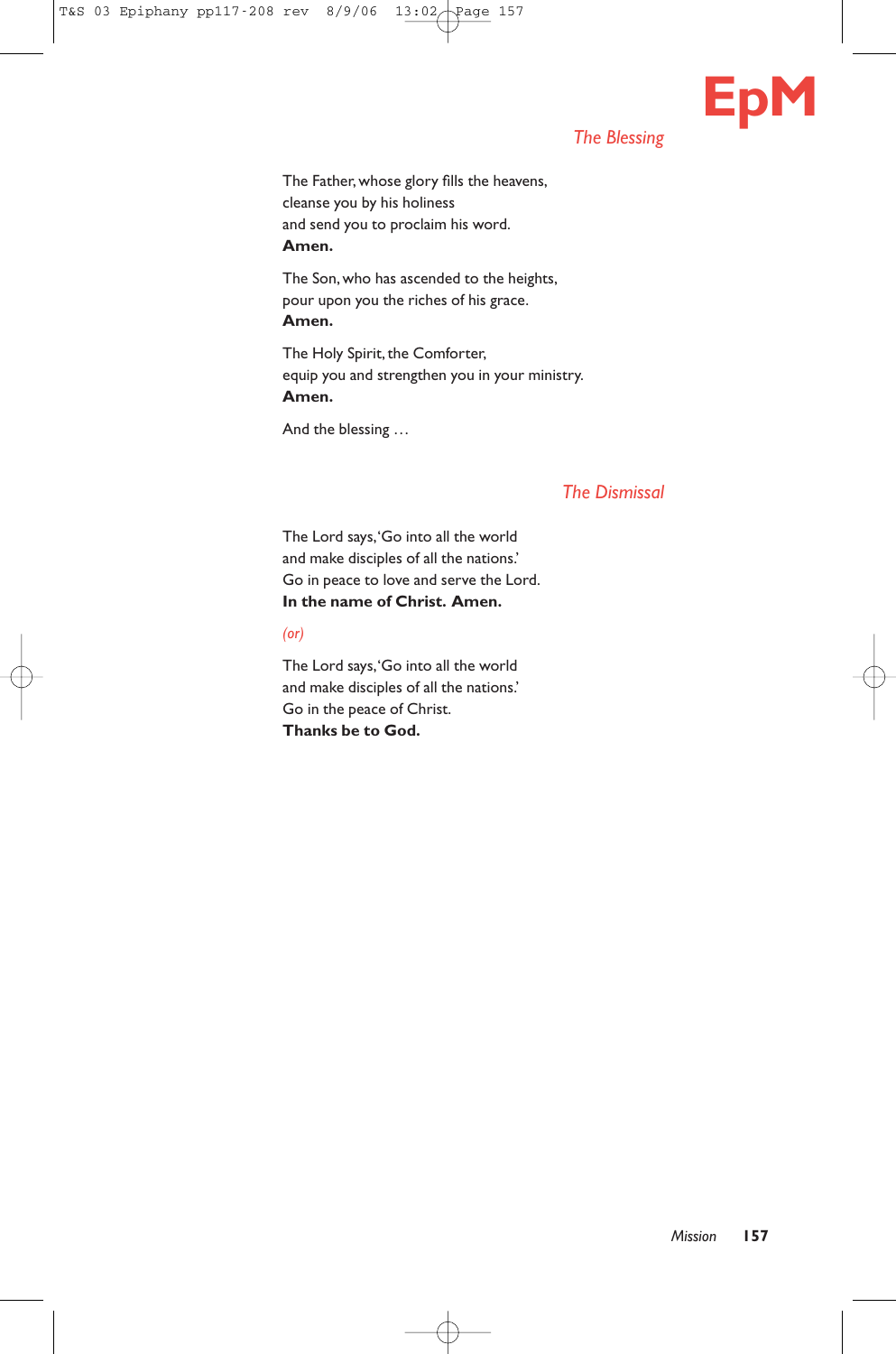## The Blessing

The Father, whose glory fills the heavens,
cleanse you by his holiness
and send you to proclaim his word.
**Amen.**

The Son, who has ascended to the heights,
pour upon you the riches of his grace.
**Amen.**

The Holy Spirit, the Comforter,
equip you and strengthen you in your ministry.
**Amen.**

And the blessing …

## The Dismissal

The Lord says, 'Go into all the world
and make disciples of all the nations.'
Go in peace to love and serve the Lord.
**In the name of Christ. Amen.**

*(or)*

The Lord says, 'Go into all the world
and make disciples of all the nations.'
Go in the peace of Christ.
**Thanks be to God.**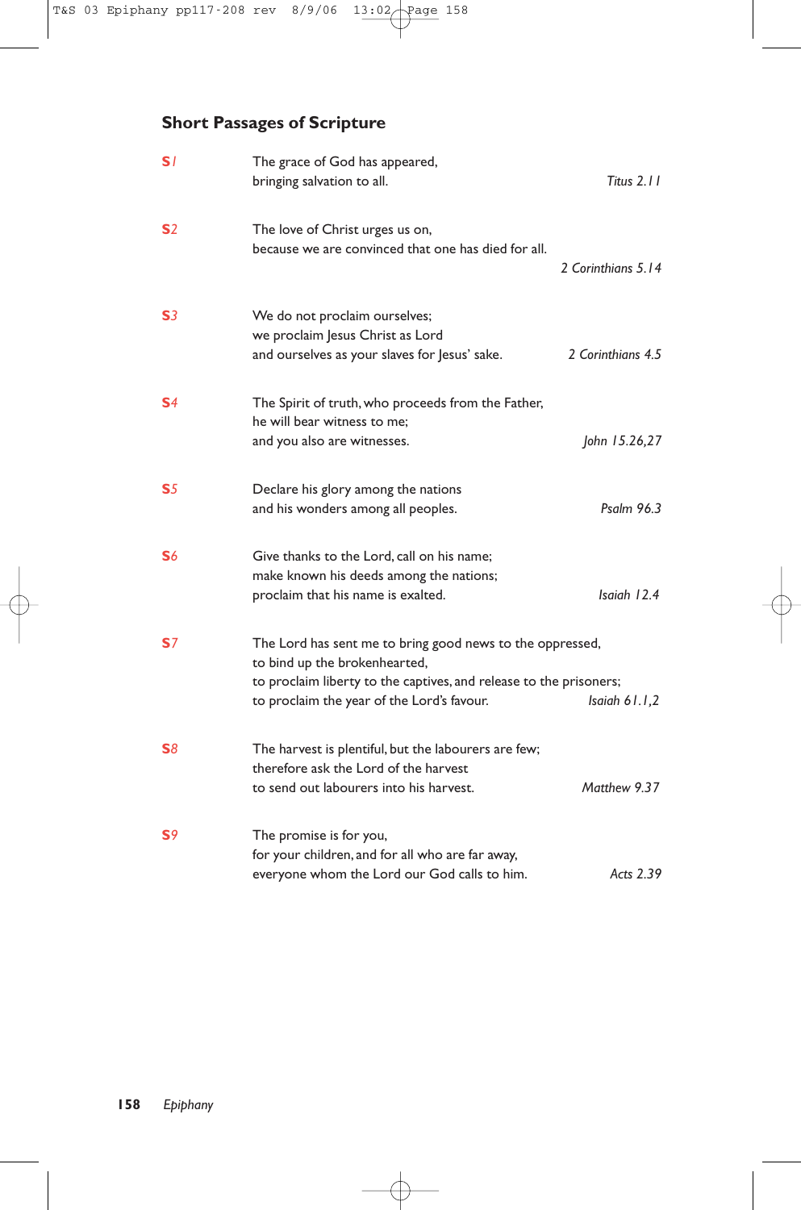## Short Passages of Scripture

**S1** The grace of God has appeared,
bringing salvation to all. *Titus 2.11*

**S2** The love of Christ urges us on,
because we are convinced that one has died for all.
*2 Corinthians 5.14*

**S3** We do not proclaim ourselves;
we proclaim Jesus Christ as Lord
and ourselves as your slaves for Jesus' sake. *2 Corinthians 4.5*

**S4** The Spirit of truth, who proceeds from the Father,
he will bear witness to me;
and you also are witnesses. *John 15.26,27*

**S5** Declare his glory among the nations
and his wonders among all peoples. *Psalm 96.3*

**S6** Give thanks to the Lord, call on his name;
make known his deeds among the nations;
proclaim that his name is exalted. *Isaiah 12.4*

**S7** The Lord has sent me to bring good news to the oppressed,
to bind up the brokenhearted,
to proclaim liberty to the captives, and release to the prisoners;
to proclaim the year of the Lord's favour. *Isaiah 61.1,2*

**S8** The harvest is plentiful, but the labourers are few;
therefore ask the Lord of the harvest
to send out labourers into his harvest. *Matthew 9.37*

**S9** The promise is for you,
for your children, and for all who are far away,
everyone whom the Lord our God calls to him. *Acts 2.39*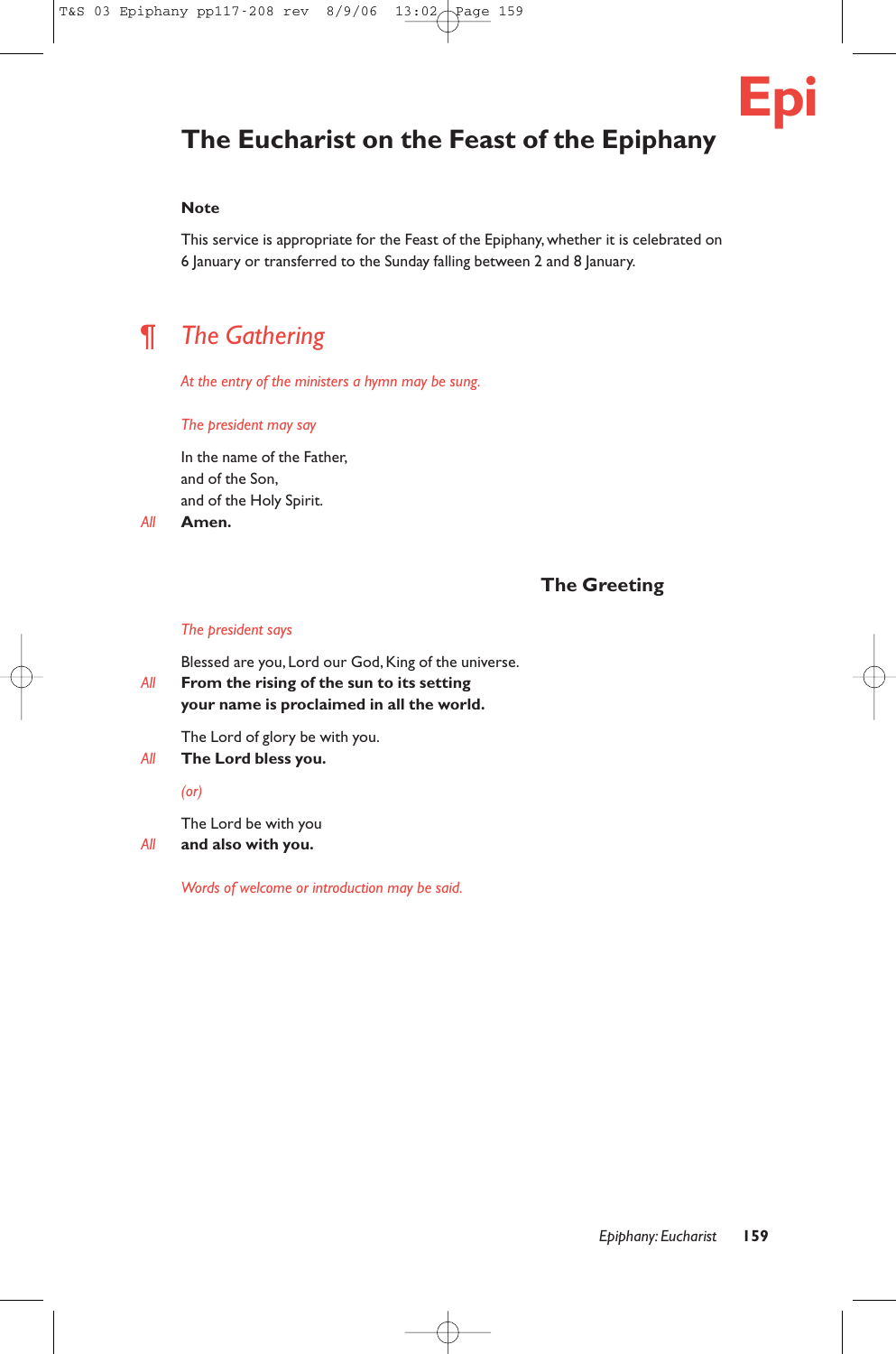Epi

# The Eucharist on the Feast of the Epiphany

### Note

This service is appropriate for the Feast of the Epiphany, whether it is celebrated on 6 January or transferred to the Sunday falling between 2 and 8 January.

## ¶ *The Gathering*

*At the entry of the ministers a hymn may be sung.*

*The president may say*

In the name of the Father,
and of the Son,
and of the Holy Spirit.

*All* **Amen.**

### The Greeting

*The president says*

Blessed are you, Lord our God, King of the universe.

*All* **From the rising of the sun to its setting**
**your name is proclaimed in all the world.**

The Lord of glory be with you.

*All* **The Lord bless you.**

*(or)*

The Lord be with you

*All* **and also with you.**

*Words of welcome or introduction may be said.*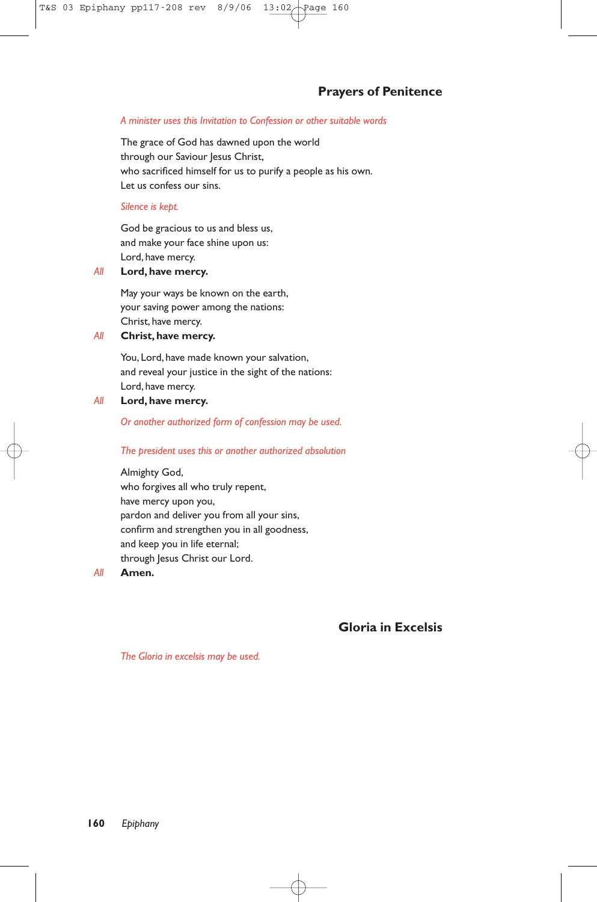## Prayers of Penitence

*A minister uses this Invitation to Confession or other suitable words*

The grace of God has dawned upon the world
through our Saviour Jesus Christ,
who sacrificed himself for us to purify a people as his own.
Let us confess our sins.

*Silence is kept.*

God be gracious to us and bless us,
and make your face shine upon us:
Lord, have mercy.

*All* **Lord, have mercy.**

May your ways be known on the earth,
your saving power among the nations:
Christ, have mercy.

*All* **Christ, have mercy.**

You, Lord, have made known your salvation,
and reveal your justice in the sight of the nations:
Lord, have mercy.

*All* **Lord, have mercy.**

*Or another authorized form of confession may be used.*

*The president uses this or another authorized absolution*

Almighty God,
who forgives all who truly repent,
have mercy upon you,
pardon and deliver you from all your sins,
confirm and strengthen you in all goodness,
and keep you in life eternal;
through Jesus Christ our Lord.

*All* **Amen.**

## Gloria in Excelsis

*The Gloria in excelsis may be used.*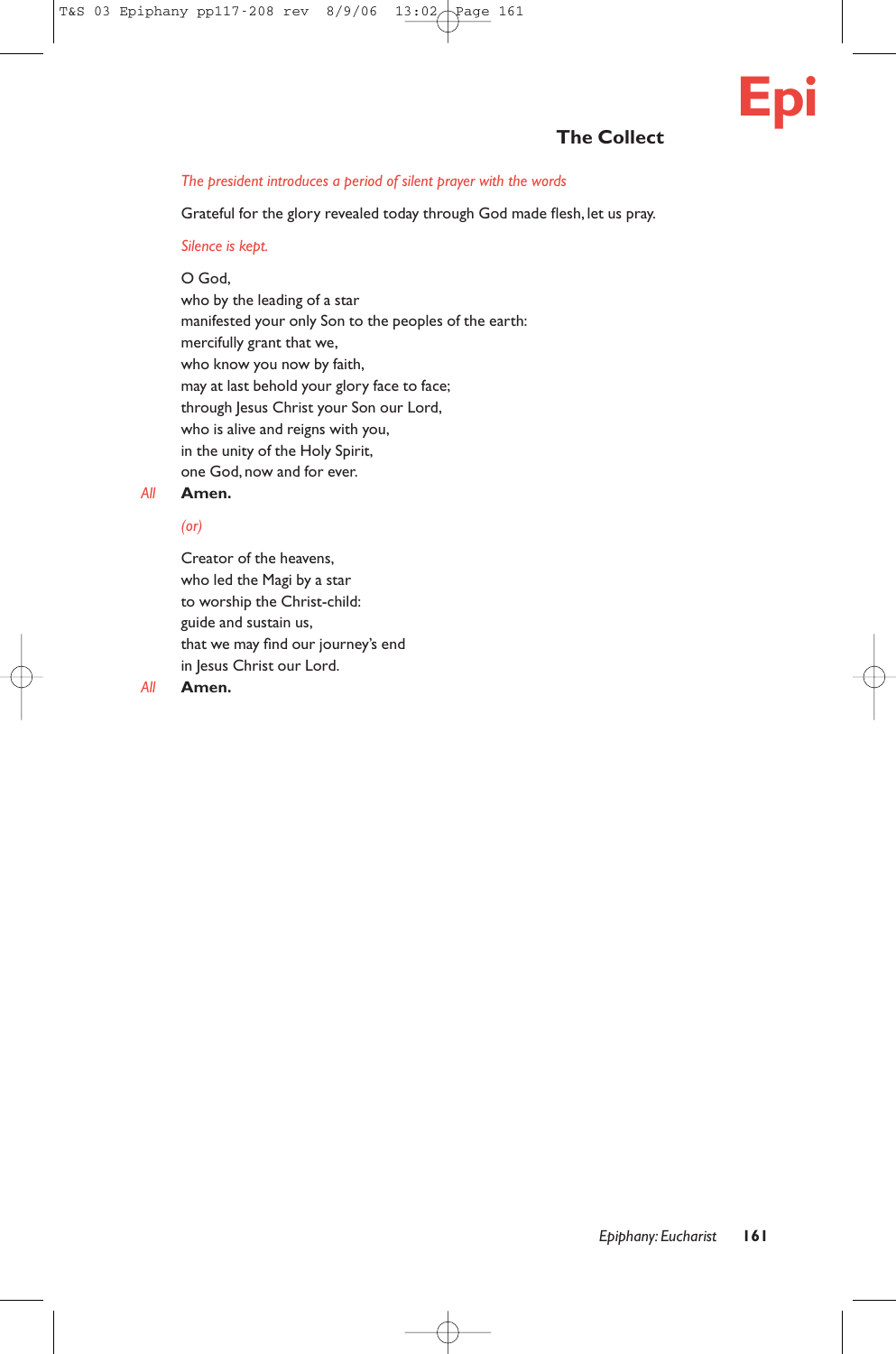## The Collect

*The president introduces a period of silent prayer with the words*

Grateful for the glory revealed today through God made flesh, let us pray.

*Silence is kept.*

O God,
who by the leading of a star
manifested your only Son to the peoples of the earth:
mercifully grant that we,
who know you now by faith,
may at last behold your glory face to face;
through Jesus Christ your Son our Lord,
who is alive and reigns with you,
in the unity of the Holy Spirit,
one God, now and for ever.

*All* **Amen.**

*(or)*

Creator of the heavens,
who led the Magi by a star
to worship the Christ-child:
guide and sustain us,
that we may find our journey's end
in Jesus Christ our Lord.

*All* **Amen.**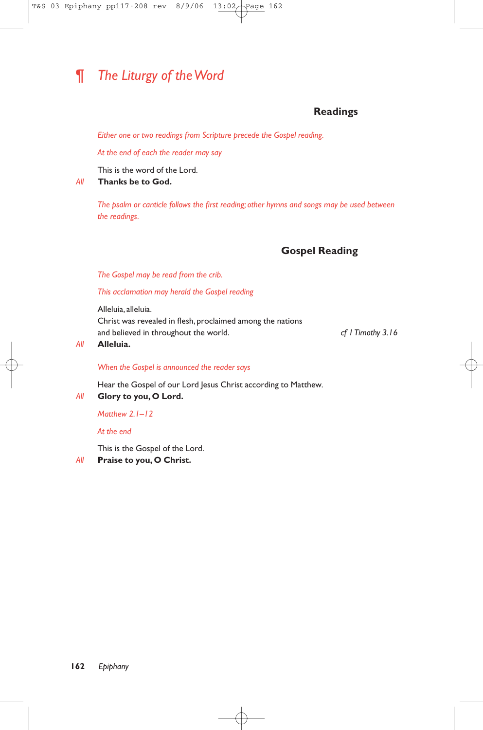# ¶ *The Liturgy of the Word*

### Readings

*Either one or two readings from Scripture precede the Gospel reading.*

*At the end of each the reader may say*

This is the word of the Lord.
*All* **Thanks be to God.**

*The psalm or canticle follows the first reading; other hymns and songs may be used between the readings.*

### Gospel Reading

*The Gospel may be read from the crib.*

*This acclamation may herald the Gospel reading*

Alleluia, alleluia.
Christ was revealed in flesh, proclaimed among the nations
and believed in throughout the world. *cf 1 Timothy 3.16*
*All* **Alleluia.**

*When the Gospel is announced the reader says*

Hear the Gospel of our Lord Jesus Christ according to Matthew.
*All* **Glory to you, O Lord.**

*Matthew 2.1–12*

*At the end*

This is the Gospel of the Lord.
*All* **Praise to you, O Christ.**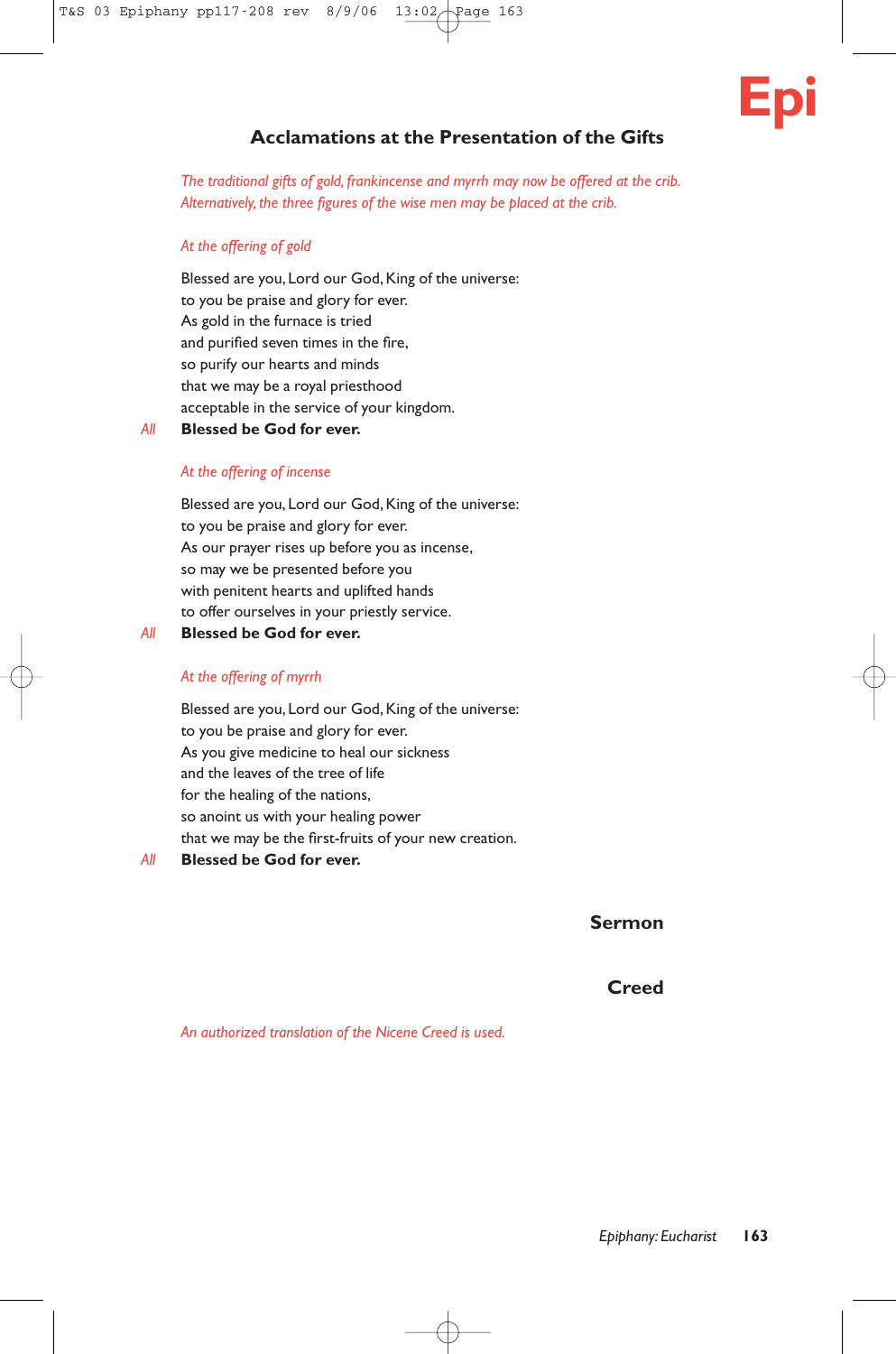## Acclamations at the Presentation of the Gifts

*The traditional gifts of gold, frankincense and myrrh may now be offered at the crib. Alternatively, the three figures of the wise men may be placed at the crib.*

*At the offering of gold*

Blessed are you, Lord our God, King of the universe:
to you be praise and glory for ever.
As gold in the furnace is tried
and purified seven times in the fire,
so purify our hearts and minds
that we may be a royal priesthood
acceptable in the service of your kingdom.

*All* **Blessed be God for ever.**

*At the offering of incense*

Blessed are you, Lord our God, King of the universe:
to you be praise and glory for ever.
As our prayer rises up before you as incense,
so may we be presented before you
with penitent hearts and uplifted hands
to offer ourselves in your priestly service.

*All* **Blessed be God for ever.**

*At the offering of myrrh*

Blessed are you, Lord our God, King of the universe:
to you be praise and glory for ever.
As you give medicine to heal our sickness
and the leaves of the tree of life
for the healing of the nations,
so anoint us with your healing power
that we may be the first-fruits of your new creation.

*All* **Blessed be God for ever.**

## Sermon

## Creed

*An authorized translation of the Nicene Creed is used.*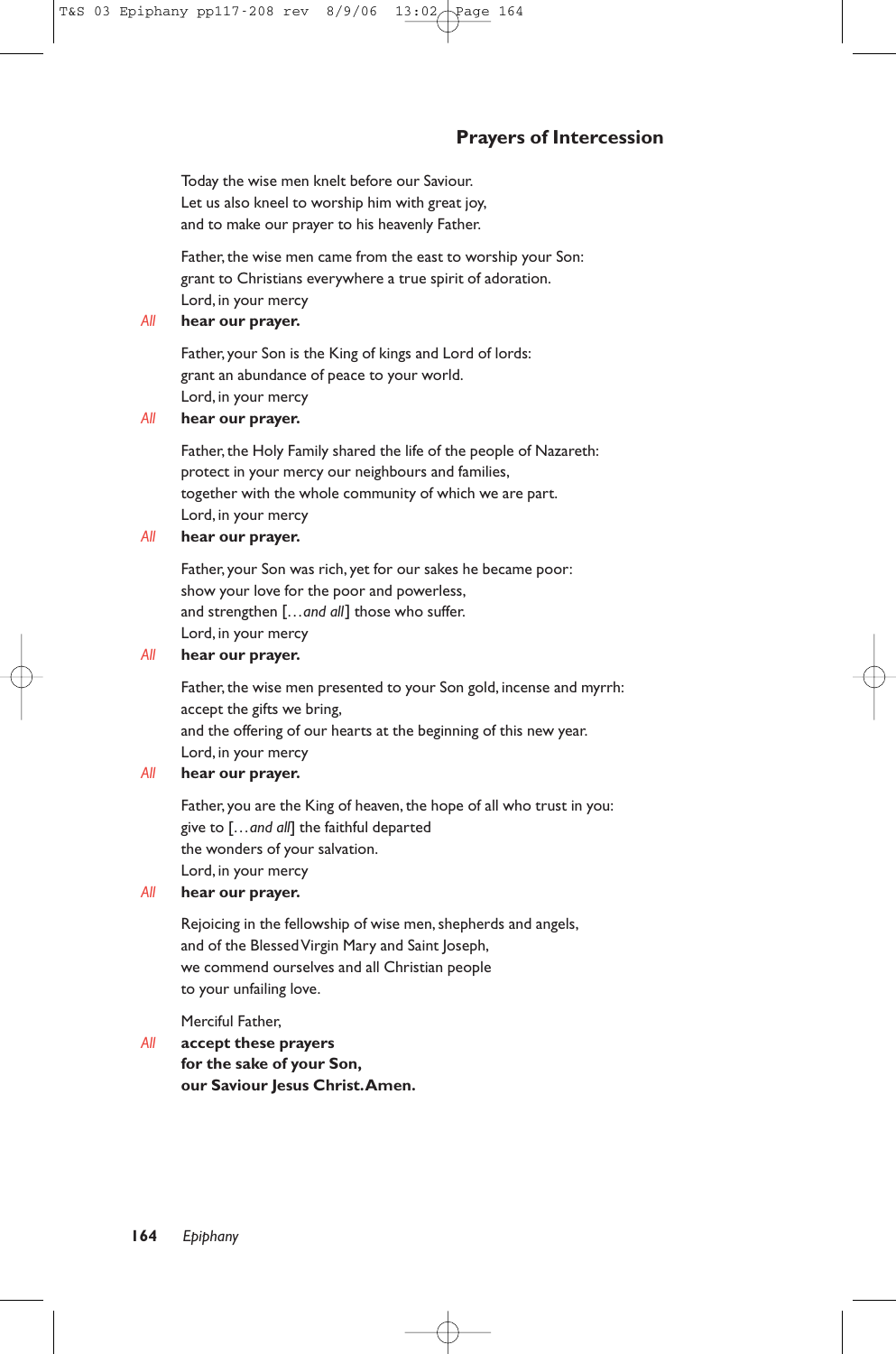## Prayers of Intercession

Today the wise men knelt before our Saviour.
Let us also kneel to worship him with great joy,
and to make our prayer to his heavenly Father.

Father, the wise men came from the east to worship your Son:
grant to Christians everywhere a true spirit of adoration.
Lord, in your mercy

*All* **hear our prayer.**

Father, your Son is the King of kings and Lord of lords:
grant an abundance of peace to your world.
Lord, in your mercy

*All* **hear our prayer.**

Father, the Holy Family shared the life of the people of Nazareth:
protect in your mercy our neighbours and families,
together with the whole community of which we are part.
Lord, in your mercy

*All* **hear our prayer.**

Father, your Son was rich, yet for our sakes he became poor:
show your love for the poor and powerless,
and strengthen [… *and all*] those who suffer.
Lord, in your mercy

*All* **hear our prayer.**

Father, the wise men presented to your Son gold, incense and myrrh:
accept the gifts we bring,
and the offering of our hearts at the beginning of this new year.
Lord, in your mercy

*All* **hear our prayer.**

Father, you are the King of heaven, the hope of all who trust in you:
give to [… *and all*] the faithful departed
the wonders of your salvation.
Lord, in your mercy

*All* **hear our prayer.**

Rejoicing in the fellowship of wise men, shepherds and angels,
and of the Blessed Virgin Mary and Saint Joseph,
we commend ourselves and all Christian people
to your unfailing love.

Merciful Father,

*All* **accept these prayers**
**for the sake of your Son,**
**our Saviour Jesus Christ. Amen.**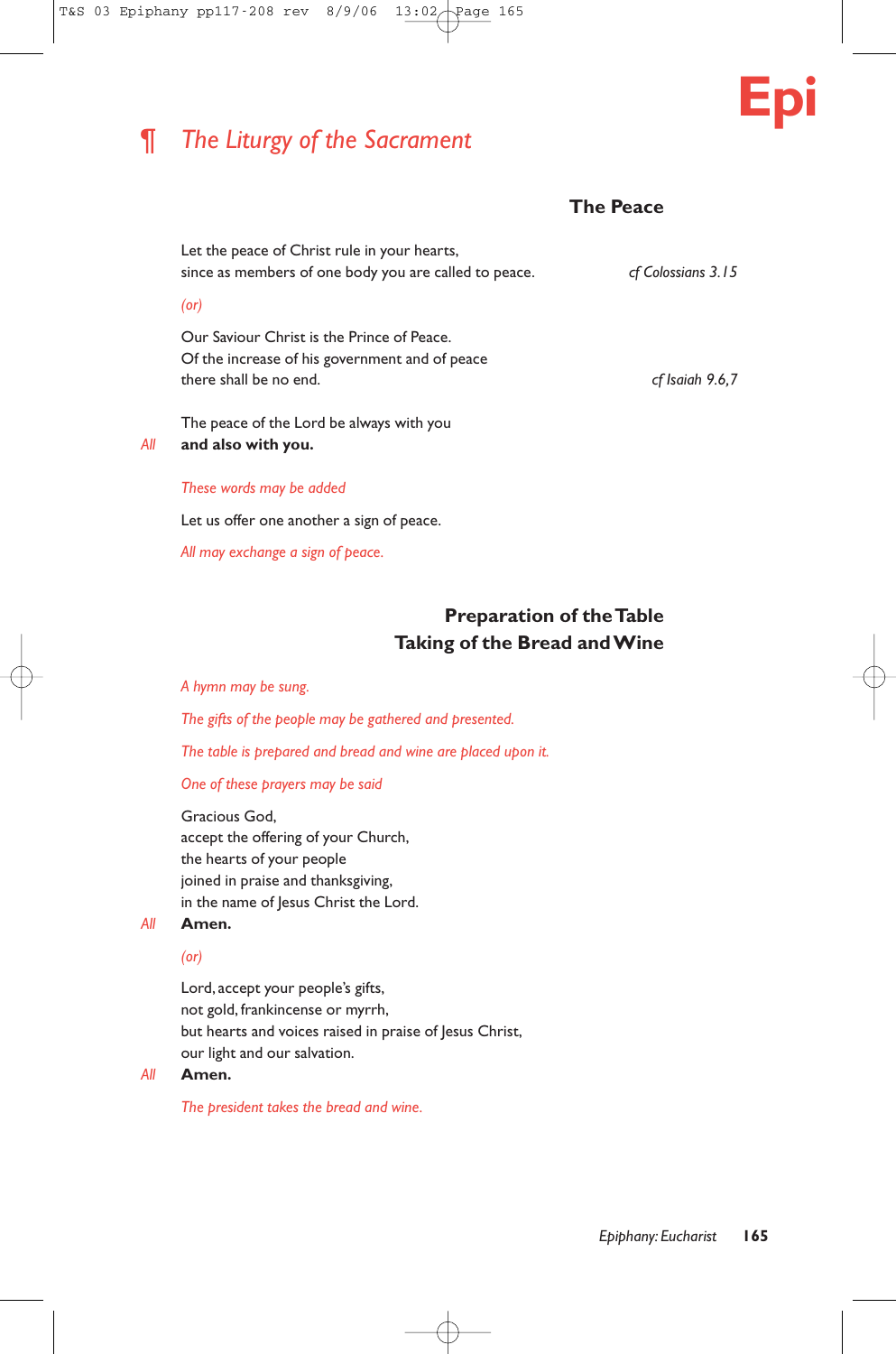# ¶ *The Liturgy of the Sacrament*

## The Peace

Let the peace of Christ rule in your hearts,
since as members of one body you are called to peace. *cf Colossians 3.15*

*(or)*

Our Saviour Christ is the Prince of Peace.
Of the increase of his government and of peace
there shall be no end. *cf Isaiah 9.6,7*

The peace of the Lord be always with you
*All* **and also with you.**

*These words may be added*

Let us offer one another a sign of peace.

*All may exchange a sign of peace.*

## Preparation of the Table
## Taking of the Bread and Wine

*A hymn may be sung.*

*The gifts of the people may be gathered and presented.*

*The table is prepared and bread and wine are placed upon it.*

*One of these prayers may be said*

Gracious God,
accept the offering of your Church,
the hearts of your people
joined in praise and thanksgiving,
in the name of Jesus Christ the Lord.
*All* **Amen.**

*(or)*

Lord, accept your people's gifts,
not gold, frankincense or myrrh,
but hearts and voices raised in praise of Jesus Christ,
our light and our salvation.
*All* **Amen.**

*The president takes the bread and wine.*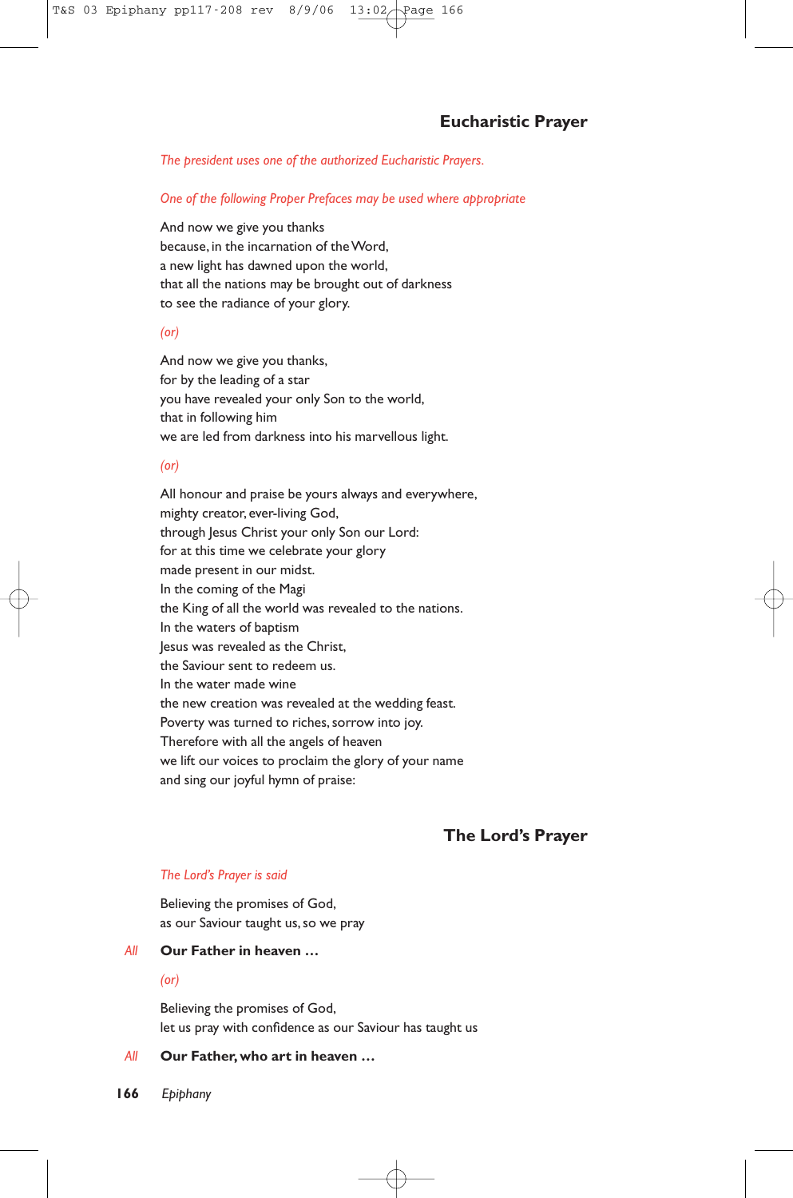## Eucharistic Prayer

*The president uses one of the authorized Eucharistic Prayers.*

*One of the following Proper Prefaces may be used where appropriate*

And now we give you thanks
because, in the incarnation of the Word,
a new light has dawned upon the world,
that all the nations may be brought out of darkness
to see the radiance of your glory.

*(or)*

And now we give you thanks,
for by the leading of a star
you have revealed your only Son to the world,
that in following him
we are led from darkness into his marvellous light.

*(or)*

All honour and praise be yours always and everywhere,
mighty creator, ever-living God,
through Jesus Christ your only Son our Lord:
for at this time we celebrate your glory
made present in our midst.
In the coming of the Magi
the King of all the world was revealed to the nations.
In the waters of baptism
Jesus was revealed as the Christ,
the Saviour sent to redeem us.
In the water made wine
the new creation was revealed at the wedding feast.
Poverty was turned to riches, sorrow into joy.
Therefore with all the angels of heaven
we lift our voices to proclaim the glory of your name
and sing our joyful hymn of praise:

## The Lord's Prayer

*The Lord's Prayer is said*

Believing the promises of God,
as our Saviour taught us, so we pray

*All* **Our Father in heaven …**

*(or)*

Believing the promises of God,
let us pray with confidence as our Saviour has taught us

*All* **Our Father, who art in heaven …**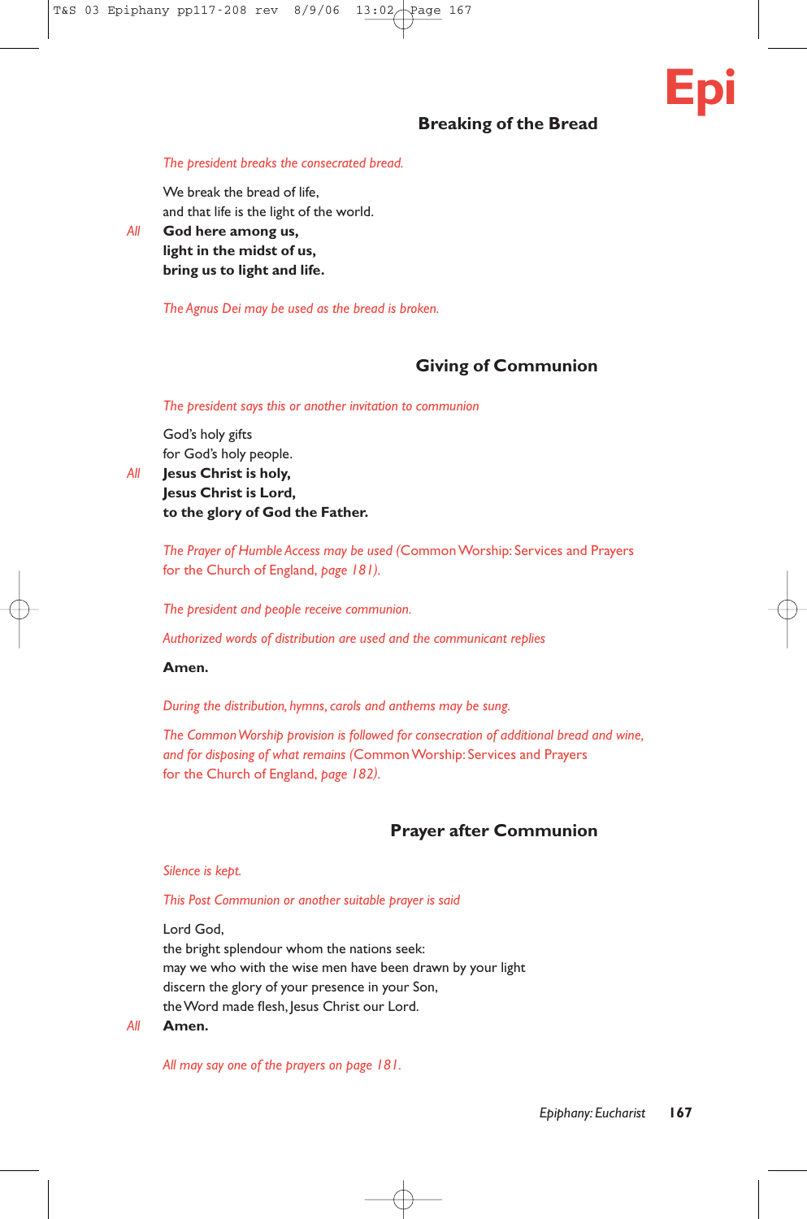## Breaking of the Bread

*The president breaks the consecrated bread.*

We break the bread of life,
and that life is the light of the world.

*All* **God here among us,**
**light in the midst of us,**
**bring us to light and life.**

*The Agnus Dei may be used as the bread is broken.*

## Giving of Communion

*The president says this or another invitation to communion*

God's holy gifts
for God's holy people.

*All* **Jesus Christ is holy,**
**Jesus Christ is Lord,**
**to the glory of God the Father.**

*The Prayer of Humble Access may be used* (Common Worship: Services and Prayers for the Church of England, *page 181).*

*The president and people receive communion.*

*Authorized words of distribution are used and the communicant replies*

**Amen.**

*During the distribution, hymns, carols and anthems may be sung.*

*The Common Worship provision is followed for consecration of additional bread and wine, and for disposing of what remains* (Common Worship: Services and Prayers for the Church of England, *page 182).*

## Prayer after Communion

*Silence is kept.*

*This Post Communion or another suitable prayer is said*

Lord God,
the bright splendour whom the nations seek:
may we who with the wise men have been drawn by your light
discern the glory of your presence in your Son,
the Word made flesh, Jesus Christ our Lord.

*All* **Amen.**

*All may say one of the prayers on page 181.*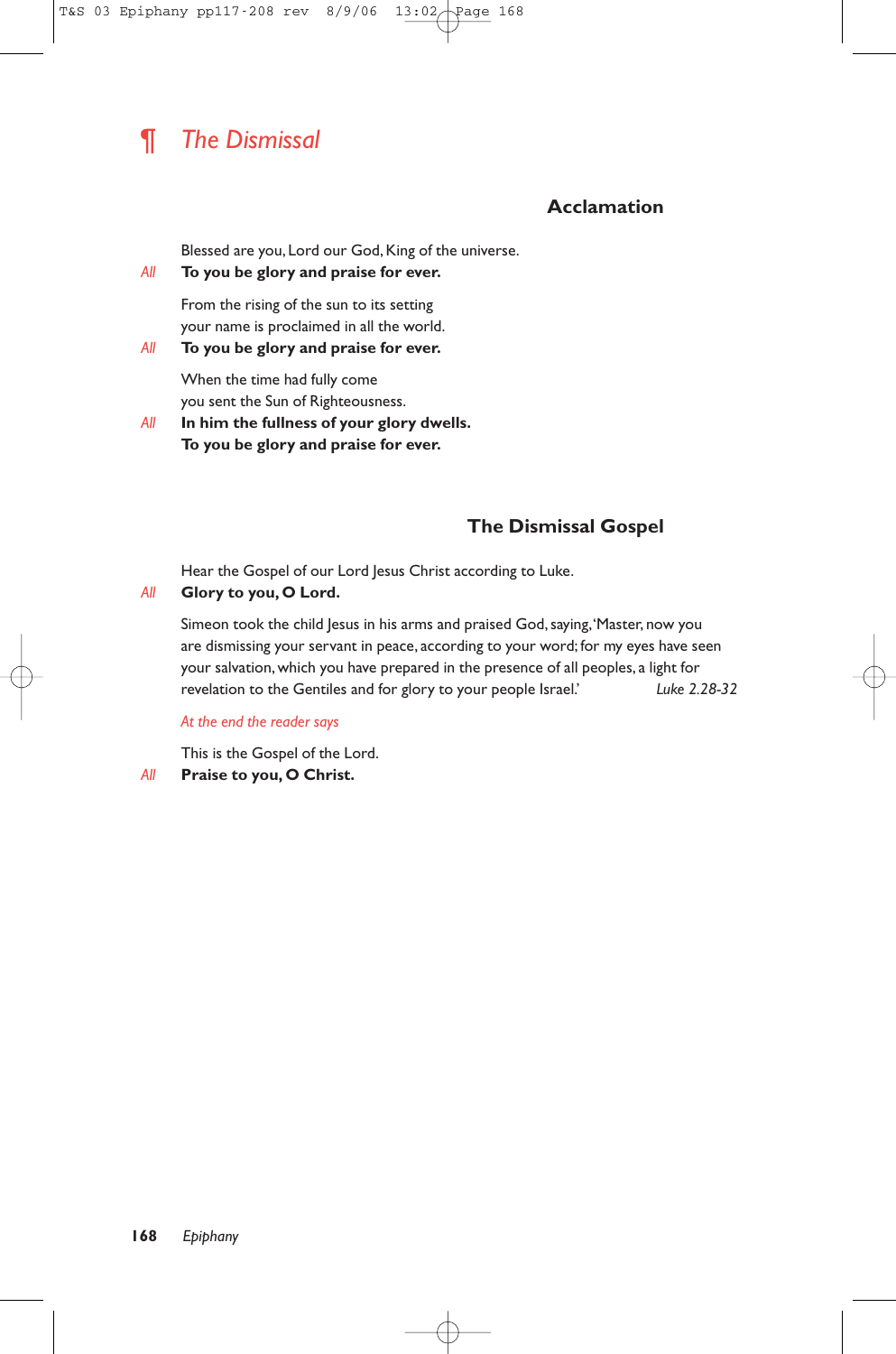# ¶ *The Dismissal*

### Acclamation

Blessed are you, Lord our God, King of the universe.

*All* **To you be glory and praise for ever.**

From the rising of the sun to its setting
your name is proclaimed in all the world.

*All* **To you be glory and praise for ever.**

When the time had fully come
you sent the Sun of Righteousness.

*All* **In him the fullness of your glory dwells.**
**To you be glory and praise for ever.**

### The Dismissal Gospel

Hear the Gospel of our Lord Jesus Christ according to Luke.

*All* **Glory to you, O Lord.**

Simeon took the child Jesus in his arms and praised God, saying, 'Master, now you are dismissing your servant in peace, according to your word; for my eyes have seen your salvation, which you have prepared in the presence of all peoples, a light for revelation to the Gentiles and for glory to your people Israel.' *Luke 2.28-32*

*At the end the reader says*

This is the Gospel of the Lord.

*All* **Praise to you, O Christ.**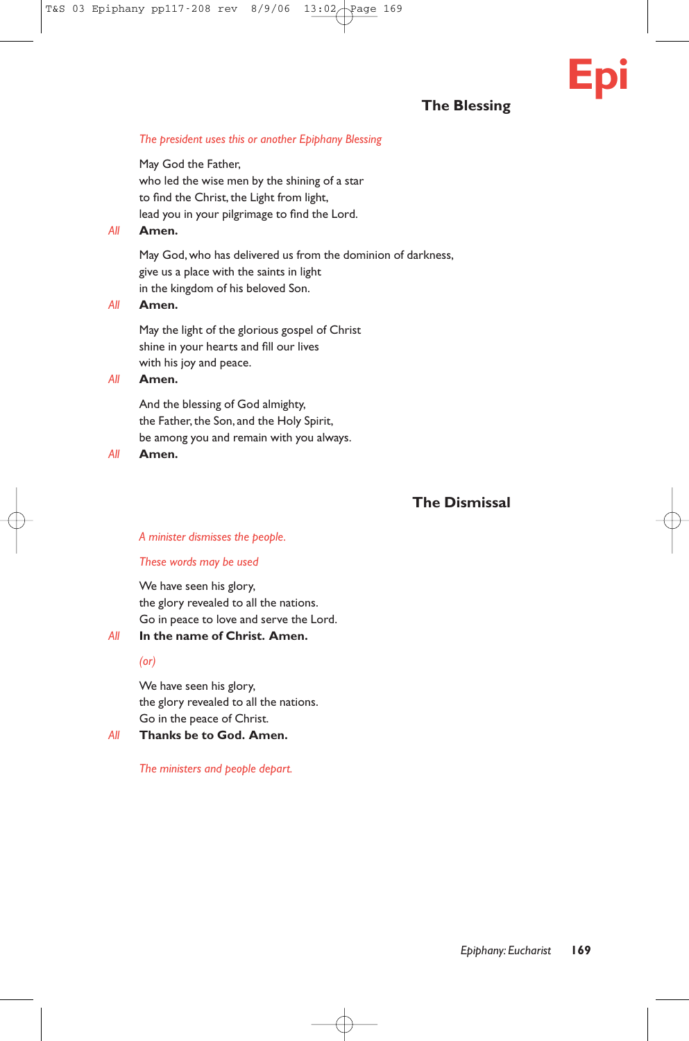## The Blessing

*The president uses this or another Epiphany Blessing*

May God the Father,
who led the wise men by the shining of a star
to find the Christ, the Light from light,
lead you in your pilgrimage to find the Lord.

*All* **Amen.**

May God, who has delivered us from the dominion of darkness,
give us a place with the saints in light
in the kingdom of his beloved Son.

*All* **Amen.**

May the light of the glorious gospel of Christ
shine in your hearts and fill our lives
with his joy and peace.

*All* **Amen.**

And the blessing of God almighty,
the Father, the Son, and the Holy Spirit,
be among you and remain with you always.

*All* **Amen.**

## The Dismissal

*A minister dismisses the people.*

*These words may be used*

We have seen his glory,
the glory revealed to all the nations.
Go in peace to love and serve the Lord.

*All* **In the name of Christ. Amen.**

*(or)*

We have seen his glory,
the glory revealed to all the nations.
Go in the peace of Christ.

*All* **Thanks be to God. Amen.**

*The ministers and people depart.*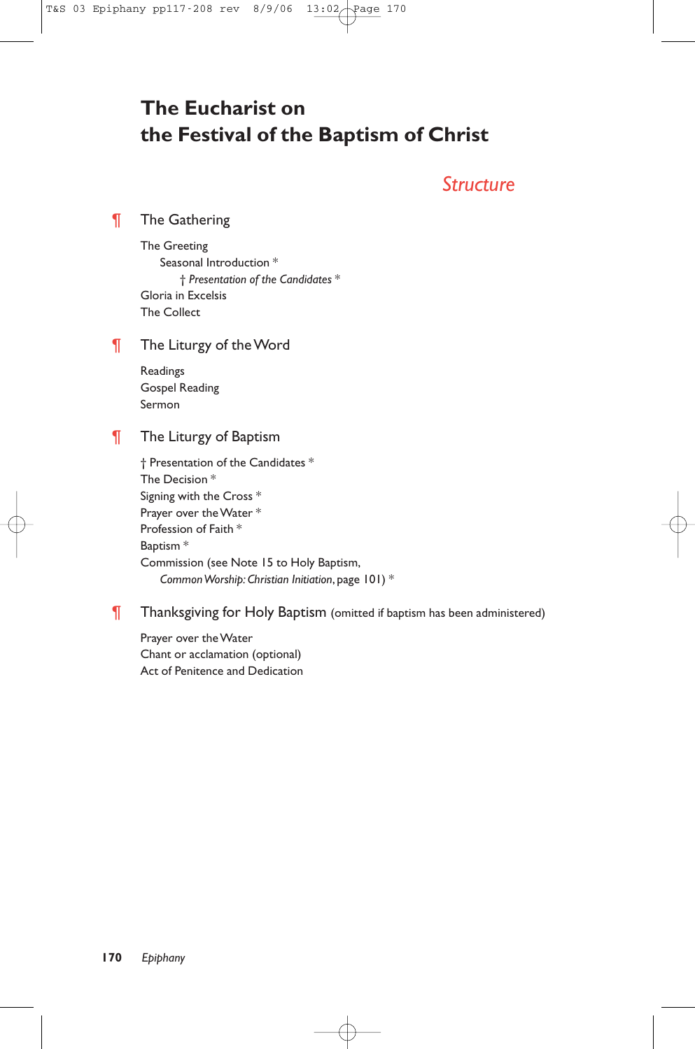# The Eucharist on the Festival of the Baptism of Christ

## *Structure*

¶ **The Gathering**

The Greeting
  Seasonal Introduction *
    † *Presentation of the Candidates* *
Gloria in Excelsis
The Collect

¶ **The Liturgy of the Word**

Readings
Gospel Reading
Sermon

¶ **The Liturgy of Baptism**

† Presentation of the Candidates *
The Decision *
Signing with the Cross *
Prayer over the Water *
Profession of Faith *
Baptism *
Commission (see Note 15 to Holy Baptism,
  *Common Worship: Christian Initiation*, page 101) *

¶ **Thanksgiving for Holy Baptism** (omitted if baptism has been administered)

Prayer over the Water
Chant or acclamation (optional)
Act of Penitence and Dedication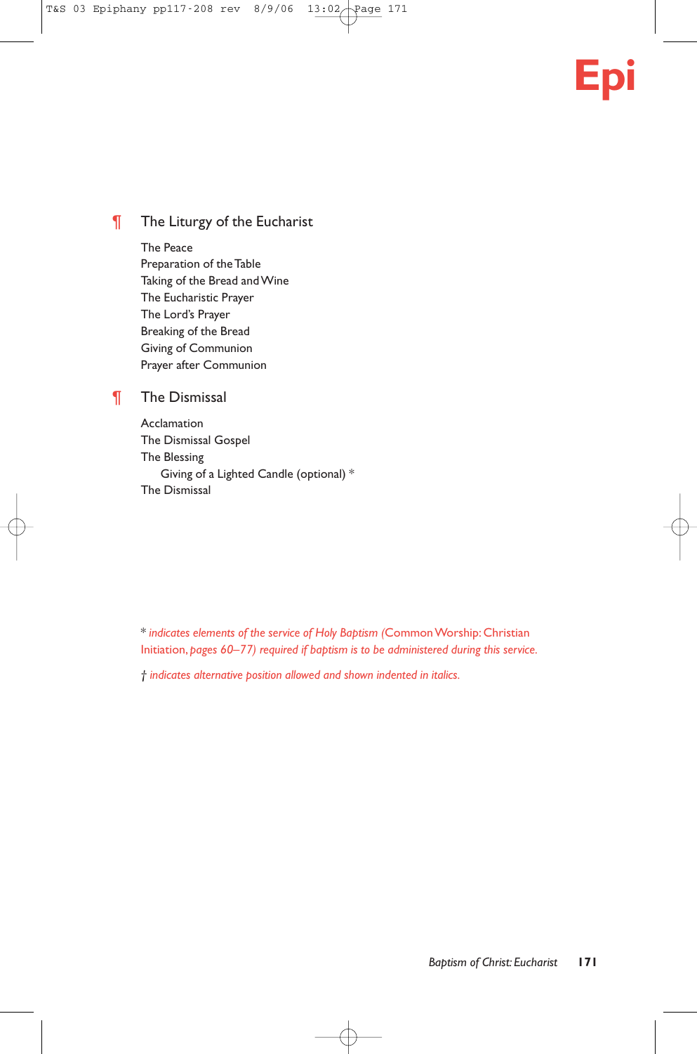## ¶ The Liturgy of the Eucharist

The Peace
Preparation of the Table
Taking of the Bread and Wine
The Eucharistic Prayer
The Lord's Prayer
Breaking of the Bread
Giving of Communion
Prayer after Communion

## ¶ The Dismissal

Acclamation
The Dismissal Gospel
The Blessing
  Giving of a Lighted Candle (optional) *
The Dismissal

* *indicates elements of the service of Holy Baptism (*Common Worship: Christian Initiation*, pages 60–77) required if baptism is to be administered during this service.*

† *indicates alternative position allowed and shown indented in italics.*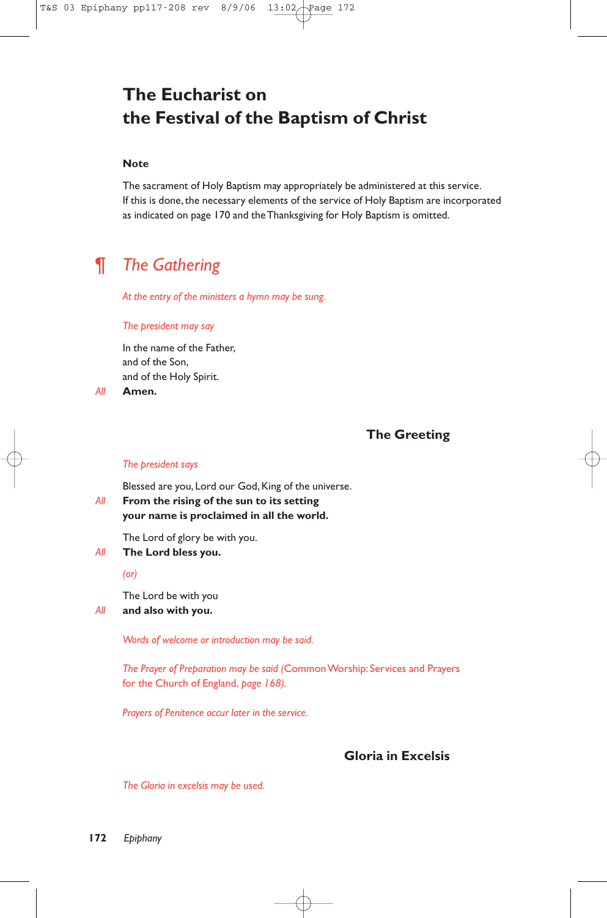# The Eucharist on the Festival of the Baptism of Christ

### Note

The sacrament of Holy Baptism may appropriately be administered at this service. If this is done, the necessary elements of the service of Holy Baptism are incorporated as indicated on page 170 and the Thanksgiving for Holy Baptism is omitted.

## ¶ *The Gathering*

*At the entry of the ministers a hymn may be sung.*

*The president may say*

In the name of the Father,
and of the Son,
and of the Holy Spirit.
*All* **Amen.**

### The Greeting

*The president says*

Blessed are you, Lord our God, King of the universe.
*All* **From the rising of the sun to its setting
your name is proclaimed in all the world.**

The Lord of glory be with you.
*All* **The Lord bless you.**

*(or)*

The Lord be with you
*All* **and also with you.**

*Words of welcome or introduction may be said.*

*The Prayer of Preparation may be said (*Common Worship: Services and Prayers for the Church of England, *page 168).*

*Prayers of Penitence occur later in the service.*

### Gloria in Excelsis

*The Gloria in excelsis may be used.*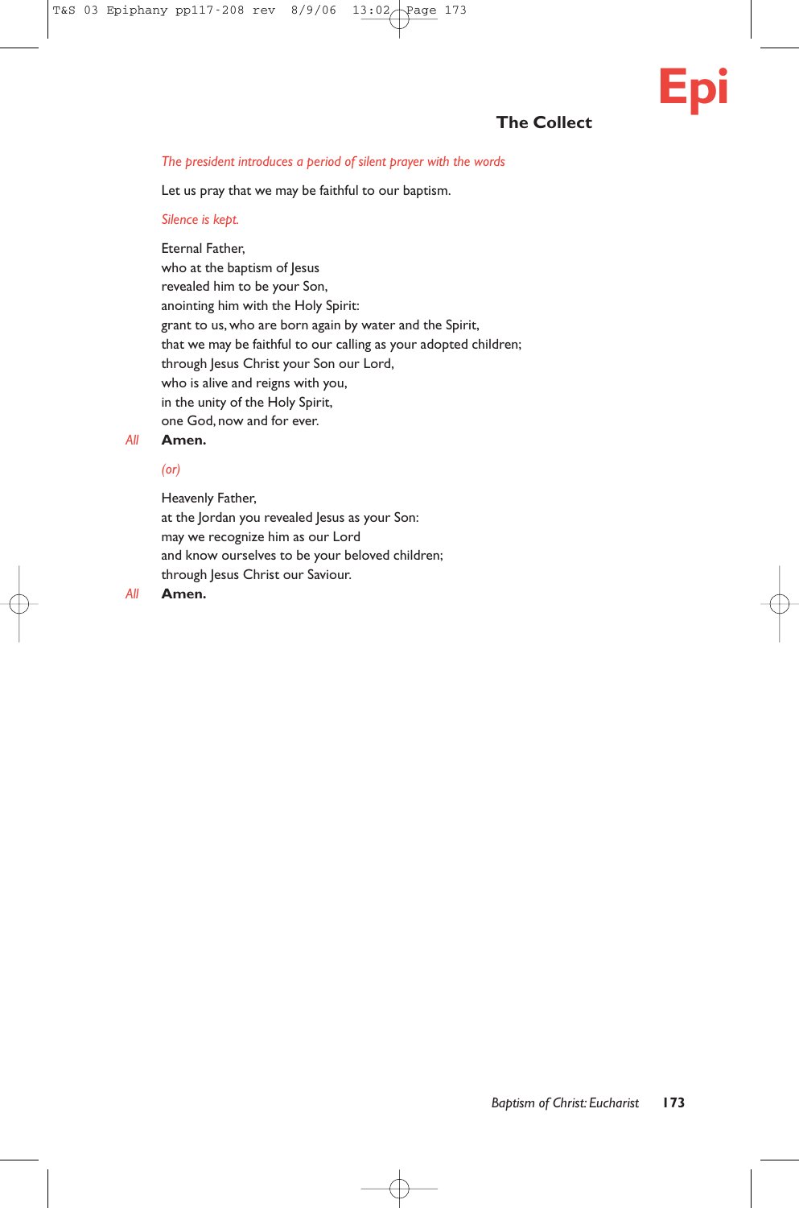## The Collect

*The president introduces a period of silent prayer with the words*

Let us pray that we may be faithful to our baptism.

*Silence is kept.*

Eternal Father,
who at the baptism of Jesus
revealed him to be your Son,
anointing him with the Holy Spirit:
grant to us, who are born again by water and the Spirit,
that we may be faithful to our calling as your adopted children;
through Jesus Christ your Son our Lord,
who is alive and reigns with you,
in the unity of the Holy Spirit,
one God, now and for ever.

*All* **Amen.**

*(or)*

Heavenly Father,
at the Jordan you revealed Jesus as your Son:
may we recognize him as our Lord
and know ourselves to be your beloved children;
through Jesus Christ our Saviour.

*All* **Amen.**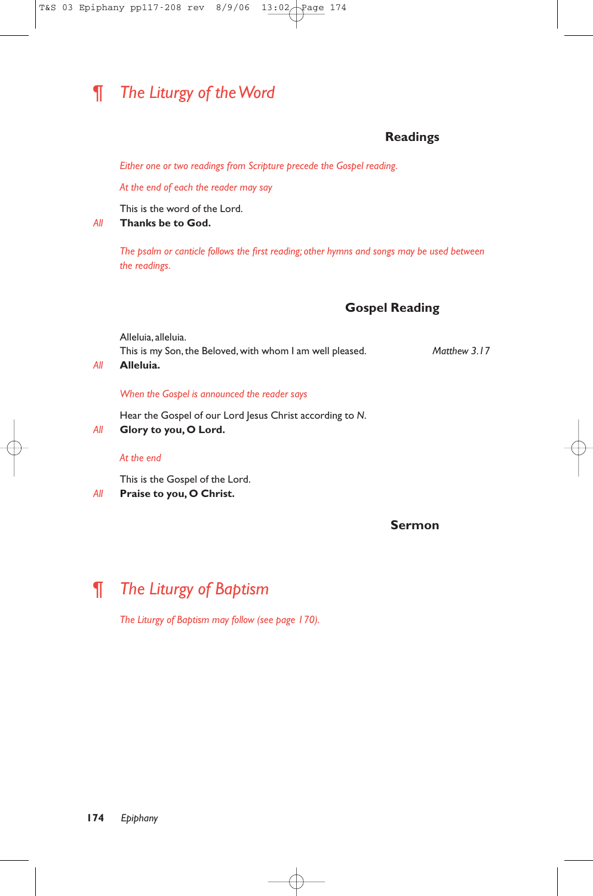# ¶ *The Liturgy of the Word*

## Readings

*Either one or two readings from Scripture precede the Gospel reading.*

*At the end of each the reader may say*

This is the word of the Lord.
*All* **Thanks be to God.**

*The psalm or canticle follows the first reading; other hymns and songs may be used between the readings.*

## Gospel Reading

Alleluia, alleluia.
This is my Son, the Beloved, with whom I am well pleased. *Matthew 3.17*
*All* **Alleluia.**

*When the Gospel is announced the reader says*

Hear the Gospel of our Lord Jesus Christ according to *N*.
*All* **Glory to you, O Lord.**

*At the end*

This is the Gospel of the Lord.
*All* **Praise to you, O Christ.**

## Sermon

# ¶ *The Liturgy of Baptism*

*The Liturgy of Baptism may follow (see page 170).*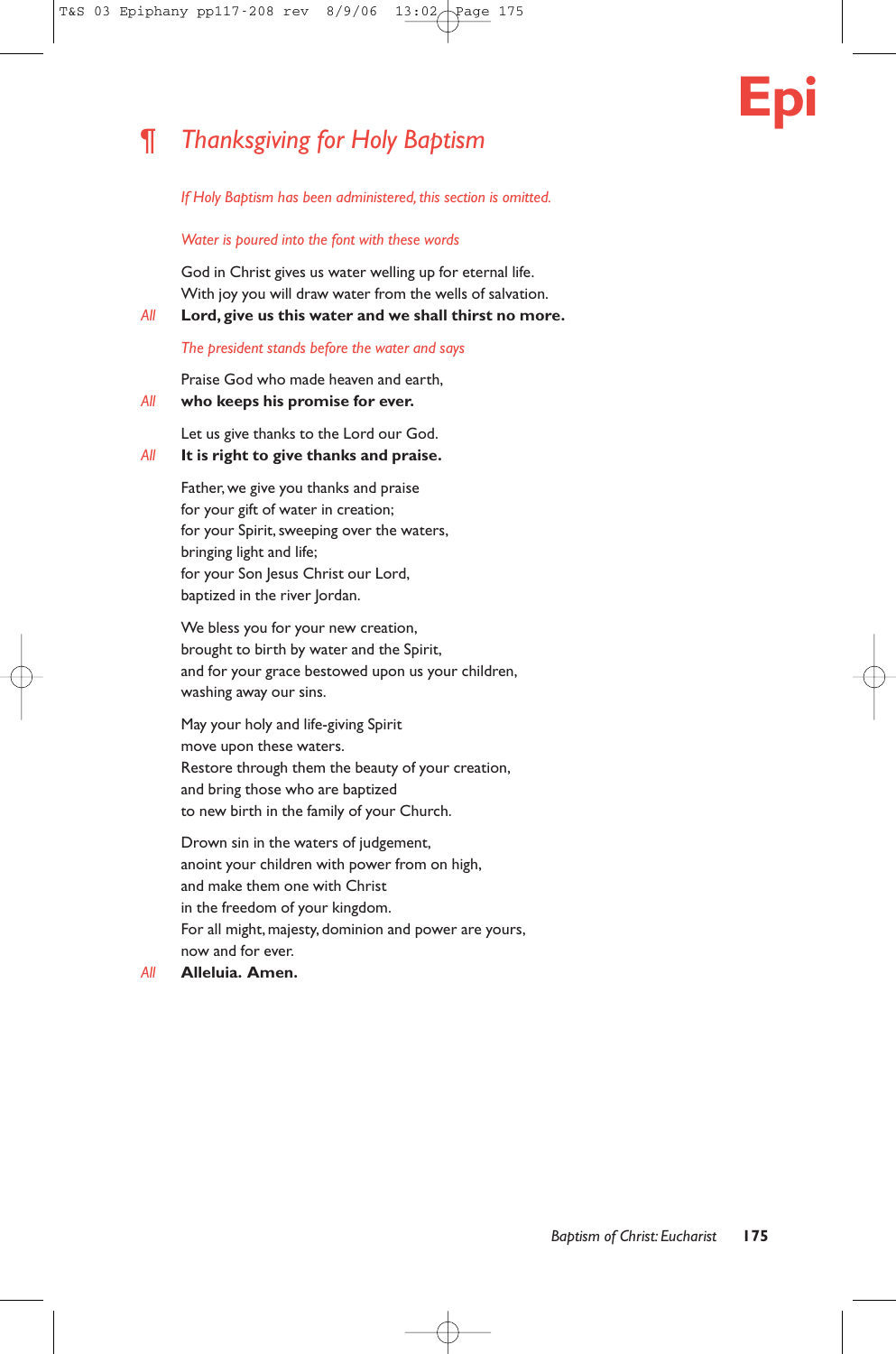## ¶ *Thanksgiving for Holy Baptism*

*If Holy Baptism has been administered, this section is omitted.*

*Water is poured into the font with these words*

God in Christ gives us water welling up for eternal life.
With joy you will draw water from the wells of salvation.

*All* **Lord, give us this water and we shall thirst no more.**

*The president stands before the water and says*

Praise God who made heaven and earth,

*All* **who keeps his promise for ever.**

Let us give thanks to the Lord our God.

*All* **It is right to give thanks and praise.**

Father, we give you thanks and praise
for your gift of water in creation;
for your Spirit, sweeping over the waters,
bringing light and life;
for your Son Jesus Christ our Lord,
baptized in the river Jordan.

We bless you for your new creation,
brought to birth by water and the Spirit,
and for your grace bestowed upon us your children,
washing away our sins.

May your holy and life-giving Spirit
move upon these waters.
Restore through them the beauty of your creation,
and bring those who are baptized
to new birth in the family of your Church.

Drown sin in the waters of judgement,
anoint your children with power from on high,
and make them one with Christ
in the freedom of your kingdom.
For all might, majesty, dominion and power are yours,
now and for ever.

*All* **Alleluia. Amen.**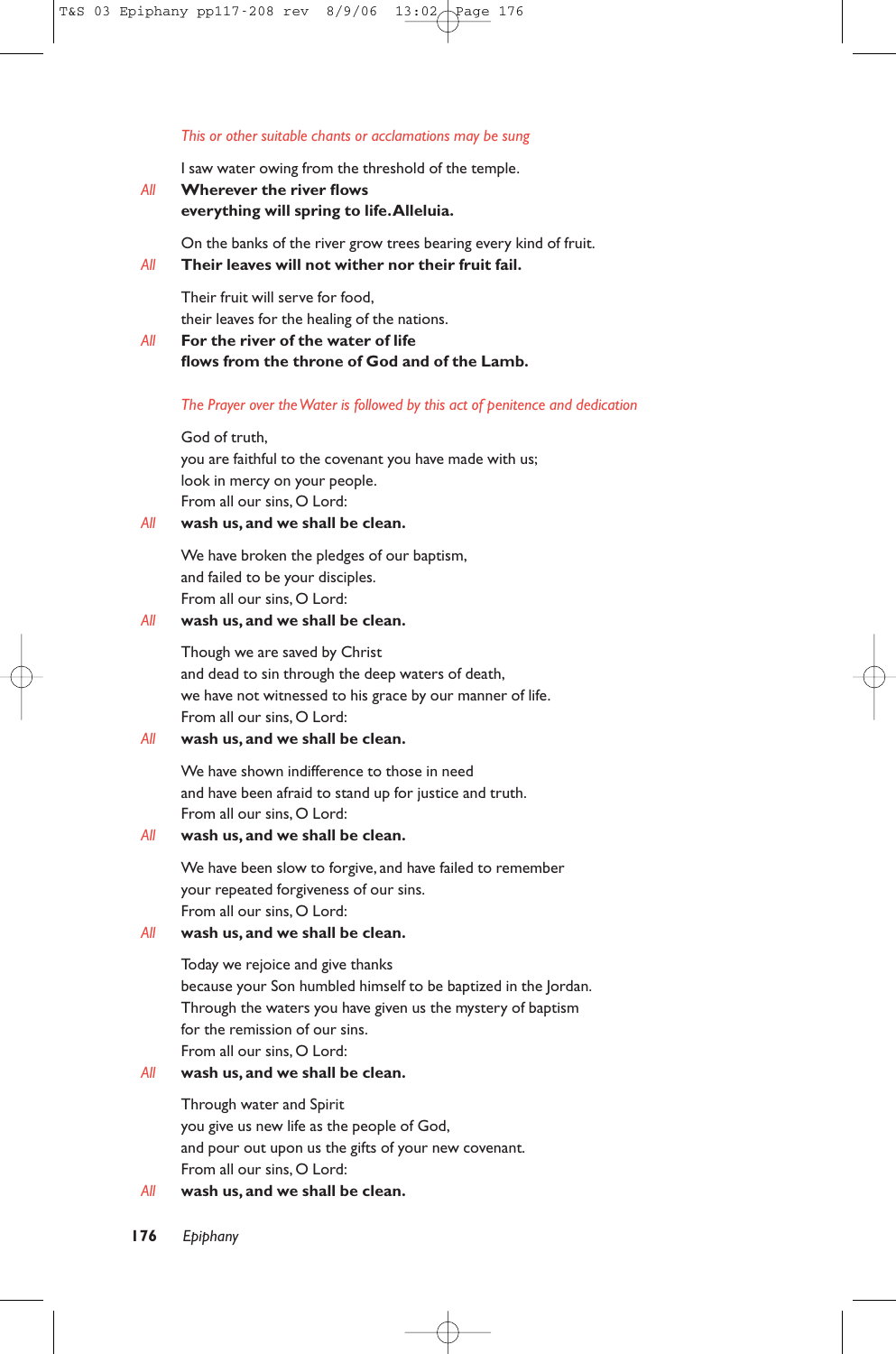*This or other suitable chants or acclamations may be sung*

I saw water owing from the threshold of the temple.

*All* **Wherever the river flows**
**everything will spring to life. Alleluia.**

On the banks of the river grow trees bearing every kind of fruit.

*All* **Their leaves will not wither nor their fruit fail.**

Their fruit will serve for food,
their leaves for the healing of the nations.

*All* **For the river of the water of life**
**flows from the throne of God and of the Lamb.**

*The Prayer over the Water is followed by this act of penitence and dedication*

God of truth,
you are faithful to the covenant you have made with us;
look in mercy on your people.
From all our sins, O Lord:

*All* **wash us, and we shall be clean.**

We have broken the pledges of our baptism,
and failed to be your disciples.
From all our sins, O Lord:

*All* **wash us, and we shall be clean.**

Though we are saved by Christ
and dead to sin through the deep waters of death,
we have not witnessed to his grace by our manner of life.
From all our sins, O Lord:

*All* **wash us, and we shall be clean.**

We have shown indifference to those in need
and have been afraid to stand up for justice and truth.
From all our sins, O Lord:

*All* **wash us, and we shall be clean.**

We have been slow to forgive, and have failed to remember
your repeated forgiveness of our sins.
From all our sins, O Lord:

*All* **wash us, and we shall be clean.**

Today we rejoice and give thanks
because your Son humbled himself to be baptized in the Jordan.
Through the waters you have given us the mystery of baptism
for the remission of our sins.
From all our sins, O Lord:

*All* **wash us, and we shall be clean.**

Through water and Spirit
you give us new life as the people of God,
and pour out upon us the gifts of your new covenant.
From all our sins, O Lord:

*All* **wash us, and we shall be clean.**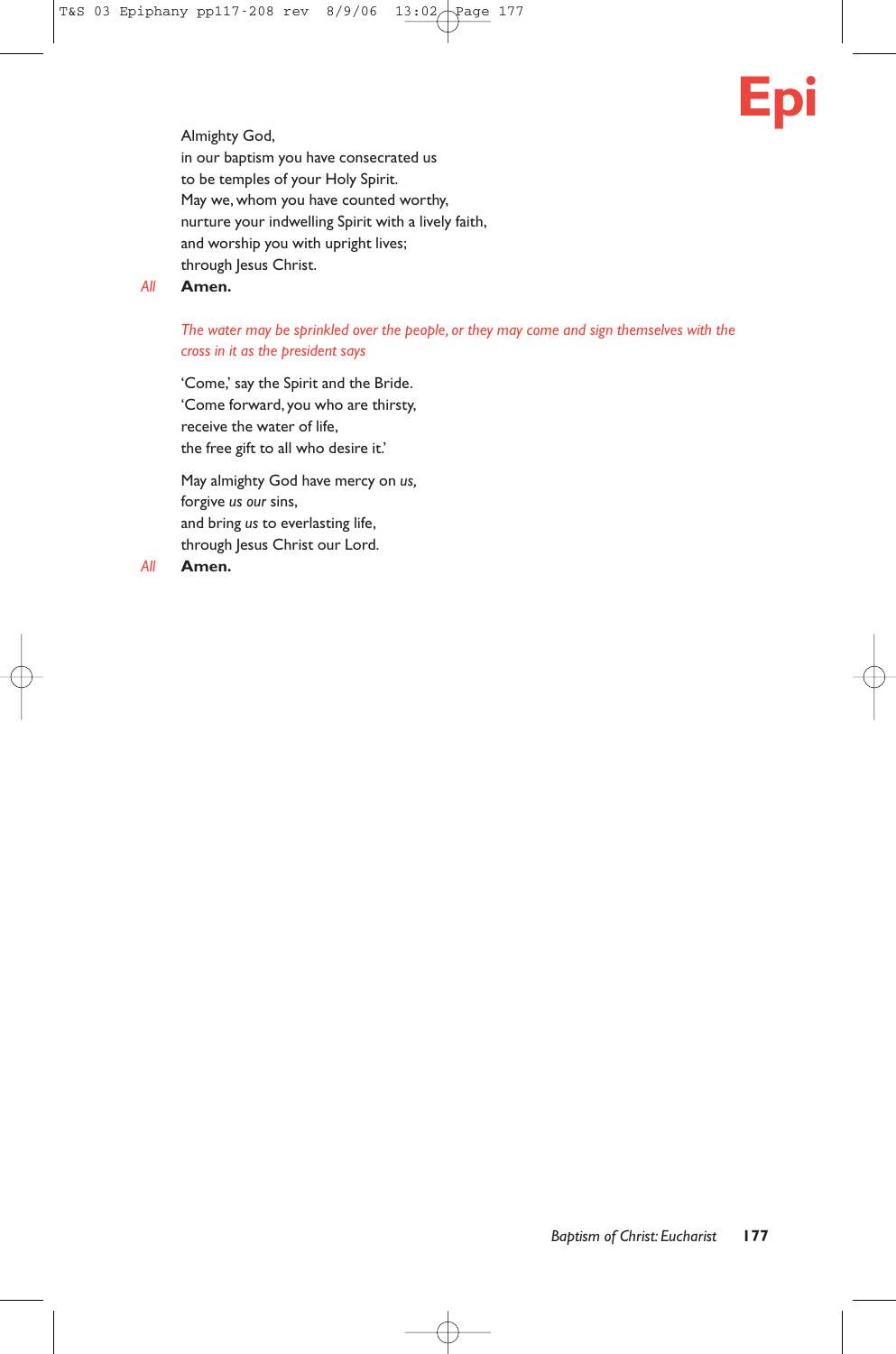Almighty God,
in our baptism you have consecrated us
to be temples of your Holy Spirit.
May we, whom you have counted worthy,
nurture your indwelling Spirit with a lively faith,
and worship you with upright lives;
through Jesus Christ.

*All* **Amen.**

*The water may be sprinkled over the people, or they may come and sign themselves with the cross in it as the president says*

'Come,' say the Spirit and the Bride.
'Come forward, you who are thirsty,
receive the water of life,
the free gift to all who desire it.'

May almighty God have mercy on *us,*
forgive *us our* sins,
and bring *us* to everlasting life,
through Jesus Christ our Lord.

*All* **Amen.**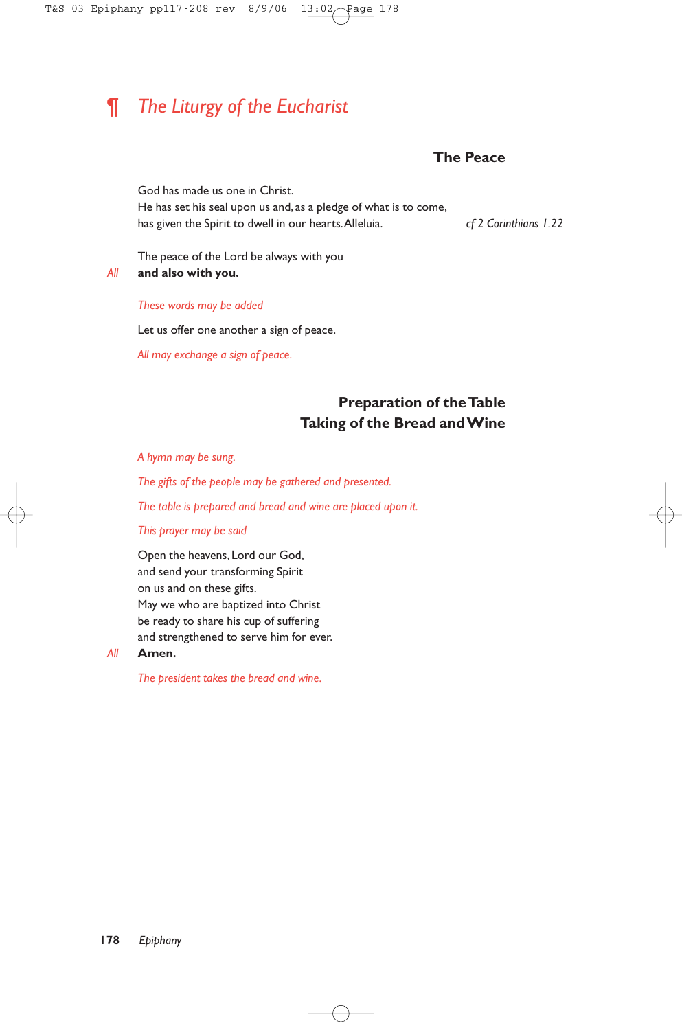# ¶ *The Liturgy of the Eucharist*

### The Peace

God has made us one in Christ.
He has set his seal upon us and, as a pledge of what is to come,
has given the Spirit to dwell in our hearts. Alleluia. *cf 2 Corinthians 1.22*

The peace of the Lord be always with you
*All* **and also with you.**

*These words may be added*

Let us offer one another a sign of peace.

*All may exchange a sign of peace.*

### Preparation of the Table
### Taking of the Bread and Wine

*A hymn may be sung.*

*The gifts of the people may be gathered and presented.*

*The table is prepared and bread and wine are placed upon it.*

*This prayer may be said*

Open the heavens, Lord our God,
and send your transforming Spirit
on us and on these gifts.
May we who are baptized into Christ
be ready to share his cup of suffering
and strengthened to serve him for ever.
*All* **Amen.**

*The president takes the bread and wine.*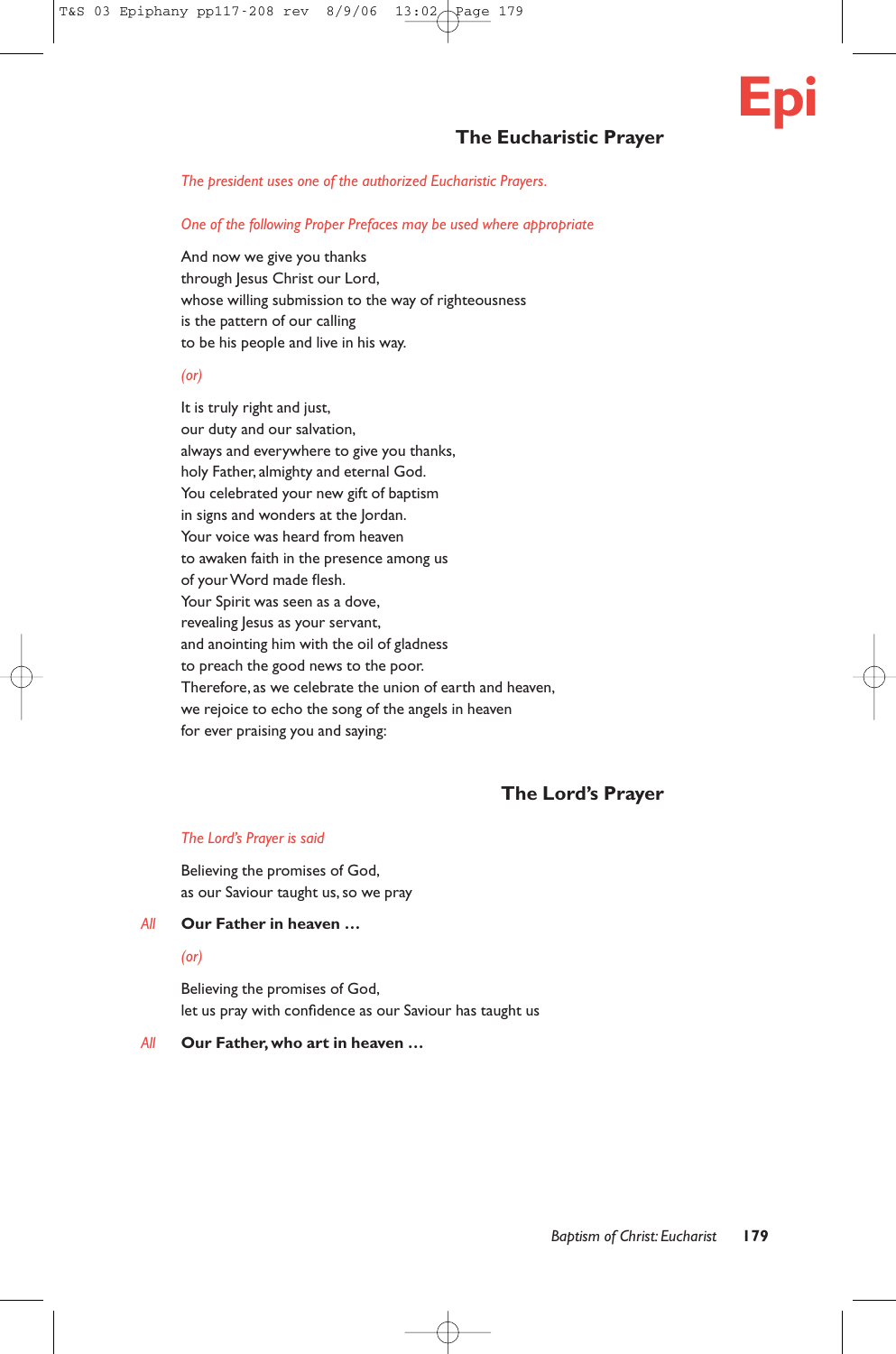## The Eucharistic Prayer

*The president uses one of the authorized Eucharistic Prayers.*

*One of the following Proper Prefaces may be used where appropriate*

And now we give you thanks
through Jesus Christ our Lord,
whose willing submission to the way of righteousness
is the pattern of our calling
to be his people and live in his way.

*(or)*

It is truly right and just,
our duty and our salvation,
always and everywhere to give you thanks,
holy Father, almighty and eternal God.
You celebrated your new gift of baptism
in signs and wonders at the Jordan.
Your voice was heard from heaven
to awaken faith in the presence among us
of your Word made flesh.
Your Spirit was seen as a dove,
revealing Jesus as your servant,
and anointing him with the oil of gladness
to preach the good news to the poor.
Therefore, as we celebrate the union of earth and heaven,
we rejoice to echo the song of the angels in heaven
for ever praising you and saying:

## The Lord's Prayer

*The Lord's Prayer is said*

Believing the promises of God,
as our Saviour taught us, so we pray

*All* **Our Father in heaven …**

*(or)*

Believing the promises of God,
let us pray with confidence as our Saviour has taught us

*All* **Our Father, who art in heaven …**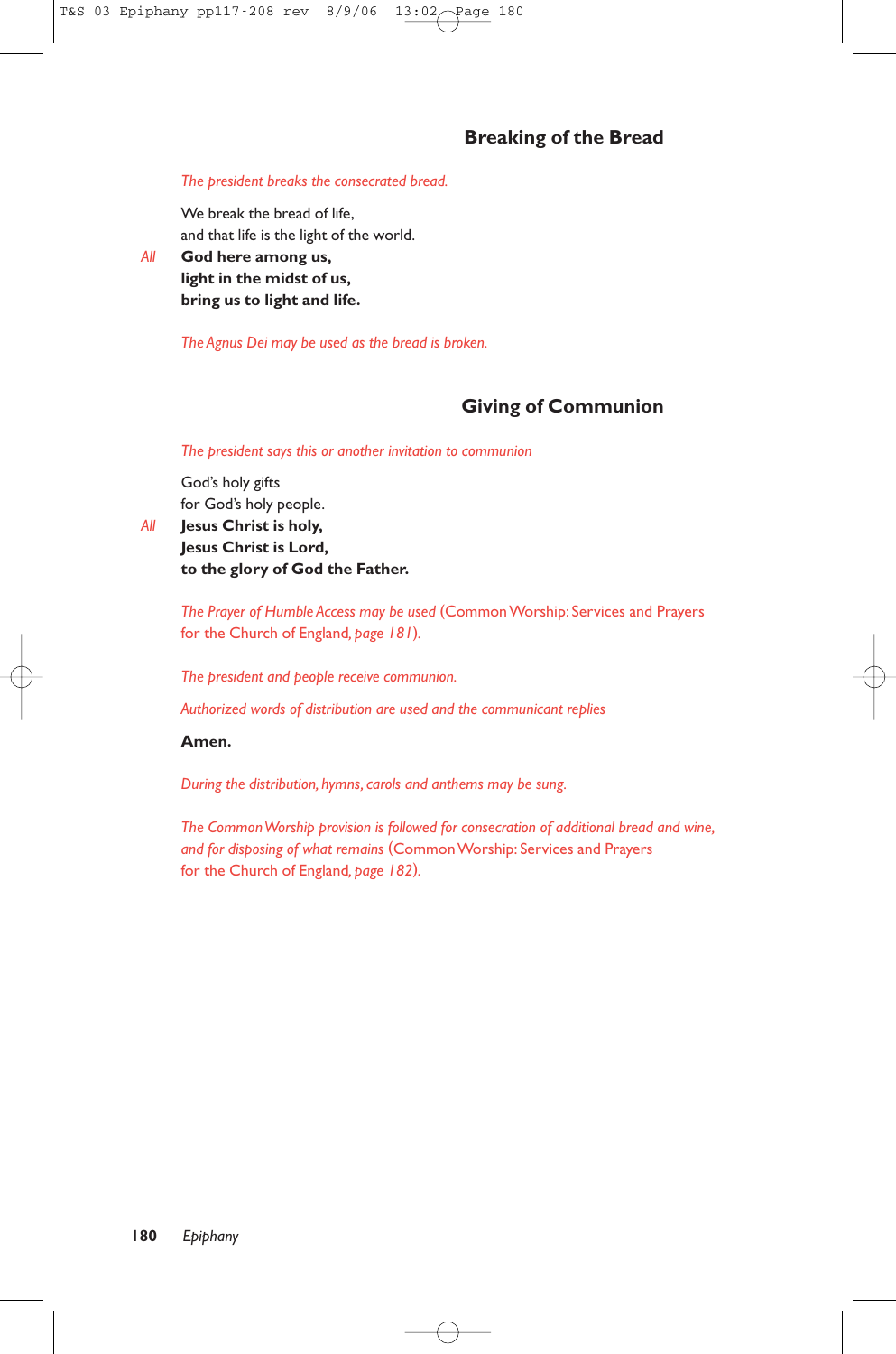## Breaking of the Bread

*The president breaks the consecrated bread.*

We break the bread of life,
and that life is the light of the world.

*All* **God here among us,**
**light in the midst of us,**
**bring us to light and life.**

*The Agnus Dei may be used as the bread is broken.*

## Giving of Communion

*The president says this or another invitation to communion*

God's holy gifts
for God's holy people.

*All* **Jesus Christ is holy,**
**Jesus Christ is Lord,**
**to the glory of God the Father.**

*The Prayer of Humble Access may be used* (Common Worship: Services and Prayers for the Church of England, *page 181*).

*The president and people receive communion.*

*Authorized words of distribution are used and the communicant replies*

**Amen.**

*During the distribution, hymns, carols and anthems may be sung.*

*The Common Worship provision is followed for consecration of additional bread and wine, and for disposing of what remains* (Common Worship: Services and Prayers for the Church of England, *page 182*).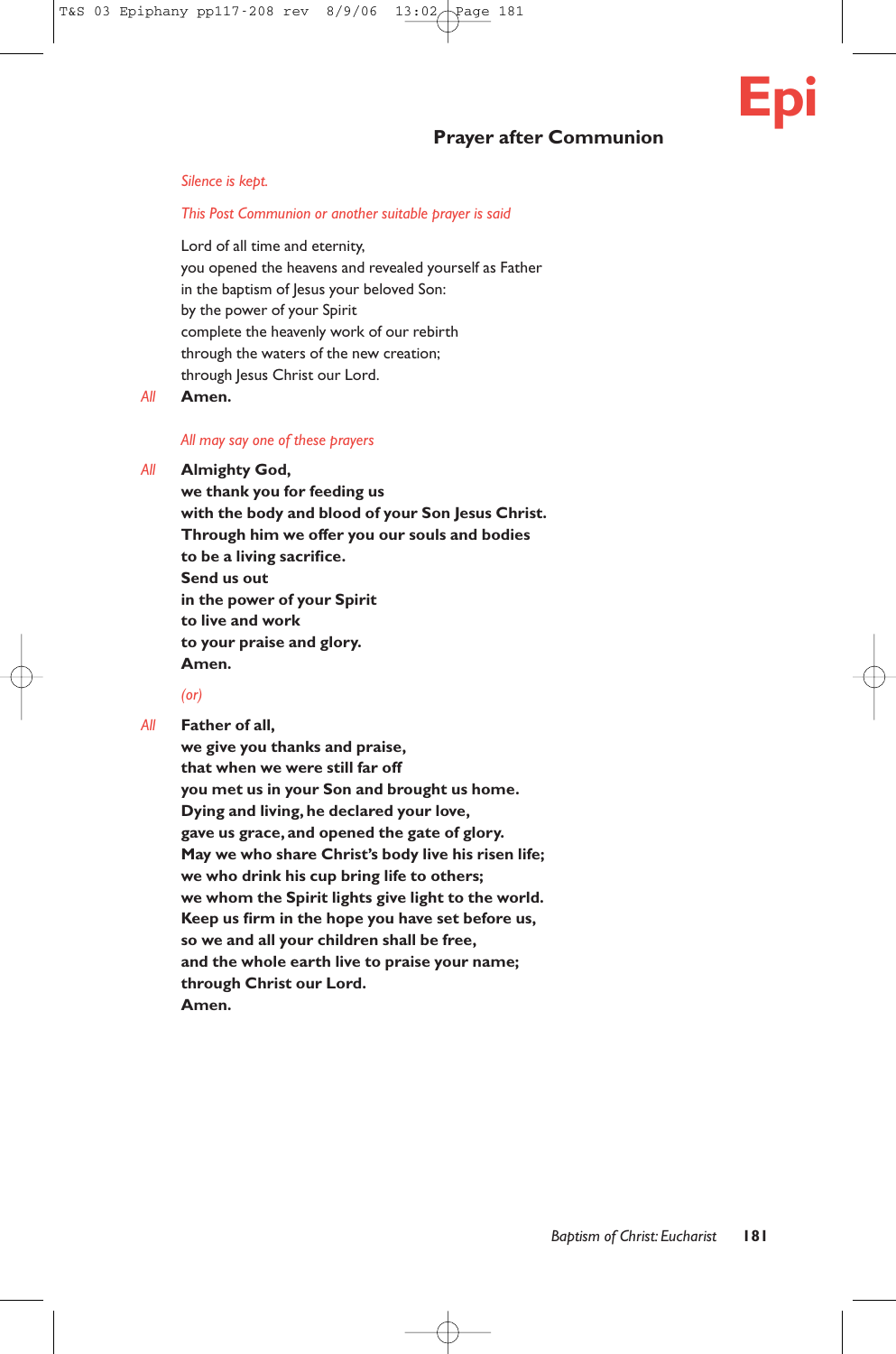## Prayer after Communion

*Silence is kept.*

*This Post Communion or another suitable prayer is said*

Lord of all time and eternity,
you opened the heavens and revealed yourself as Father
in the baptism of Jesus your beloved Son:
by the power of your Spirit
complete the heavenly work of our rebirth
through the waters of the new creation;
through Jesus Christ our Lord.

*All* **Amen.**

*All may say one of these prayers*

*All* **Almighty God,
we thank you for feeding us
with the body and blood of your Son Jesus Christ.
Through him we offer you our souls and bodies
to be a living sacrifice.
Send us out
in the power of your Spirit
to live and work
to your praise and glory.
Amen.**

*(or)*

*All* **Father of all,
we give you thanks and praise,
that when we were still far off
you met us in your Son and brought us home.
Dying and living, he declared your love,
gave us grace, and opened the gate of glory.
May we who share Christ's body live his risen life;
we who drink his cup bring life to others;
we whom the Spirit lights give light to the world.
Keep us firm in the hope you have set before us,
so we and all your children shall be free,
and the whole earth live to praise your name;
through Christ our Lord.
Amen.**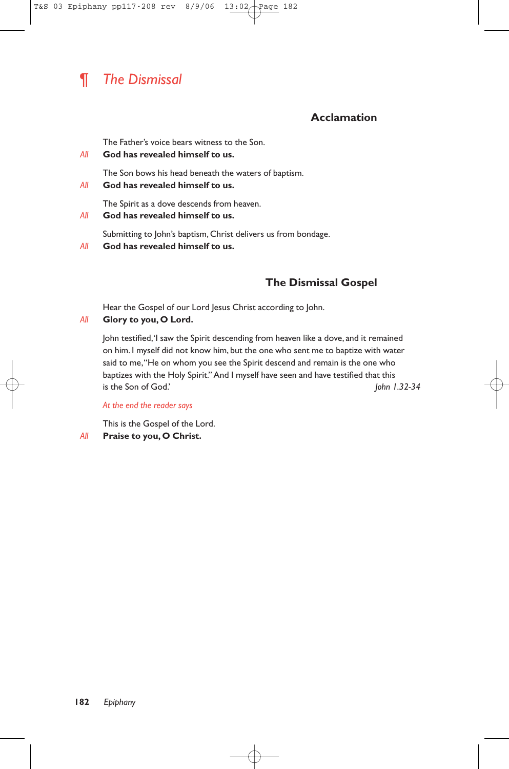## ¶ *The Dismissal*

### Acclamation

The Father's voice bears witness to the Son.

*All* **God has revealed himself to us.**

The Son bows his head beneath the waters of baptism.

*All* **God has revealed himself to us.**

The Spirit as a dove descends from heaven.

*All* **God has revealed himself to us.**

Submitting to John's baptism, Christ delivers us from bondage.

*All* **God has revealed himself to us.**

### The Dismissal Gospel

Hear the Gospel of our Lord Jesus Christ according to John.

*All* **Glory to you, O Lord.**

John testified,'I saw the Spirit descending from heaven like a dove, and it remained on him. I myself did not know him, but the one who sent me to baptize with water said to me,"He on whom you see the Spirit descend and remain is the one who baptizes with the Holy Spirit." And I myself have seen and have testified that this is the Son of God.' *John 1.32-34*

*At the end the reader says*

This is the Gospel of the Lord.

*All* **Praise to you, O Christ.**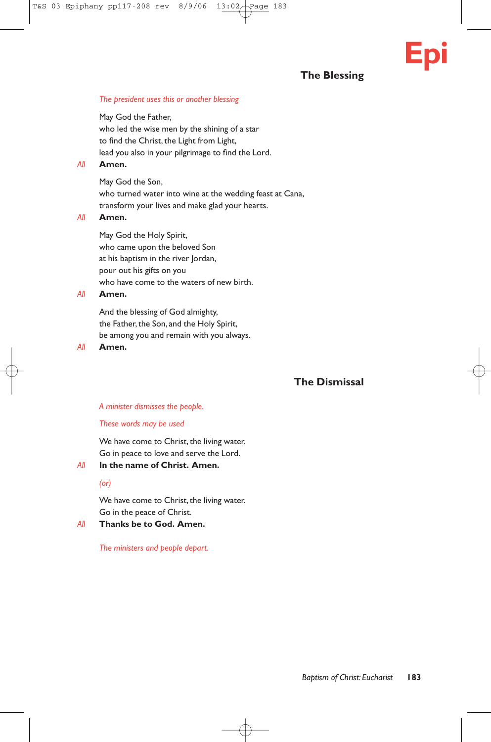## The Blessing

*The president uses this or another blessing*

May God the Father,
who led the wise men by the shining of a star
to find the Christ, the Light from Light,
lead you also in your pilgrimage to find the Lord.

*All* **Amen.**

May God the Son,
who turned water into wine at the wedding feast at Cana,
transform your lives and make glad your hearts.

*All* **Amen.**

May God the Holy Spirit,
who came upon the beloved Son
at his baptism in the river Jordan,
pour out his gifts on you
who have come to the waters of new birth.

*All* **Amen.**

And the blessing of God almighty,
the Father, the Son, and the Holy Spirit,
be among you and remain with you always.

*All* **Amen.**

## The Dismissal

*A minister dismisses the people.*

*These words may be used*

We have come to Christ, the living water.
Go in peace to love and serve the Lord.

*All* **In the name of Christ. Amen.**

*(or)*

We have come to Christ, the living water.
Go in the peace of Christ.

*All* **Thanks be to God. Amen.**

*The ministers and people depart.*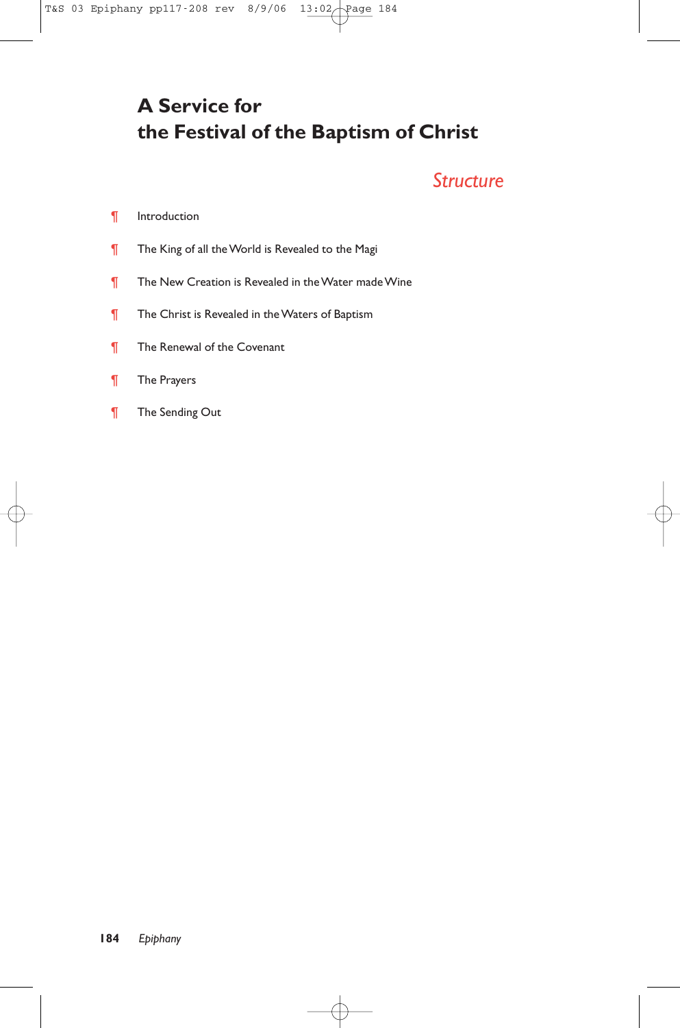# A Service for the Festival of the Baptism of Christ

## *Structure*

¶ Introduction

¶ The King of all the World is Revealed to the Magi

¶ The New Creation is Revealed in the Water made Wine

¶ The Christ is Revealed in the Waters of Baptism

¶ The Renewal of the Covenant

¶ The Prayers

¶ The Sending Out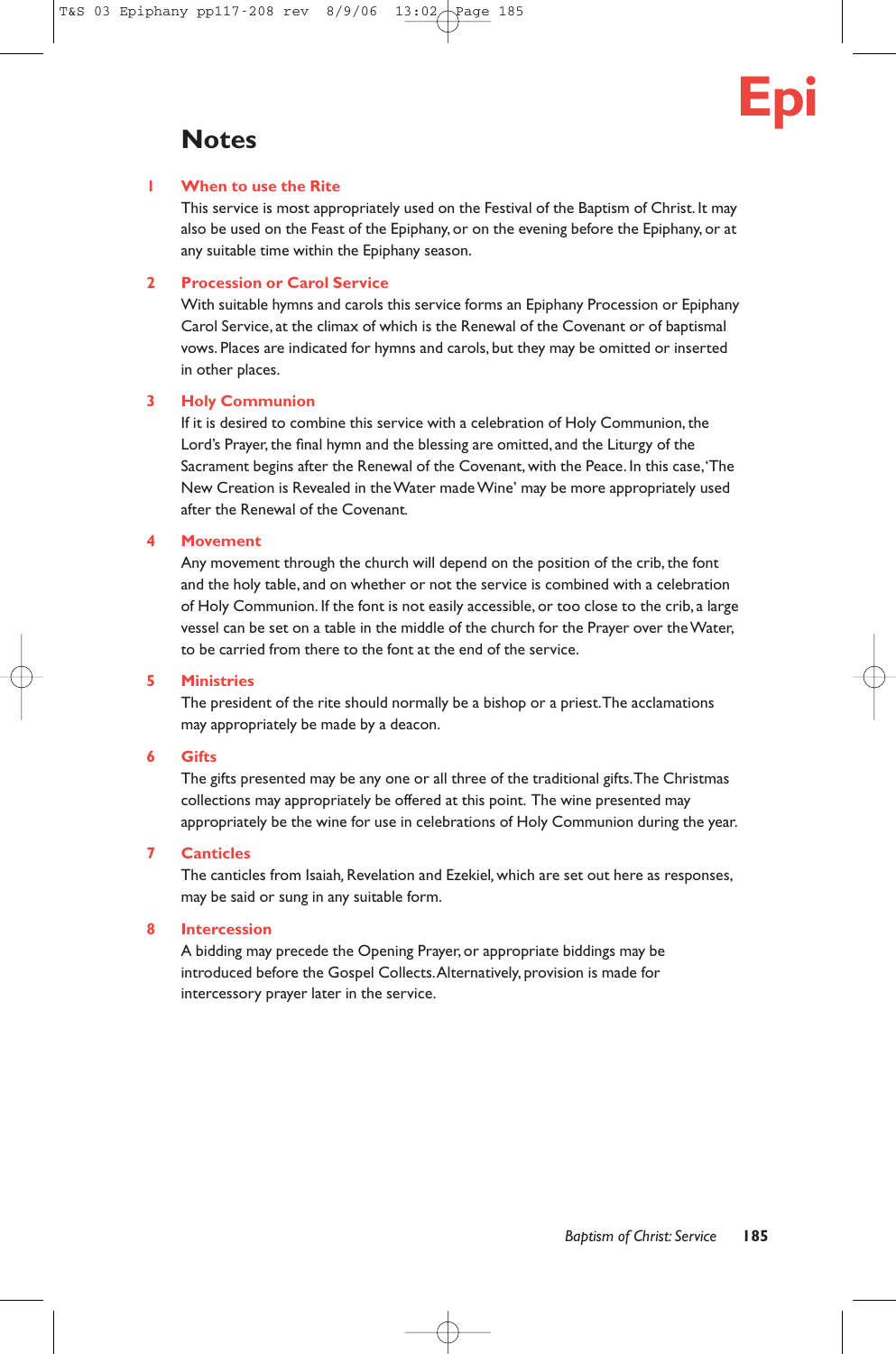# Notes

## 1 When to use the Rite

This service is most appropriately used on the Festival of the Baptism of Christ. It may also be used on the Feast of the Epiphany, or on the evening before the Epiphany, or at any suitable time within the Epiphany season.

## 2 Procession or Carol Service

With suitable hymns and carols this service forms an Epiphany Procession or Epiphany Carol Service, at the climax of which is the Renewal of the Covenant or of baptismal vows. Places are indicated for hymns and carols, but they may be omitted or inserted in other places.

## 3 Holy Communion

If it is desired to combine this service with a celebration of Holy Communion, the Lord's Prayer, the final hymn and the blessing are omitted, and the Liturgy of the Sacrament begins after the Renewal of the Covenant, with the Peace. In this case, 'The New Creation is Revealed in the Water made Wine' may be more appropriately used after the Renewal of the Covenant.

## 4 Movement

Any movement through the church will depend on the position of the crib, the font and the holy table, and on whether or not the service is combined with a celebration of Holy Communion. If the font is not easily accessible, or too close to the crib, a large vessel can be set on a table in the middle of the church for the Prayer over the Water, to be carried from there to the font at the end of the service.

## 5 Ministries

The president of the rite should normally be a bishop or a priest. The acclamations may appropriately be made by a deacon.

## 6 Gifts

The gifts presented may be any one or all three of the traditional gifts. The Christmas collections may appropriately be offered at this point. The wine presented may appropriately be the wine for use in celebrations of Holy Communion during the year.

## 7 Canticles

The canticles from Isaiah, Revelation and Ezekiel, which are set out here as responses, may be said or sung in any suitable form.

## 8 Intercession

A bidding may precede the Opening Prayer, or appropriate biddings may be introduced before the Gospel Collects. Alternatively, provision is made for intercessory prayer later in the service.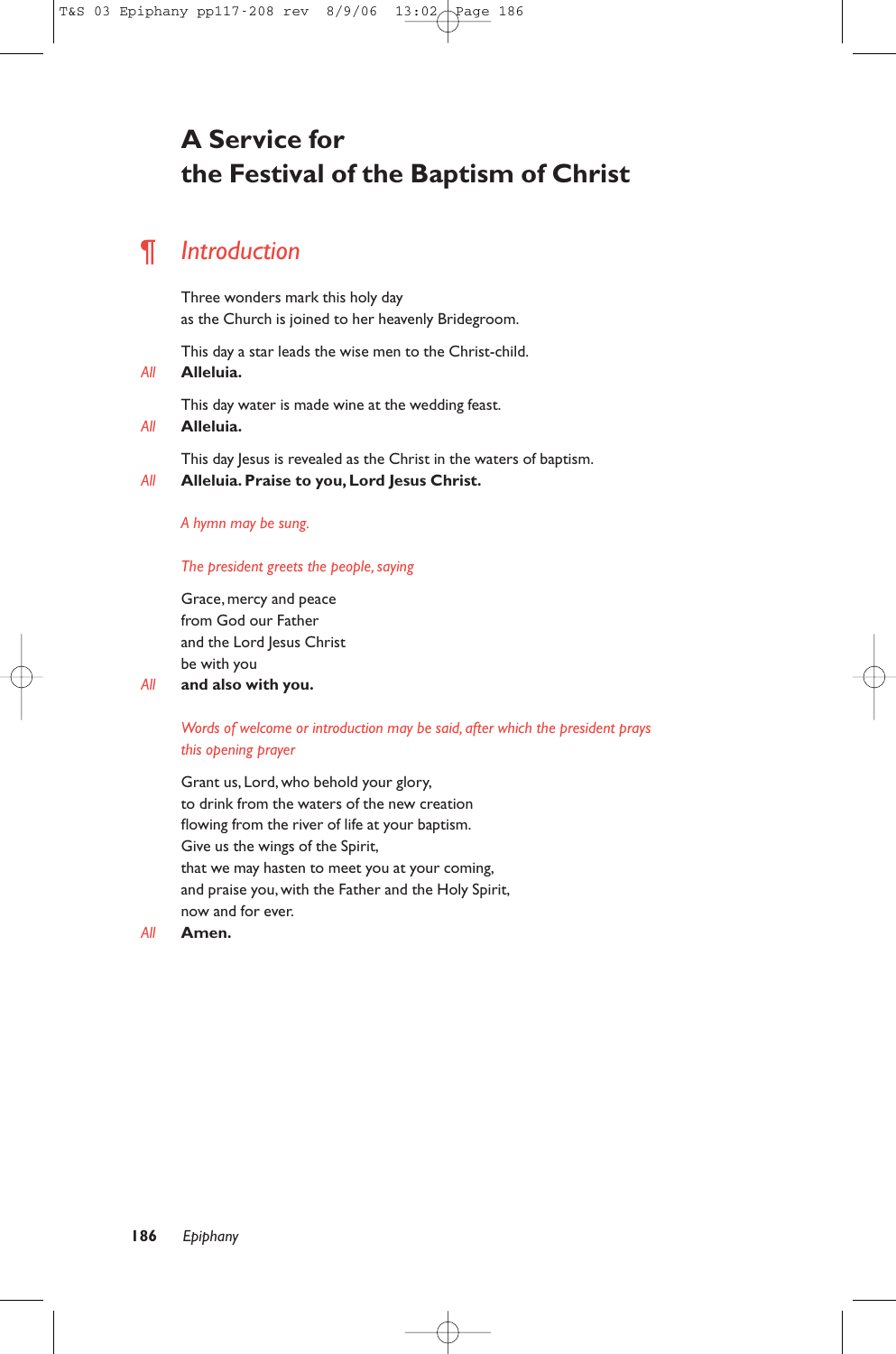# A Service for the Festival of the Baptism of Christ

## ¶ *Introduction*

Three wonders mark this holy day
as the Church is joined to her heavenly Bridegroom.

This day a star leads the wise men to the Christ-child.

*All* **Alleluia.**

This day water is made wine at the wedding feast.

*All* **Alleluia.**

This day Jesus is revealed as the Christ in the waters of baptism.

*All* **Alleluia. Praise to you, Lord Jesus Christ.**

*A hymn may be sung.*

*The president greets the people, saying*

Grace, mercy and peace
from God our Father
and the Lord Jesus Christ
be with you

*All* **and also with you.**

*Words of welcome or introduction may be said, after which the president prays this opening prayer*

Grant us, Lord, who behold your glory,
to drink from the waters of the new creation
flowing from the river of life at your baptism.
Give us the wings of the Spirit,
that we may hasten to meet you at your coming,
and praise you, with the Father and the Holy Spirit,
now and for ever.

*All* **Amen.**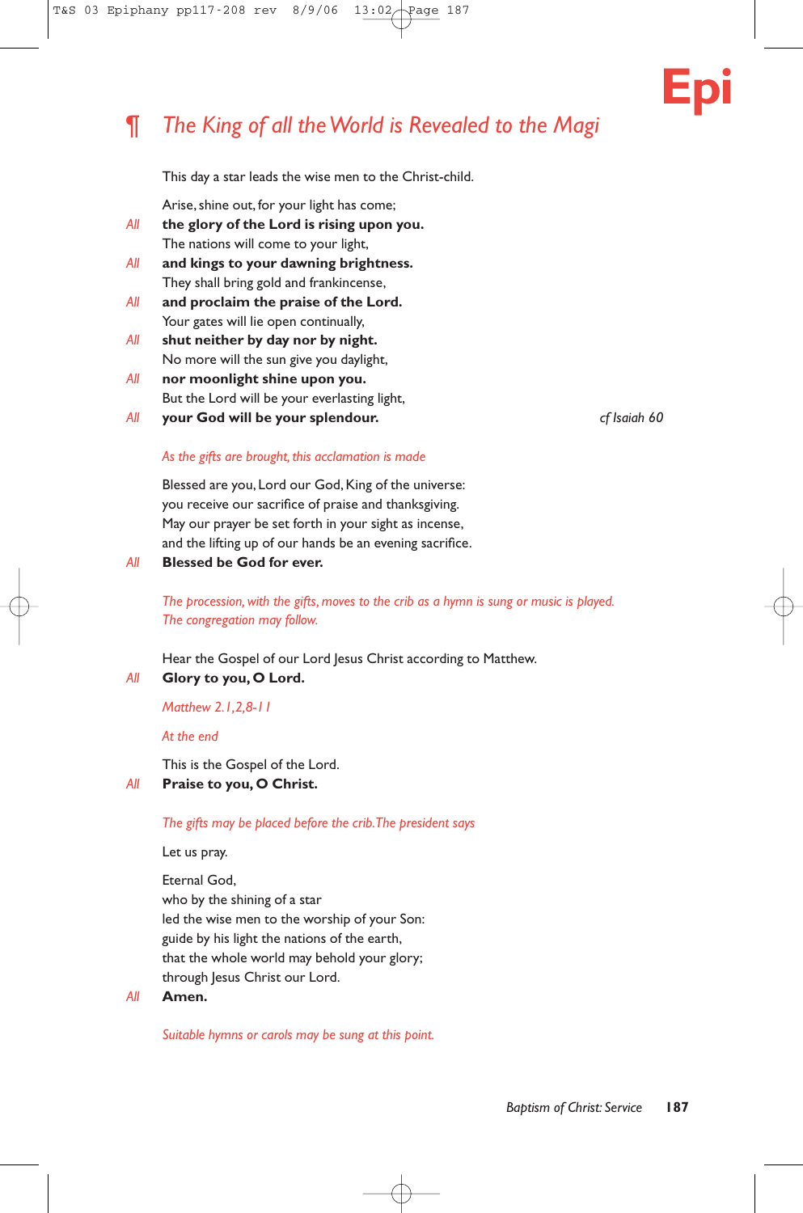## ¶ *The King of all the World is Revealed to the Magi*

This day a star leads the wise men to the Christ-child.

Arise, shine out, for your light has come;
*All* **the glory of the Lord is rising upon you.**
The nations will come to your light,
*All* **and kings to your dawning brightness.**
They shall bring gold and frankincense,
*All* **and proclaim the praise of the Lord.**
Your gates will lie open continually,
*All* **shut neither by day nor by night.**
No more will the sun give you daylight,
*All* **nor moonlight shine upon you.**
But the Lord will be your everlasting light,
*All* **your God will be your splendour.** *cf Isaiah 60*

*As the gifts are brought, this acclamation is made*

Blessed are you, Lord our God, King of the universe:
you receive our sacrifice of praise and thanksgiving.
May our prayer be set forth in your sight as incense,
and the lifting up of our hands be an evening sacrifice.
*All* **Blessed be God for ever.**

*The procession, with the gifts, moves to the crib as a hymn is sung or music is played. The congregation may follow.*

Hear the Gospel of our Lord Jesus Christ according to Matthew.
*All* **Glory to you, O Lord.**

*Matthew 2.1,2,8-11*

*At the end*

This is the Gospel of the Lord.
*All* **Praise to you, O Christ.**

*The gifts may be placed before the crib. The president says*

Let us pray.

Eternal God,
who by the shining of a star
led the wise men to the worship of your Son:
guide by his light the nations of the earth,
that the whole world may behold your glory;
through Jesus Christ our Lord.
*All* **Amen.**

*Suitable hymns or carols may be sung at this point.*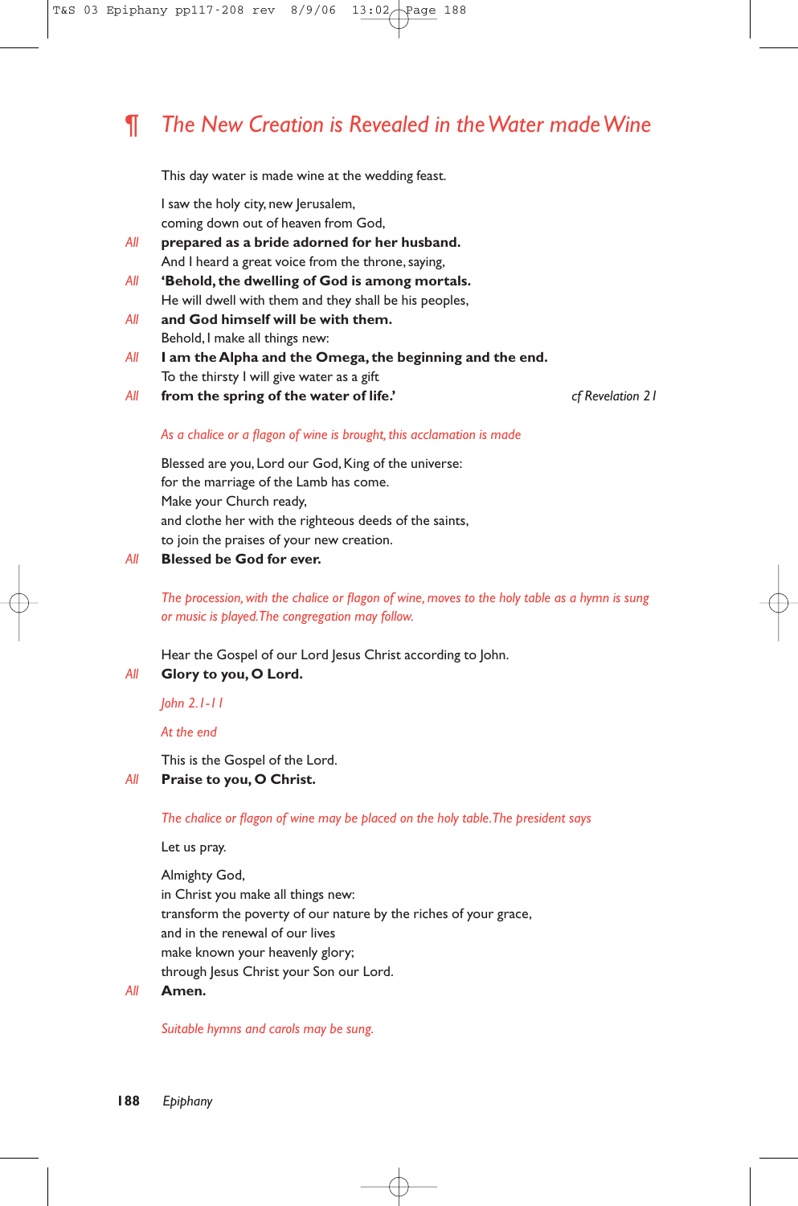## ¶ *The New Creation is Revealed in the Water made Wine*

This day water is made wine at the wedding feast.

I saw the holy city, new Jerusalem,
coming down out of heaven from God,

*All* **prepared as a bride adorned for her husband.**

And I heard a great voice from the throne, saying,

*All* **'Behold, the dwelling of God is among mortals.**

He will dwell with them and they shall be his peoples,

*All* **and God himself will be with them.**

Behold, I make all things new:

*All* **I am the Alpha and the Omega, the beginning and the end.**

To the thirsty I will give water as a gift

*All* **from the spring of the water of life.'** *cf Revelation 21*

*As a chalice or a flagon of wine is brought, this acclamation is made*

Blessed are you, Lord our God, King of the universe:
for the marriage of the Lamb has come.
Make your Church ready,
and clothe her with the righteous deeds of the saints,
to join the praises of your new creation.

*All* **Blessed be God for ever.**

*The procession, with the chalice or flagon of wine, moves to the holy table as a hymn is sung or music is played. The congregation may follow.*

Hear the Gospel of our Lord Jesus Christ according to John.

*All* **Glory to you, O Lord.**

*John 2.1-11*

*At the end*

This is the Gospel of the Lord.

*All* **Praise to you, O Christ.**

*The chalice or flagon of wine may be placed on the holy table. The president says*

Let us pray.

Almighty God,
in Christ you make all things new:
transform the poverty of our nature by the riches of your grace,
and in the renewal of our lives
make known your heavenly glory;
through Jesus Christ your Son our Lord.

*All* **Amen.**

*Suitable hymns and carols may be sung.*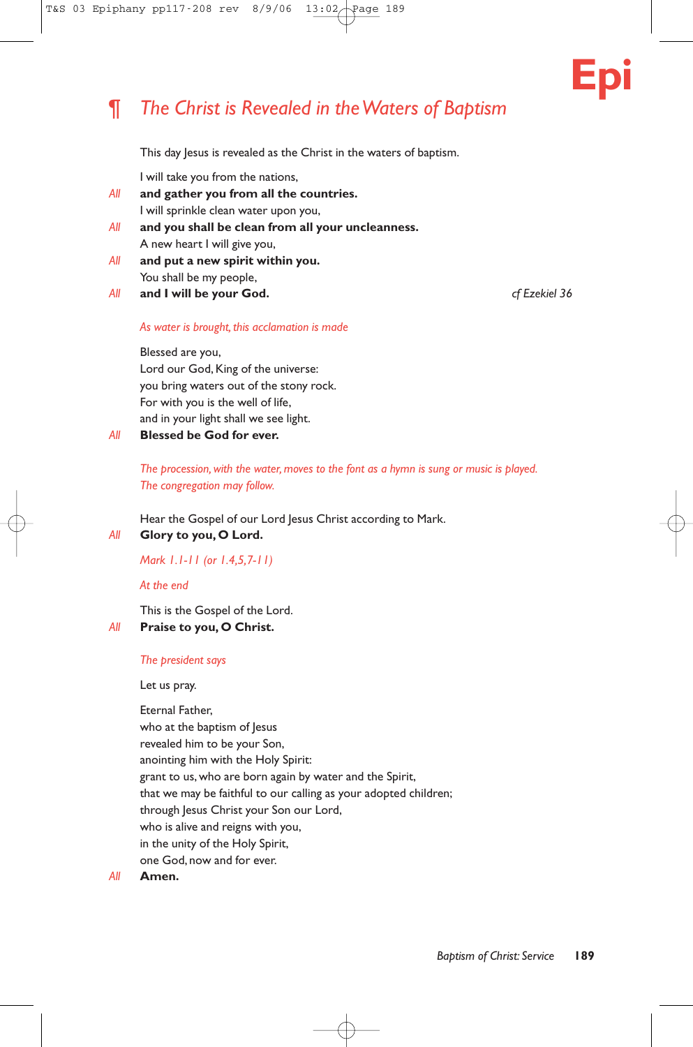## ¶ *The Christ is Revealed in the Waters of Baptism*

This day Jesus is revealed as the Christ in the waters of baptism.

I will take you from the nations,
*All* **and gather you from all the countries.**
I will sprinkle clean water upon you,
*All* **and you shall be clean from all your uncleanness.**
A new heart I will give you,
*All* **and put a new spirit within you.**
You shall be my people,
*All* **and I will be your God.** *cf Ezekiel 36*

*As water is brought, this acclamation is made*

Blessed are you,
Lord our God, King of the universe:
you bring waters out of the stony rock.
For with you is the well of life,
and in your light shall we see light.
*All* **Blessed be God for ever.**

*The procession, with the water, moves to the font as a hymn is sung or music is played. The congregation may follow.*

Hear the Gospel of our Lord Jesus Christ according to Mark.
*All* **Glory to you, O Lord.**

*Mark 1.1-11 (or 1.4,5,7-11)*

*At the end*

This is the Gospel of the Lord.
*All* **Praise to you, O Christ.**

*The president says*

Let us pray.

Eternal Father,
who at the baptism of Jesus
revealed him to be your Son,
anointing him with the Holy Spirit:
grant to us, who are born again by water and the Spirit,
that we may be faithful to our calling as your adopted children;
through Jesus Christ your Son our Lord,
who is alive and reigns with you,
in the unity of the Holy Spirit,
one God, now and for ever.
*All* **Amen.**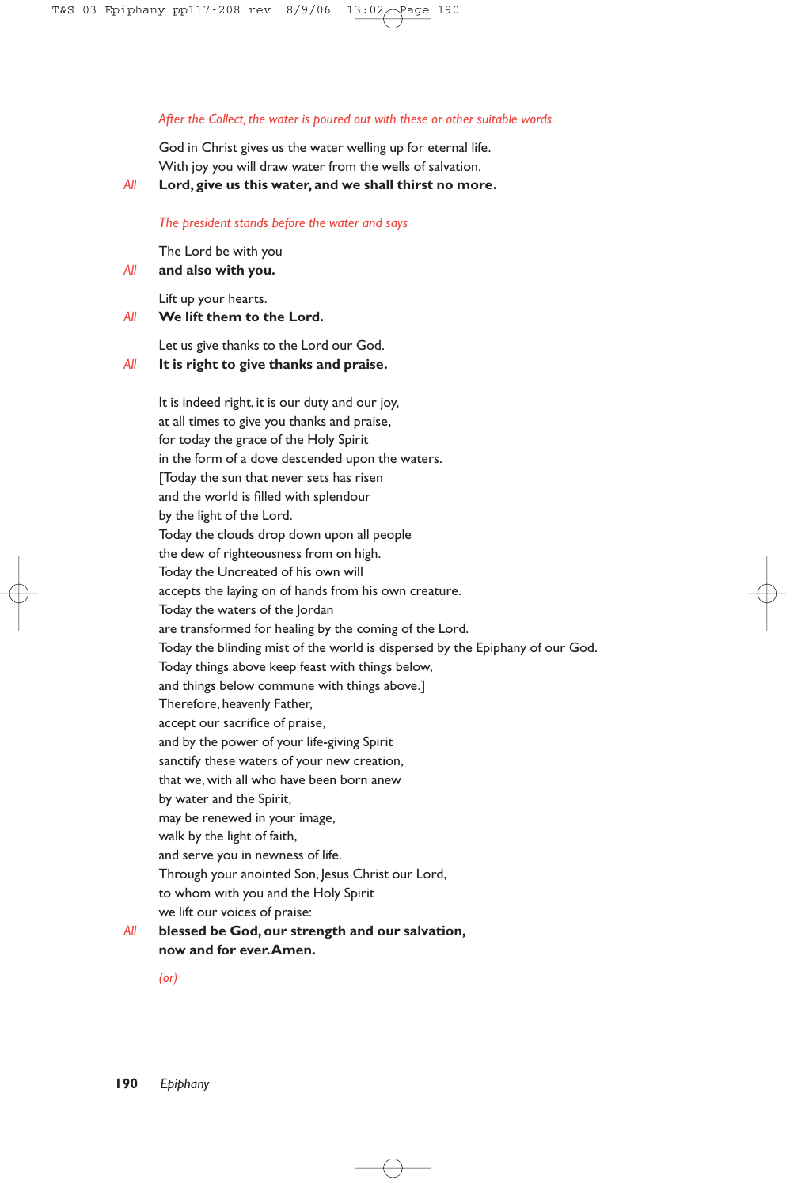*After the Collect, the water is poured out with these or other suitable words*

God in Christ gives us the water welling up for eternal life.
With joy you will draw water from the wells of salvation.

*All* **Lord, give us this water, and we shall thirst no more.**

*The president stands before the water and says*

The Lord be with you

*All* **and also with you.**

Lift up your hearts.

*All* **We lift them to the Lord.**

Let us give thanks to the Lord our God.

*All* **It is right to give thanks and praise.**

It is indeed right, it is our duty and our joy,
at all times to give you thanks and praise,
for today the grace of the Holy Spirit
in the form of a dove descended upon the waters.
[Today the sun that never sets has risen
and the world is filled with splendour
by the light of the Lord.
Today the clouds drop down upon all people
the dew of righteousness from on high.
Today the Uncreated of his own will
accepts the laying on of hands from his own creature.
Today the waters of the Jordan
are transformed for healing by the coming of the Lord.
Today the blinding mist of the world is dispersed by the Epiphany of our God.
Today things above keep feast with things below,
and things below commune with things above.]
Therefore, heavenly Father,
accept our sacrifice of praise,
and by the power of your life-giving Spirit
sanctify these waters of your new creation,
that we, with all who have been born anew
by water and the Spirit,
may be renewed in your image,
walk by the light of faith,
and serve you in newness of life.
Through your anointed Son, Jesus Christ our Lord,
to whom with you and the Holy Spirit
we lift our voices of praise:

*All* **blessed be God, our strength and our salvation,**
**now and for ever. Amen.**

*(or)*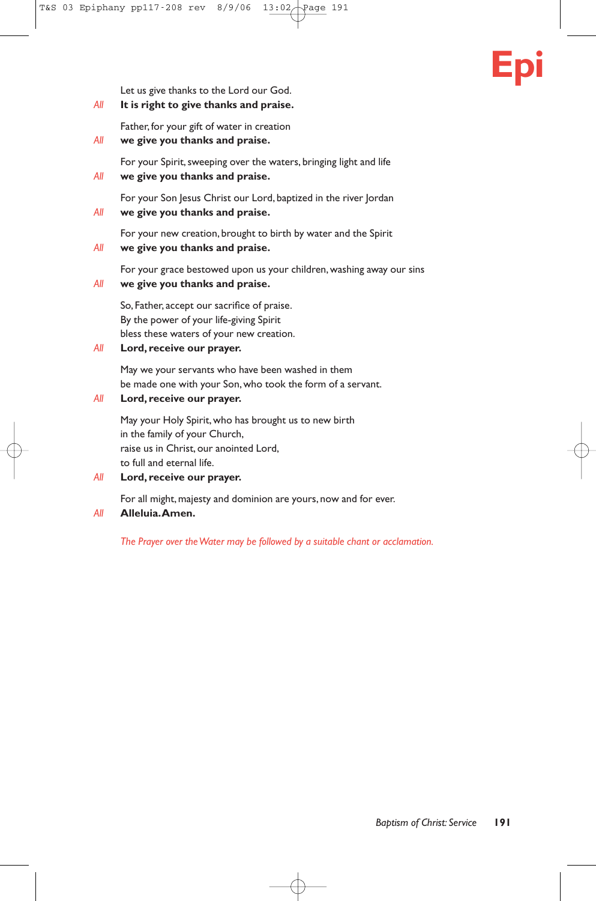Let us give thanks to the Lord our God.

*All* **It is right to give thanks and praise.**

Father, for your gift of water in creation

*All* **we give you thanks and praise.**

For your Spirit, sweeping over the waters, bringing light and life

*All* **we give you thanks and praise.**

For your Son Jesus Christ our Lord, baptized in the river Jordan

*All* **we give you thanks and praise.**

For your new creation, brought to birth by water and the Spirit

*All* **we give you thanks and praise.**

For your grace bestowed upon us your children, washing away our sins

*All* **we give you thanks and praise.**

So, Father, accept our sacrifice of praise.
By the power of your life-giving Spirit
bless these waters of your new creation.

*All* **Lord, receive our prayer.**

May we your servants who have been washed in them
be made one with your Son, who took the form of a servant.

*All* **Lord, receive our prayer.**

May your Holy Spirit, who has brought us to new birth
in the family of your Church,
raise us in Christ, our anointed Lord,
to full and eternal life.

*All* **Lord, receive our prayer.**

For all might, majesty and dominion are yours, now and for ever.

*All* **Alleluia. Amen.**

*The Prayer over the Water may be followed by a suitable chant or acclamation.*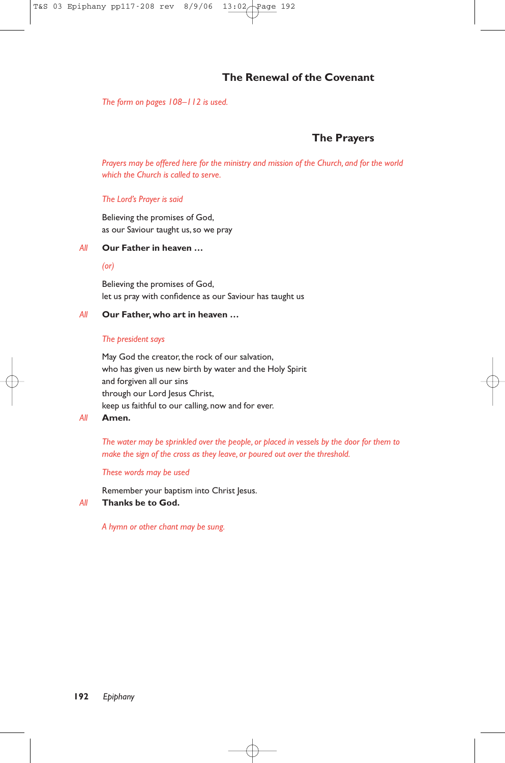## The Renewal of the Covenant

*The form on pages 108–112 is used.*

## The Prayers

*Prayers may be offered here for the ministry and mission of the Church, and for the world which the Church is called to serve.*

*The Lord's Prayer is said*

Believing the promises of God,
as our Saviour taught us, so we pray

*All* **Our Father in heaven …**

*(or)*

Believing the promises of God,
let us pray with confidence as our Saviour has taught us

*All* **Our Father, who art in heaven …**

*The president says*

May God the creator, the rock of our salvation,
who has given us new birth by water and the Holy Spirit
and forgiven all our sins
through our Lord Jesus Christ,
keep us faithful to our calling, now and for ever.

*All* **Amen.**

*The water may be sprinkled over the people, or placed in vessels by the door for them to make the sign of the cross as they leave, or poured out over the threshold.*

*These words may be used*

Remember your baptism into Christ Jesus.

*All* **Thanks be to God.**

*A hymn or other chant may be sung.*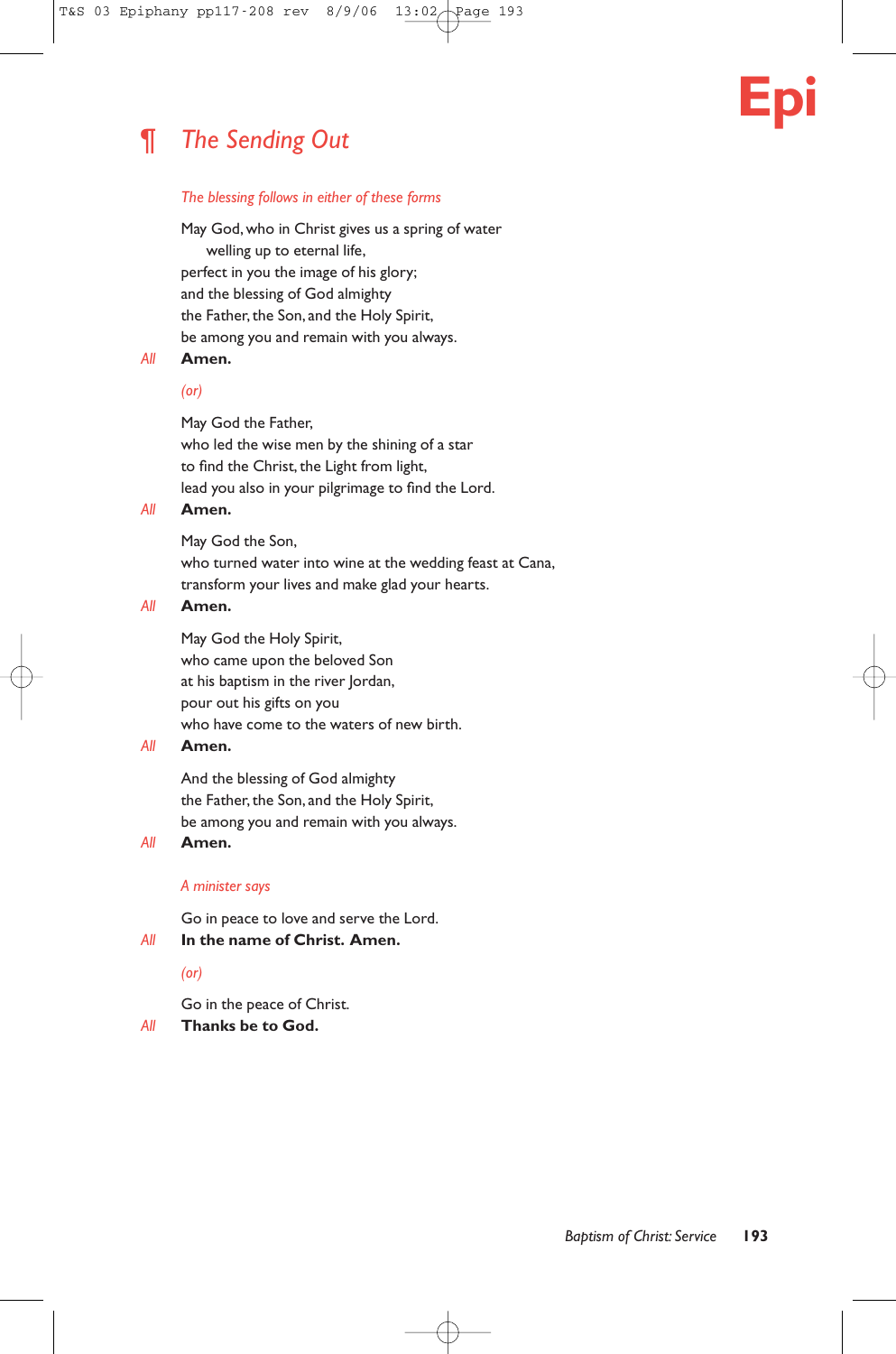## ¶ *The Sending Out*

*The blessing follows in either of these forms*

May God, who in Christ gives us a spring of water
 welling up to eternal life,
perfect in you the image of his glory;
and the blessing of God almighty
the Father, the Son, and the Holy Spirit,
be among you and remain with you always.

*All* **Amen.**

*(or)*

May God the Father,
who led the wise men by the shining of a star
to find the Christ, the Light from light,
lead you also in your pilgrimage to find the Lord.

*All* **Amen.**

May God the Son,
who turned water into wine at the wedding feast at Cana,
transform your lives and make glad your hearts.

*All* **Amen.**

May God the Holy Spirit,
who came upon the beloved Son
at his baptism in the river Jordan,
pour out his gifts on you
who have come to the waters of new birth.

*All* **Amen.**

And the blessing of God almighty
the Father, the Son, and the Holy Spirit,
be among you and remain with you always.

*All* **Amen.**

*A minister says*

Go in peace to love and serve the Lord.

*All* **In the name of Christ. Amen.**

*(or)*

Go in the peace of Christ.

*All* **Thanks be to God.**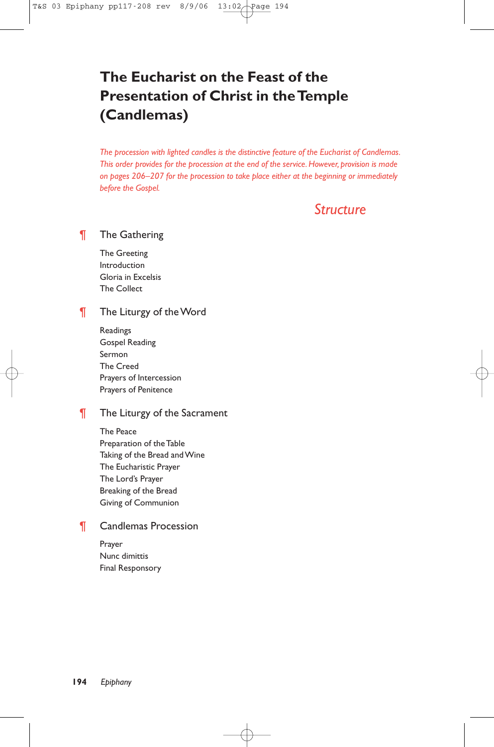# The Eucharist on the Feast of the Presentation of Christ in the Temple (Candlemas)

*The procession with lighted candles is the distinctive feature of the Eucharist of Candlemas. This order provides for the procession at the end of the service. However, provision is made on pages 206–207 for the procession to take place either at the beginning or immediately before the Gospel.*

## Structure

### ¶ The Gathering

The Greeting
Introduction
Gloria in Excelsis
The Collect

### ¶ The Liturgy of the Word

Readings
Gospel Reading
Sermon
The Creed
Prayers of Intercession
Prayers of Penitence

### ¶ The Liturgy of the Sacrament

The Peace
Preparation of the Table
Taking of the Bread and Wine
The Eucharistic Prayer
The Lord's Prayer
Breaking of the Bread
Giving of Communion

### ¶ Candlemas Procession

Prayer
Nunc dimittis
Final Responsory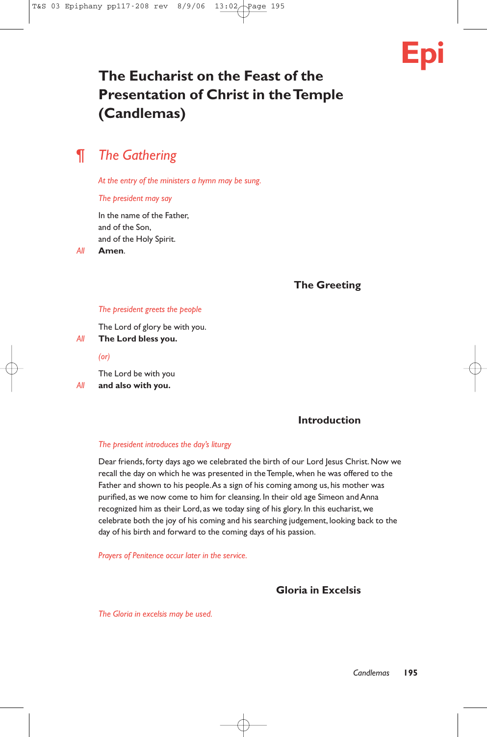# The Eucharist on the Feast of the Presentation of Christ in the Temple (Candlemas)

## ¶ *The Gathering*

*At the entry of the ministers a hymn may be sung.*

*The president may say*

In the name of the Father,
and of the Son,
and of the Holy Spirit.

*All* **Amen**.

### The Greeting

*The president greets the people*

The Lord of glory be with you.

*All* **The Lord bless you.**

*(or)*

The Lord be with you

*All* **and also with you.**

### Introduction

*The president introduces the day's liturgy*

Dear friends, forty days ago we celebrated the birth of our Lord Jesus Christ. Now we recall the day on which he was presented in the Temple, when he was offered to the Father and shown to his people. As a sign of his coming among us, his mother was purified, as we now come to him for cleansing. In their old age Simeon and Anna recognized him as their Lord, as we today sing of his glory. In this eucharist, we celebrate both the joy of his coming and his searching judgement, looking back to the day of his birth and forward to the coming days of his passion.

*Prayers of Penitence occur later in the service.*

### Gloria in Excelsis

*The Gloria in excelsis may be used.*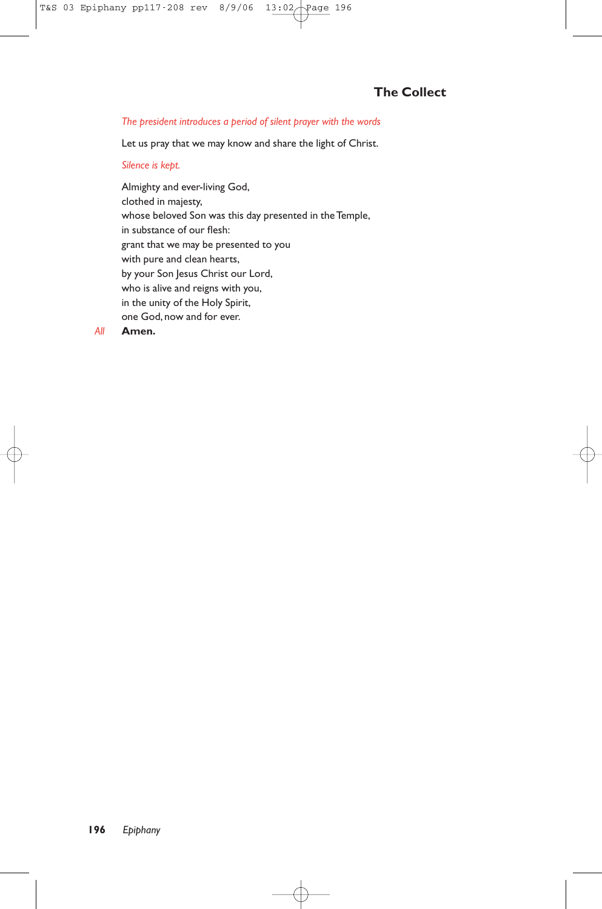## The Collect

*The president introduces a period of silent prayer with the words*

Let us pray that we may know and share the light of Christ.

*Silence is kept.*

Almighty and ever-living God,  
clothed in majesty,  
whose beloved Son was this day presented in the Temple,  
in substance of our flesh:  
grant that we may be presented to you  
with pure and clean hearts,  
by your Son Jesus Christ our Lord,  
who is alive and reigns with you,  
in the unity of the Holy Spirit,  
one God, now and for ever.

*All* **Amen.**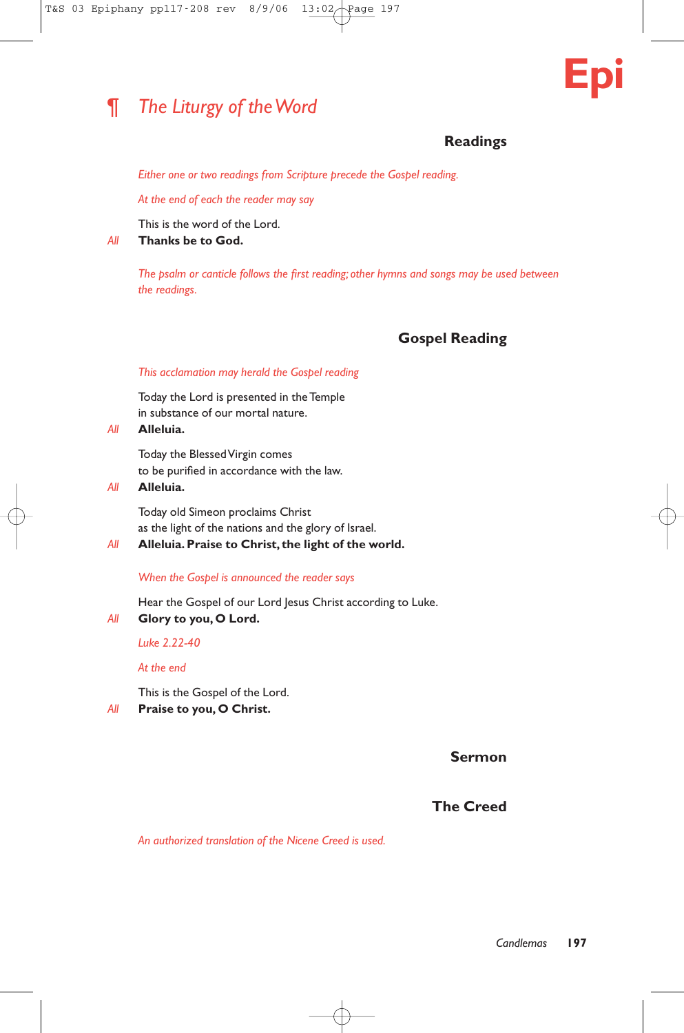## ¶ *The Liturgy of the Word*

### Readings

*Either one or two readings from Scripture precede the Gospel reading.*

*At the end of each the reader may say*

This is the word of the Lord.

*All* **Thanks be to God.**

*The psalm or canticle follows the first reading; other hymns and songs may be used between the readings.*

### Gospel Reading

*This acclamation may herald the Gospel reading*

Today the Lord is presented in the Temple
in substance of our mortal nature.

*All* **Alleluia.**

Today the Blessed Virgin comes
to be purified in accordance with the law.

*All* **Alleluia.**

Today old Simeon proclaims Christ
as the light of the nations and the glory of Israel.

*All* **Alleluia. Praise to Christ, the light of the world.**

*When the Gospel is announced the reader says*

Hear the Gospel of our Lord Jesus Christ according to Luke.

*All* **Glory to you, O Lord.**

*Luke 2.22-40*

*At the end*

This is the Gospel of the Lord.

*All* **Praise to you, O Christ.**

### Sermon

### The Creed

*An authorized translation of the Nicene Creed is used.*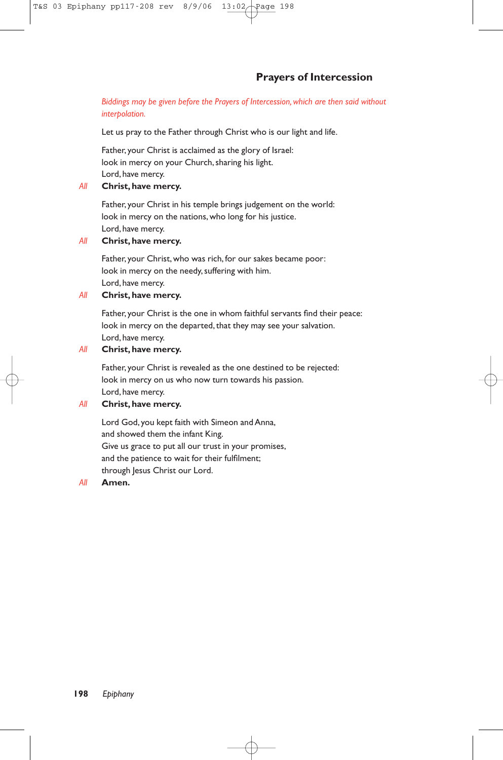## Prayers of Intercession

*Biddings may be given before the Prayers of Intercession, which are then said without interpolation.*

Let us pray to the Father through Christ who is our light and life.

Father, your Christ is acclaimed as the glory of Israel:
look in mercy on your Church, sharing his light.
Lord, have mercy.

*All* **Christ, have mercy.**

Father, your Christ in his temple brings judgement on the world:
look in mercy on the nations, who long for his justice.
Lord, have mercy.

*All* **Christ, have mercy.**

Father, your Christ, who was rich, for our sakes became poor:
look in mercy on the needy, suffering with him.
Lord, have mercy.

*All* **Christ, have mercy.**

Father, your Christ is the one in whom faithful servants find their peace:
look in mercy on the departed, that they may see your salvation.
Lord, have mercy.

*All* **Christ, have mercy.**

Father, your Christ is revealed as the one destined to be rejected:
look in mercy on us who now turn towards his passion.
Lord, have mercy.

*All* **Christ, have mercy.**

Lord God, you kept faith with Simeon and Anna,
and showed them the infant King.
Give us grace to put all our trust in your promises,
and the patience to wait for their fulfilment;
through Jesus Christ our Lord.

*All* **Amen.**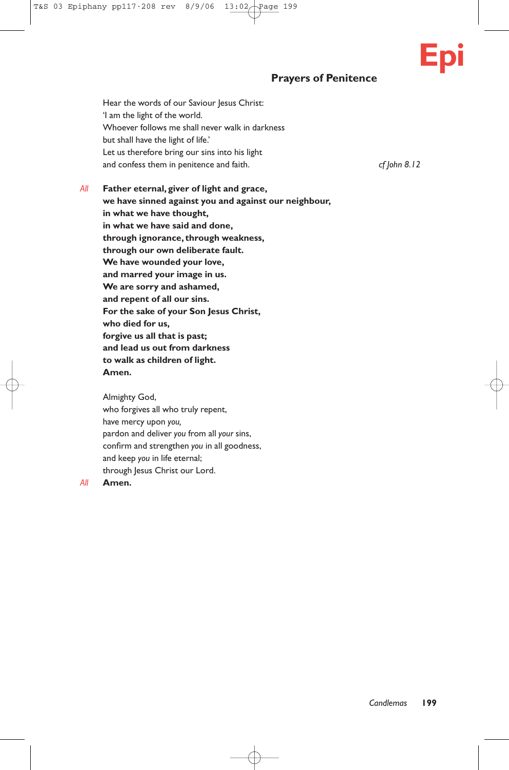## Prayers of Penitence

Hear the words of our Saviour Jesus Christ:
'I am the light of the world.
Whoever follows me shall never walk in darkness
but shall have the light of life.'
Let us therefore bring our sins into his light
and confess them in penitence and faith. *cf John 8.12*

*All* **Father eternal, giver of light and grace,**
**we have sinned against you and against our neighbour,**
**in what we have thought,**
**in what we have said and done,**
**through ignorance, through weakness,**
**through our own deliberate fault.**
**We have wounded your love,**
**and marred your image in us.**
**We are sorry and ashamed,**
**and repent of all our sins.**
**For the sake of your Son Jesus Christ,**
**who died for us,**
**forgive us all that is past;**
**and lead us out from darkness**
**to walk as children of light.**
**Amen.**

Almighty God,
who forgives all who truly repent,
have mercy upon *you,*
pardon and deliver *you* from all *your* sins,
confirm and strengthen *you* in all goodness,
and keep *you* in life eternal;
through Jesus Christ our Lord.

*All* **Amen.**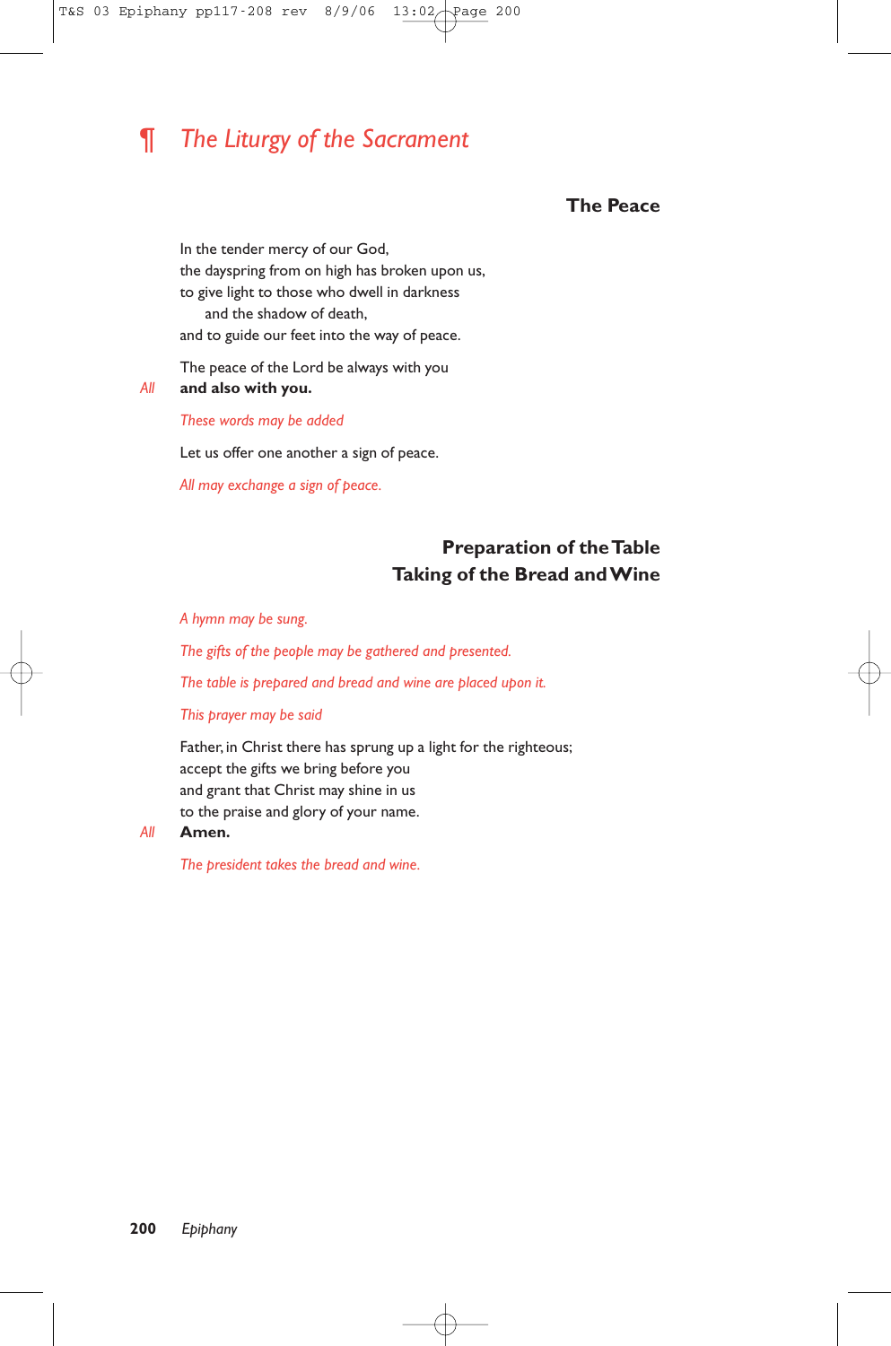## ¶ *The Liturgy of the Sacrament*

### The Peace

In the tender mercy of our God,
the dayspring from on high has broken upon us,
to give light to those who dwell in darkness
    and the shadow of death,
and to guide our feet into the way of peace.

The peace of the Lord be always with you

*All* **and also with you.**

*These words may be added*

Let us offer one another a sign of peace.

*All may exchange a sign of peace.*

### Preparation of the Table
### Taking of the Bread and Wine

*A hymn may be sung.*

*The gifts of the people may be gathered and presented.*

*The table is prepared and bread and wine are placed upon it.*

*This prayer may be said*

Father, in Christ there has sprung up a light for the righteous;
accept the gifts we bring before you
and grant that Christ may shine in us
to the praise and glory of your name.

*All* **Amen.**

*The president takes the bread and wine.*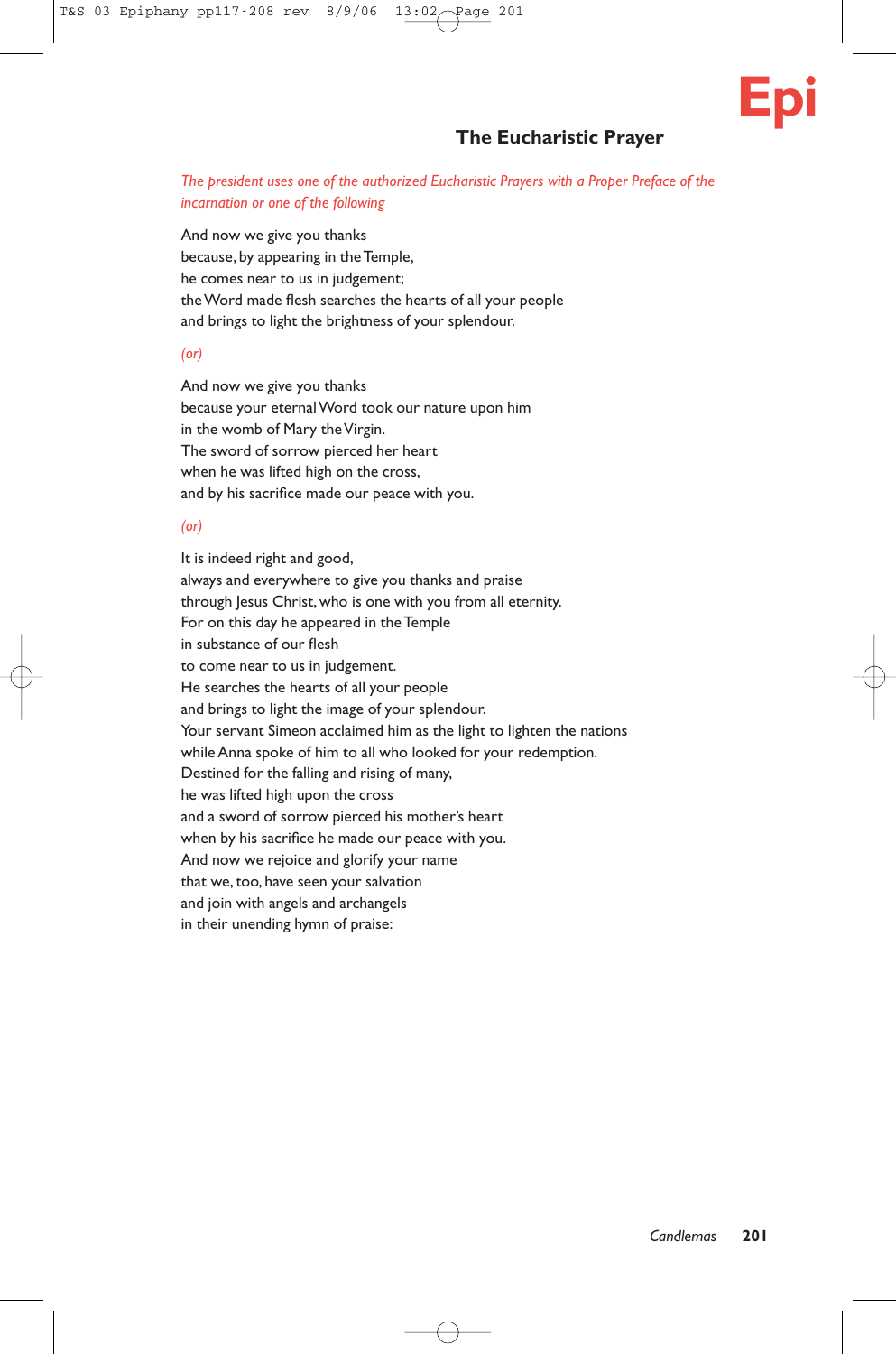## The Eucharistic Prayer

*The president uses one of the authorized Eucharistic Prayers with a Proper Preface of the incarnation or one of the following*

And now we give you thanks
because, by appearing in the Temple,
he comes near to us in judgement;
the Word made flesh searches the hearts of all your people
and brings to light the brightness of your splendour.

*(or)*

And now we give you thanks
because your eternal Word took our nature upon him
in the womb of Mary the Virgin.
The sword of sorrow pierced her heart
when he was lifted high on the cross,
and by his sacrifice made our peace with you.

*(or)*

It is indeed right and good,
always and everywhere to give you thanks and praise
through Jesus Christ, who is one with you from all eternity.
For on this day he appeared in the Temple
in substance of our flesh
to come near to us in judgement.
He searches the hearts of all your people
and brings to light the image of your splendour.
Your servant Simeon acclaimed him as the light to lighten the nations
while Anna spoke of him to all who looked for your redemption.
Destined for the falling and rising of many,
he was lifted high upon the cross
and a sword of sorrow pierced his mother's heart
when by his sacrifice he made our peace with you.
And now we rejoice and glorify your name
that we, too, have seen your salvation
and join with angels and archangels
in their unending hymn of praise: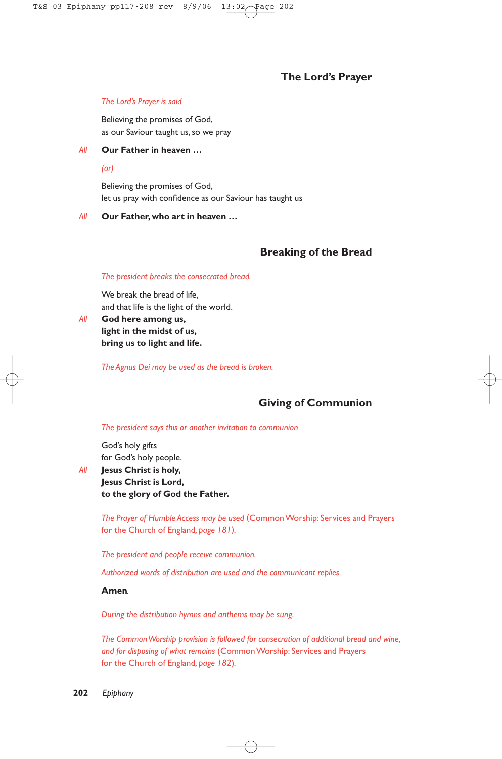## The Lord's Prayer

*The Lord's Prayer is said*

Believing the promises of God,
as our Saviour taught us, so we pray

*All* **Our Father in heaven …**

*(or)*

Believing the promises of God,
let us pray with confidence as our Saviour has taught us

*All* **Our Father, who art in heaven …**

## Breaking of the Bread

*The president breaks the consecrated bread.*

We break the bread of life,
and that life is the light of the world.

*All* **God here among us,**
**light in the midst of us,**
**bring us to light and life.**

*The Agnus Dei may be used as the bread is broken.*

## Giving of Communion

*The president says this or another invitation to communion*

God's holy gifts
for God's holy people.

*All* **Jesus Christ is holy,**
**Jesus Christ is Lord,**
**to the glory of God the Father.**

*The Prayer of Humble Access may be used* (Common Worship: Services and Prayers for the Church of England, *page 181*).

*The president and people receive communion.*

*Authorized words of distribution are used and the communicant replies*

**Amen**.

*During the distribution hymns and anthems may be sung.*

*The Common Worship provision is followed for consecration of additional bread and wine, and for disposing of what remains* (Common Worship: Services and Prayers for the Church of England, *page 182*).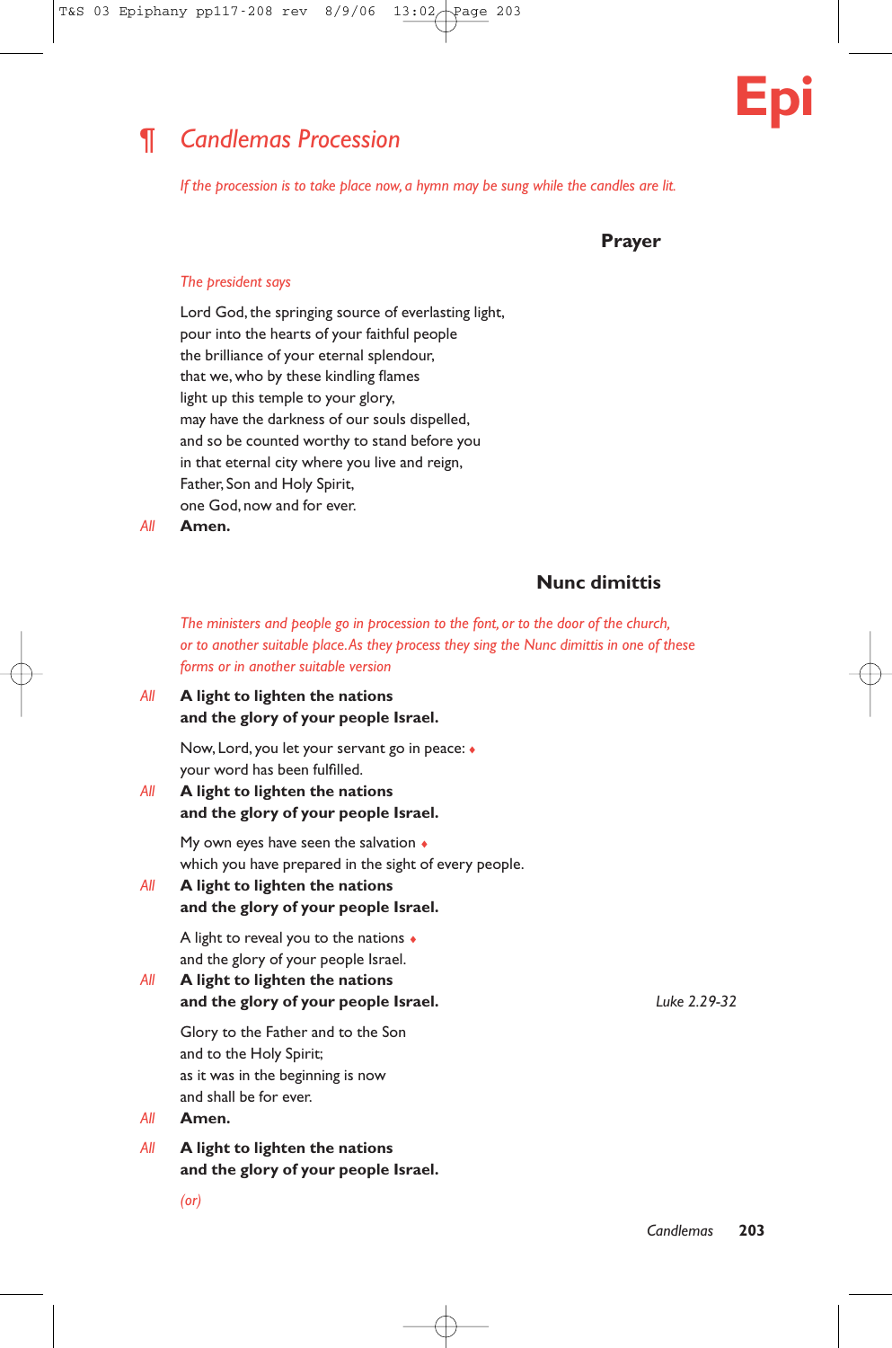## ¶ Candlemas Procession

*If the procession is to take place now, a hymn may be sung while the candles are lit.*

### Prayer

*The president says*

Lord God, the springing source of everlasting light,
pour into the hearts of your faithful people
the brilliance of your eternal splendour,
that we, who by these kindling flames
light up this temple to your glory,
may have the darkness of our souls dispelled,
and so be counted worthy to stand before you
in that eternal city where you live and reign,
Father, Son and Holy Spirit,
one God, now and for ever.

*All* **Amen.**

### Nunc dimittis

*The ministers and people go in procession to the font, or to the door of the church, or to another suitable place. As they process they sing the Nunc dimittis in one of these forms or in another suitable version*

*All* **A light to lighten the nations**
**and the glory of your people Israel.**

Now, Lord, you let your servant go in peace: ♦
your word has been fulfilled.

*All* **A light to lighten the nations**
**and the glory of your people Israel.**

My own eyes have seen the salvation ♦
which you have prepared in the sight of every people.

*All* **A light to lighten the nations**
**and the glory of your people Israel.**

A light to reveal you to the nations ♦
and the glory of your people Israel.

*All* **A light to lighten the nations**
**and the glory of your people Israel.**

*Luke 2.29-32*

Glory to the Father and to the Son
and to the Holy Spirit;
as it was in the beginning is now
and shall be for ever.

*All* **Amen.**

*All* **A light to lighten the nations**
**and the glory of your people Israel.**

*(or)*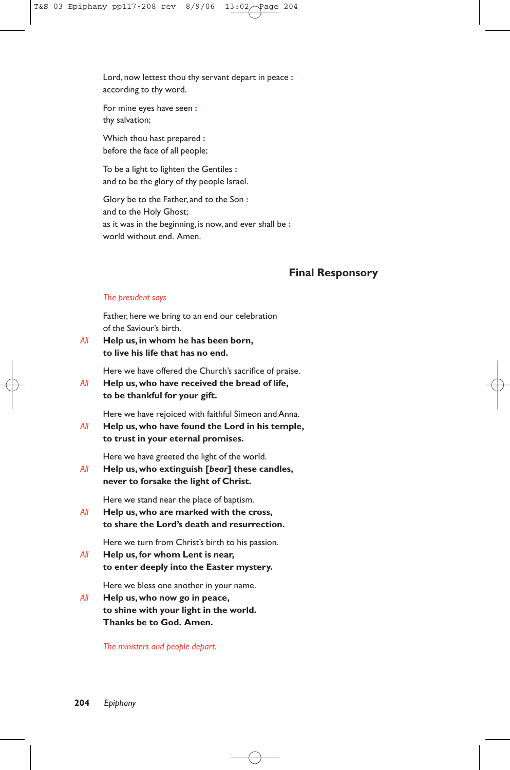Lord, now lettest thou thy servant depart in peace :
according to thy word.

For mine eyes have seen :
thy salvation;

Which thou hast prepared :
before the face of all people;

To be a light to lighten the Gentiles :
and to be the glory of thy people Israel.

Glory be to the Father, and to the Son :
and to the Holy Ghost;
as it was in the beginning, is now, and ever shall be :
world without end. Amen.

## Final Responsory

*The president says*

Father, here we bring to an end our celebration
of the Saviour's birth.

*All* **Help us, in whom he has been born,**
**to live his life that has no end.**

Here we have offered the Church's sacrifice of praise.

*All* **Help us, who have received the bread of life,**
**to be thankful for your gift.**

Here we have rejoiced with faithful Simeon and Anna.

*All* **Help us, who have found the Lord in his temple,**
**to trust in your eternal promises.**

Here we have greeted the light of the world.

*All* **Help us, who extinguish [*bear*] these candles,**
**never to forsake the light of Christ.**

Here we stand near the place of baptism.

*All* **Help us, who are marked with the cross,**
**to share the Lord's death and resurrection.**

Here we turn from Christ's birth to his passion.

*All* **Help us, for whom Lent is near,**
**to enter deeply into the Easter mystery.**

Here we bless one another in your name.

*All* **Help us, who now go in peace,**
**to shine with your light in the world.**
**Thanks be to God. Amen.**

*The ministers and people depart.*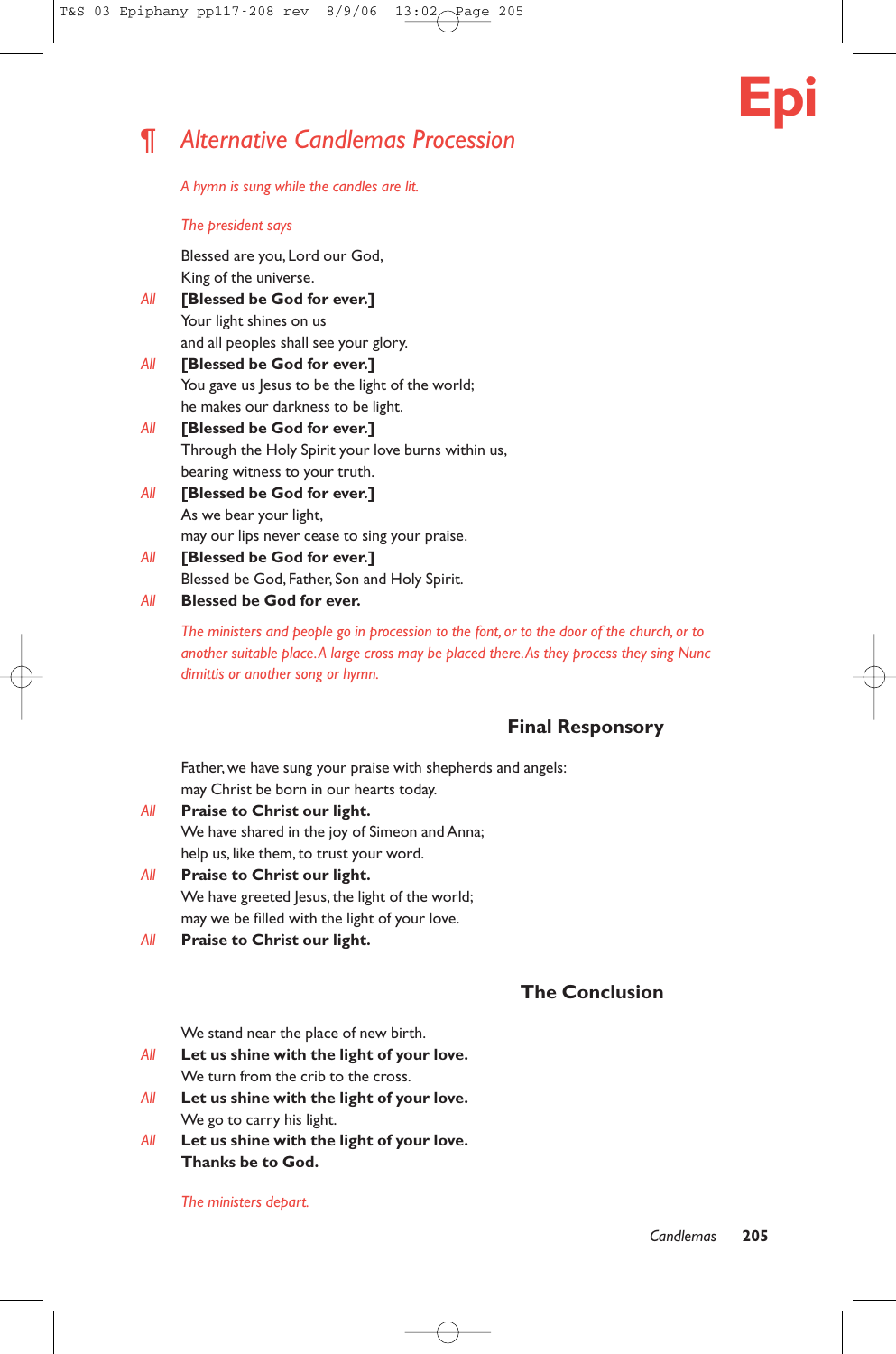## ¶ *Alternative Candlemas Procession*

*A hymn is sung while the candles are lit.*

*The president says*

Blessed are you, Lord our God,
King of the universe.

*All* **[Blessed be God for ever.]**

Your light shines on us
and all peoples shall see your glory.

*All* **[Blessed be God for ever.]**

You gave us Jesus to be the light of the world;
he makes our darkness to be light.

*All* **[Blessed be God for ever.]**

Through the Holy Spirit your love burns within us,
bearing witness to your truth.

*All* **[Blessed be God for ever.]**

As we bear your light,
may our lips never cease to sing your praise.

*All* **[Blessed be God for ever.]**

Blessed be God, Father, Son and Holy Spirit.

*All* **Blessed be God for ever.**

*The ministers and people go in procession to the font, or to the door of the church, or to another suitable place. A large cross may be placed there. As they process they sing Nunc dimittis or another song or hymn.*

### Final Responsory

Father, we have sung your praise with shepherds and angels:
may Christ be born in our hearts today.

*All* **Praise to Christ our light.**

We have shared in the joy of Simeon and Anna;
help us, like them, to trust your word.

*All* **Praise to Christ our light.**

We have greeted Jesus, the light of the world;
may we be filled with the light of your love.

*All* **Praise to Christ our light.**

### The Conclusion

We stand near the place of new birth.

*All* **Let us shine with the light of your love.**

We turn from the crib to the cross.

*All* **Let us shine with the light of your love.**

We go to carry his light.

*All* **Let us shine with the light of your love.**
**Thanks be to God.**

*The ministers depart.*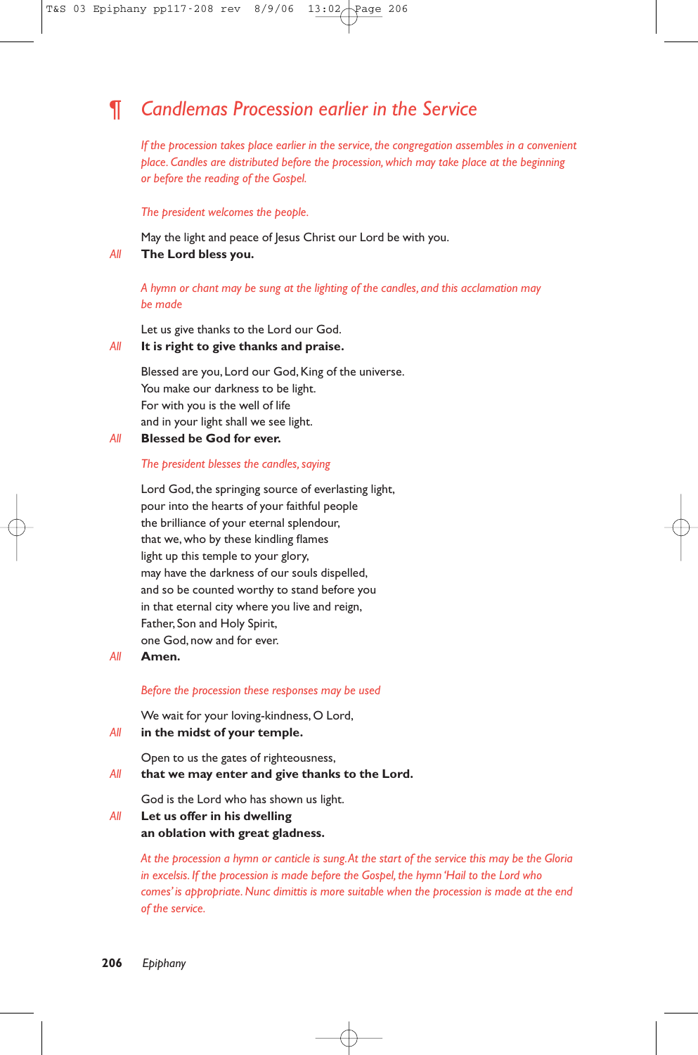## ¶ *Candlemas Procession earlier in the Service*

*If the procession takes place earlier in the service, the congregation assembles in a convenient place. Candles are distributed before the procession, which may take place at the beginning or before the reading of the Gospel.*

*The president welcomes the people.*

May the light and peace of Jesus Christ our Lord be with you.

*All* **The Lord bless you.**

*A hymn or chant may be sung at the lighting of the candles, and this acclamation may be made*

Let us give thanks to the Lord our God.

*All* **It is right to give thanks and praise.**

Blessed are you, Lord our God, King of the universe.
You make our darkness to be light.
For with you is the well of life
and in your light shall we see light.

*All* **Blessed be God for ever.**

*The president blesses the candles, saying*

Lord God, the springing source of everlasting light,
pour into the hearts of your faithful people
the brilliance of your eternal splendour,
that we, who by these kindling flames
light up this temple to your glory,
may have the darkness of our souls dispelled,
and so be counted worthy to stand before you
in that eternal city where you live and reign,
Father, Son and Holy Spirit,
one God, now and for ever.

*All* **Amen.**

*Before the procession these responses may be used*

We wait for your loving-kindness, O Lord,

*All* **in the midst of your temple.**

Open to us the gates of righteousness,

*All* **that we may enter and give thanks to the Lord.**

God is the Lord who has shown us light.

*All* **Let us offer in his dwelling**
**an oblation with great gladness.**

*At the procession a hymn or canticle is sung. At the start of the service this may be the Gloria in excelsis. If the procession is made before the Gospel, the hymn 'Hail to the Lord who comes' is appropriate. Nunc dimittis is more suitable when the procession is made at the end of the service.*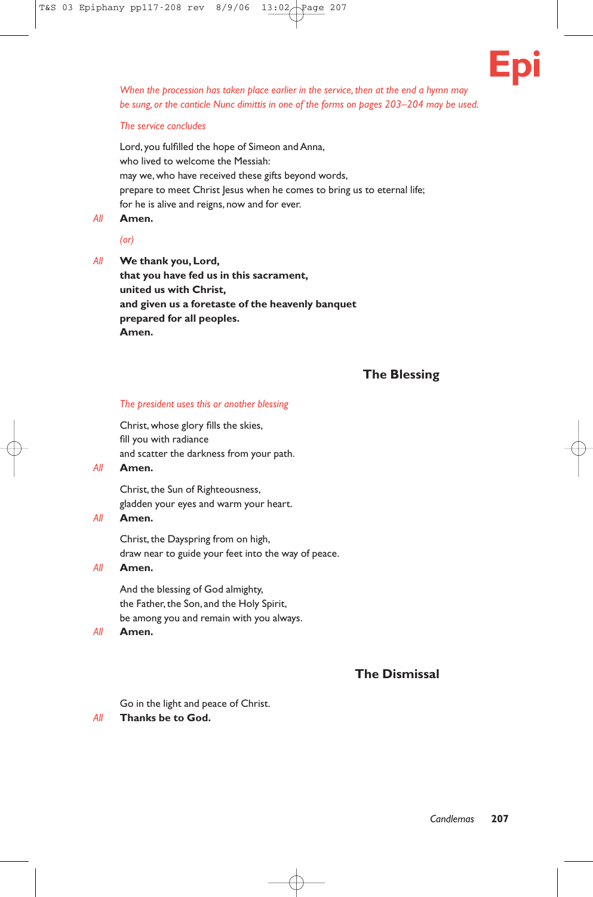*When the procession has taken place earlier in the service, then at the end a hymn may be sung, or the canticle Nunc dimittis in one of the forms on pages 203–204 may be used.*

*The service concludes*

Lord, you fulfilled the hope of Simeon and Anna,
who lived to welcome the Messiah:
may we, who have received these gifts beyond words,
prepare to meet Christ Jesus when he comes to bring us to eternal life;
for he is alive and reigns, now and for ever.

*All* **Amen.**

*(or)*

*All* **We thank you, Lord,**
**that you have fed us in this sacrament,**
**united us with Christ,**
**and given us a foretaste of the heavenly banquet**
**prepared for all peoples.**
**Amen.**

## The Blessing

*The president uses this or another blessing*

Christ, whose glory fills the skies,
fill you with radiance
and scatter the darkness from your path.

*All* **Amen.**

Christ, the Sun of Righteousness,
gladden your eyes and warm your heart.

*All* **Amen.**

Christ, the Dayspring from on high,
draw near to guide your feet into the way of peace.

*All* **Amen.**

And the blessing of God almighty,
the Father, the Son, and the Holy Spirit,
be among you and remain with you always.

*All* **Amen.**

## The Dismissal

Go in the light and peace of Christ.

*All* **Thanks be to God.**